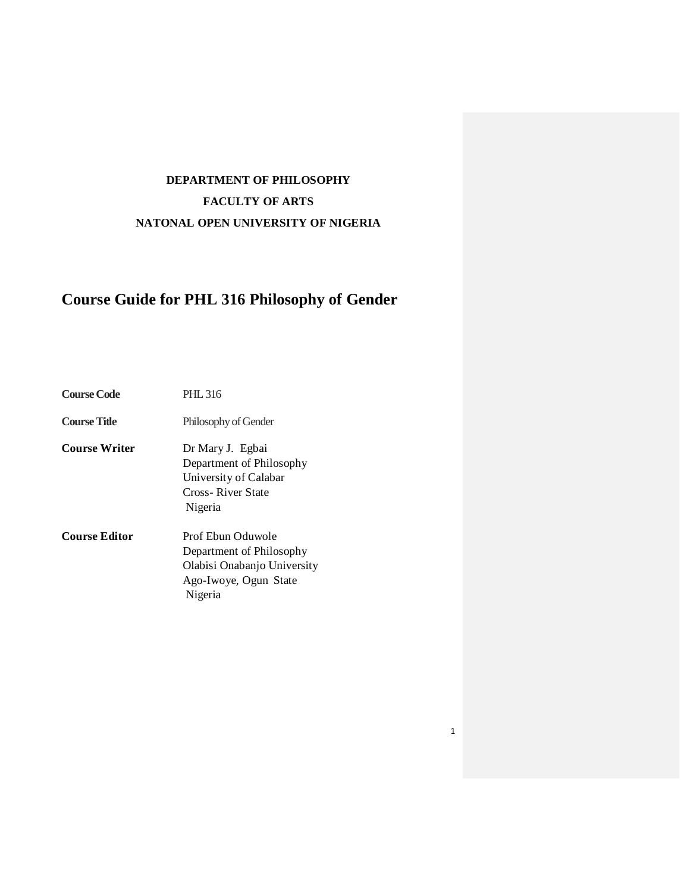**DEPARTMENT OF PHILOSOPHY**

**FACULTY OF ARTS**

**NATONAL OPEN UNIVERSITY OF NIGERIA**

# Course Guide for PHL 316 Philosophy of Gender

| | |
|---|---|
| **Course Code** | PHL 316 |
| **Course Title** | Philosophy of Gender |
| **Course Writer** | Dr Mary J. Egbai<br>Department of Philosophy<br>University of Calabar<br>Cross- River State<br>Nigeria |
| **Course Editor** | Prof Ebun Oduwole<br>Department of Philosophy<br>Olabisi Onabanjo University<br>Ago-Iwoye, Ogun State<br>Nigeria |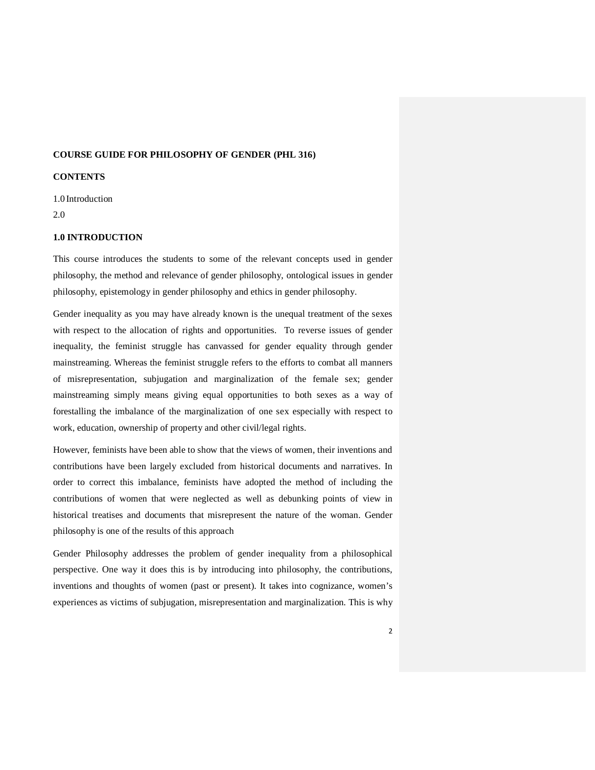**COURSE GUIDE FOR PHILOSOPHY OF GENDER (PHL 316)**

**CONTENTS**

1.0 Introduction

2.0

## 1.0 INTRODUCTION

This course introduces the students to some of the relevant concepts used in gender philosophy, the method and relevance of gender philosophy, ontological issues in gender philosophy, epistemology in gender philosophy and ethics in gender philosophy.

Gender inequality as you may have already known is the unequal treatment of the sexes with respect to the allocation of rights and opportunities. To reverse issues of gender inequality, the feminist struggle has canvassed for gender equality through gender mainstreaming. Whereas the feminist struggle refers to the efforts to combat all manners of misrepresentation, subjugation and marginalization of the female sex; gender mainstreaming simply means giving equal opportunities to both sexes as a way of forestalling the imbalance of the marginalization of one sex especially with respect to work, education, ownership of property and other civil/legal rights.

However, feminists have been able to show that the views of women, their inventions and contributions have been largely excluded from historical documents and narratives. In order to correct this imbalance, feminists have adopted the method of including the contributions of women that were neglected as well as debunking points of view in historical treatises and documents that misrepresent the nature of the woman. Gender philosophy is one of the results of this approach

Gender Philosophy addresses the problem of gender inequality from a philosophical perspective. One way it does this is by introducing into philosophy, the contributions, inventions and thoughts of women (past or present). It takes into cognizance, women's experiences as victims of subjugation, misrepresentation and marginalization. This is why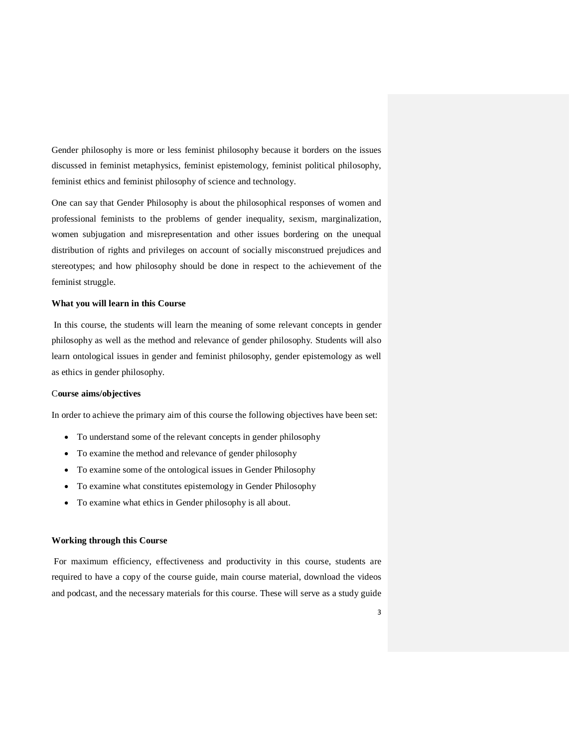Gender philosophy is more or less feminist philosophy because it borders on the issues discussed in feminist metaphysics, feminist epistemology, feminist political philosophy, feminist ethics and feminist philosophy of science and technology.

One can say that Gender Philosophy is about the philosophical responses of women and professional feminists to the problems of gender inequality, sexism, marginalization, women subjugation and misrepresentation and other issues bordering on the unequal distribution of rights and privileges on account of socially misconstrued prejudices and stereotypes; and how philosophy should be done in respect to the achievement of the feminist struggle.

**What you will learn in this Course**

In this course, the students will learn the meaning of some relevant concepts in gender philosophy as well as the method and relevance of gender philosophy. Students will also learn ontological issues in gender and feminist philosophy, gender epistemology as well as ethics in gender philosophy.

C**ourse aims/objectives**

In order to achieve the primary aim of this course the following objectives have been set:

- To understand some of the relevant concepts in gender philosophy
- To examine the method and relevance of gender philosophy
- To examine some of the ontological issues in Gender Philosophy
- To examine what constitutes epistemology in Gender Philosophy
- To examine what ethics in Gender philosophy is all about.

**Working through this Course**

For maximum efficiency, effectiveness and productivity in this course, students are required to have a copy of the course guide, main course material, download the videos and podcast, and the necessary materials for this course. These will serve as a study guide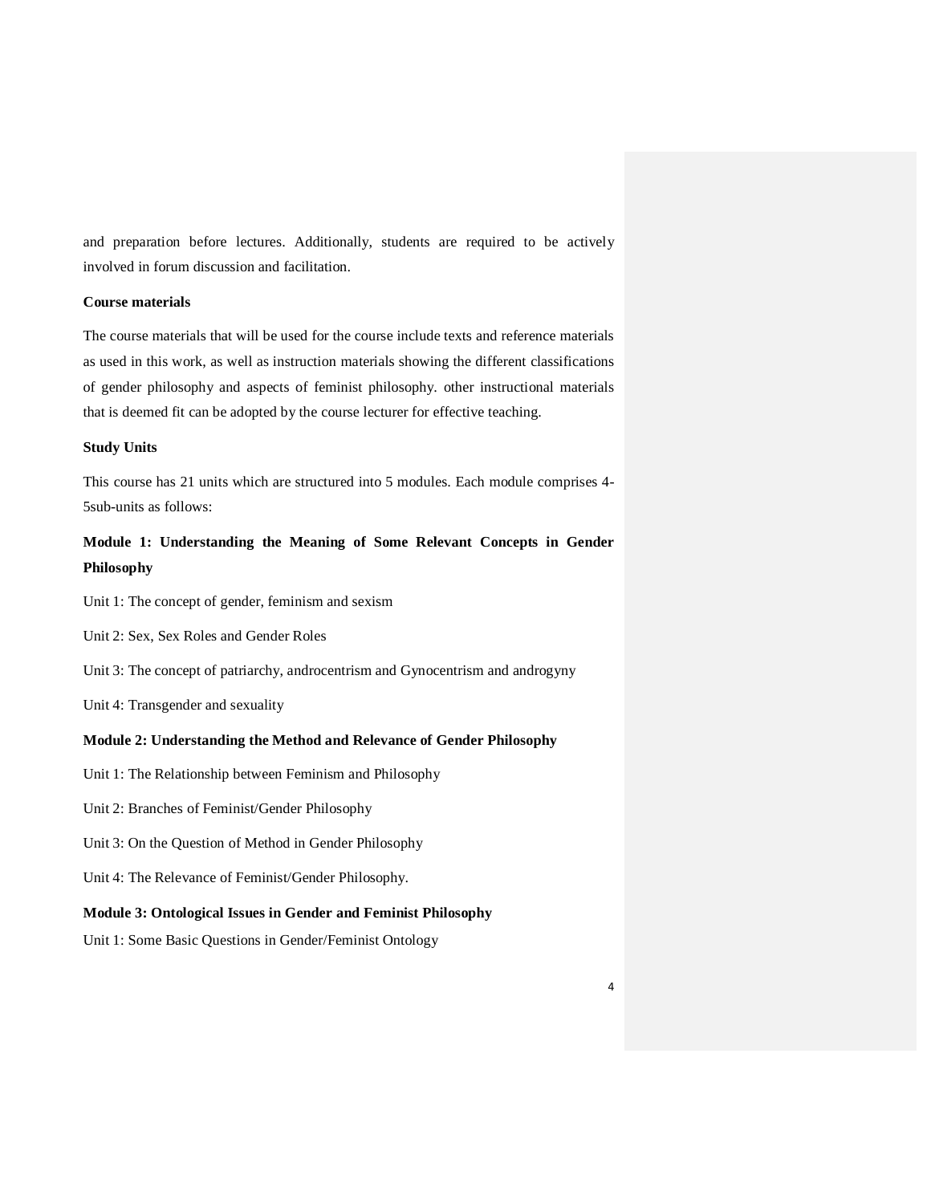and preparation before lectures. Additionally, students are required to be actively involved in forum discussion and facilitation.

**Course materials**

The course materials that will be used for the course include texts and reference materials as used in this work, as well as instruction materials showing the different classifications of gender philosophy and aspects of feminist philosophy. other instructional materials that is deemed fit can be adopted by the course lecturer for effective teaching.

**Study Units**

This course has 21 units which are structured into 5 modules. Each module comprises 4-5sub-units as follows:

**Module 1: Understanding the Meaning of Some Relevant Concepts in Gender Philosophy**

Unit 1: The concept of gender, feminism and sexism

Unit 2: Sex, Sex Roles and Gender Roles

Unit 3: The concept of patriarchy, androcentrism and Gynocentrism and androgyny

Unit 4: Transgender and sexuality

**Module 2: Understanding the Method and Relevance of Gender Philosophy**

Unit 1: The Relationship between Feminism and Philosophy

Unit 2: Branches of Feminist/Gender Philosophy

Unit 3: On the Question of Method in Gender Philosophy

Unit 4: The Relevance of Feminist/Gender Philosophy.

**Module 3: Ontological Issues in Gender and Feminist Philosophy**

Unit 1: Some Basic Questions in Gender/Feminist Ontology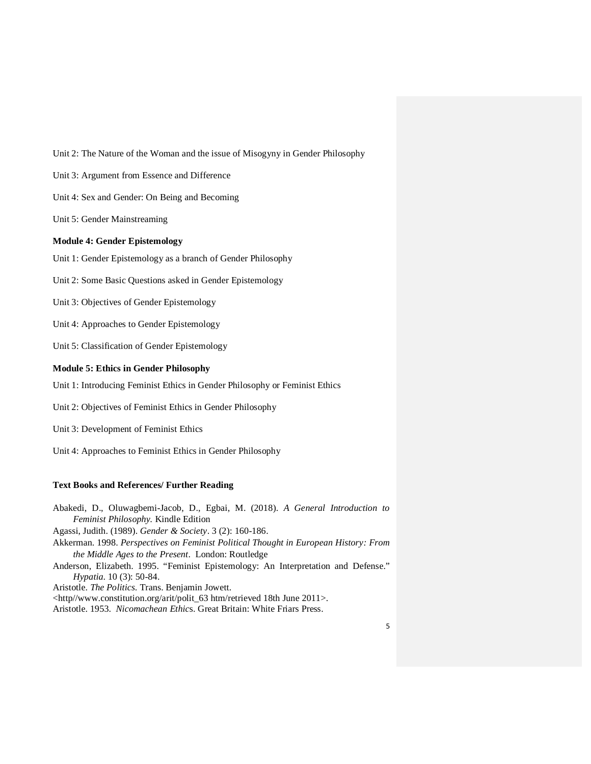Unit 2: The Nature of the Woman and the issue of Misogyny in Gender Philosophy

Unit 3: Argument from Essence and Difference

Unit 4: Sex and Gender: On Being and Becoming

Unit 5: Gender Mainstreaming

**Module 4: Gender Epistemology**

Unit 1: Gender Epistemology as a branch of Gender Philosophy

Unit 2: Some Basic Questions asked in Gender Epistemology

Unit 3: Objectives of Gender Epistemology

Unit 4: Approaches to Gender Epistemology

Unit 5: Classification of Gender Epistemology

**Module 5: Ethics in Gender Philosophy**

Unit 1: Introducing Feminist Ethics in Gender Philosophy or Feminist Ethics

Unit 2: Objectives of Feminist Ethics in Gender Philosophy

Unit 3: Development of Feminist Ethics

Unit 4: Approaches to Feminist Ethics in Gender Philosophy

**Text Books and References/ Further Reading**

Abakedi, D., Oluwagbemi-Jacob, D., Egbai, M. (2018). *A General Introduction to Feminist Philosophy.* Kindle Edition

Agassi, Judith. (1989). *Gender & Society*. 3 (2): 160-186.

Akkerman. 1998. *Perspectives on Feminist Political Thought in European History: From the Middle Ages to the Present*. London: Routledge

Anderson, Elizabeth. 1995. "Feminist Epistemology: An Interpretation and Defense." *Hypatia*. 10 (3): 50-84.

Aristotle. *The Politics.* Trans. Benjamin Jowett. <http//www.constitution.org/arit/polit_63 htm/retrieved 18th June 2011>.

Aristotle. 1953. *Nicomachean Ethics*. Great Britain: White Friars Press.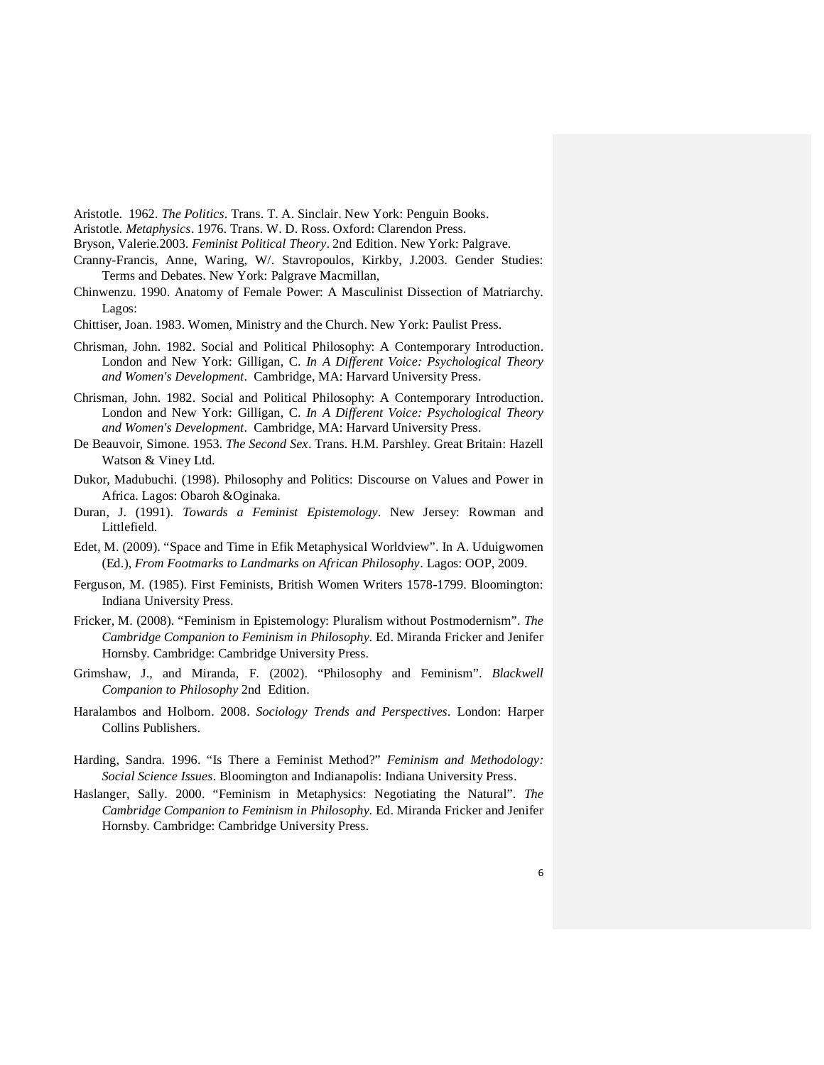Aristotle. 1962. *The Politics*. Trans. T. A. Sinclair. New York: Penguin Books.

Aristotle. *Metaphysics*. 1976. Trans. W. D. Ross. Oxford: Clarendon Press.

Bryson, Valerie.2003. *Feminist Political Theory*. 2nd Edition. New York: Palgrave.

Cranny-Francis, Anne, Waring, W/. Stavropoulos, Kirkby, J.2003. Gender Studies: Terms and Debates. New York: Palgrave Macmillan,

Chinwenzu. 1990. Anatomy of Female Power: A Masculinist Dissection of Matriarchy. Lagos:

Chittiser, Joan. 1983. Women, Ministry and the Church. New York: Paulist Press.

Chrisman, John. 1982. Social and Political Philosophy: A Contemporary Introduction. London and New York: Gilligan, C. *In A Different Voice: Psychological Theory and Women's Development*. Cambridge, MA: Harvard University Press.

Chrisman, John. 1982. Social and Political Philosophy: A Contemporary Introduction. London and New York: Gilligan, C. *In A Different Voice: Psychological Theory and Women's Development*. Cambridge, MA: Harvard University Press.

De Beauvoir, Simone. 1953. *The Second Sex*. Trans. H.M. Parshley. Great Britain: Hazell Watson & Viney Ltd.

Dukor, Madubuchi. (1998). Philosophy and Politics: Discourse on Values and Power in Africa. Lagos: Obaroh &Oginaka.

Duran, J. (1991). *Towards a Feminist Epistemology*. New Jersey: Rowman and Littlefield.

Edet, M. (2009). "Space and Time in Efik Metaphysical Worldview". In A. Uduigwomen (Ed.), *From Footmarks to Landmarks on African Philosophy*. Lagos: OOP, 2009.

Ferguson, M. (1985). First Feminists, British Women Writers 1578-1799. Bloomington: Indiana University Press.

Fricker, M. (2008). "Feminism in Epistemology: Pluralism without Postmodernism". *The Cambridge Companion to Feminism in Philosophy*. Ed. Miranda Fricker and Jenifer Hornsby. Cambridge: Cambridge University Press.

Grimshaw, J., and Miranda, F. (2002). "Philosophy and Feminism". *Blackwell Companion to Philosophy* 2nd Edition.

Haralambos and Holborn. 2008. *Sociology Trends and Perspectives*. London: Harper Collins Publishers.

Harding, Sandra. 1996. "Is There a Feminist Method?" *Feminism and Methodology: Social Science Issues*. Bloomington and Indianapolis: Indiana University Press.

Haslanger, Sally. 2000. "Feminism in Metaphysics: Negotiating the Natural". *The Cambridge Companion to Feminism in Philosophy*. Ed. Miranda Fricker and Jenifer Hornsby. Cambridge: Cambridge University Press.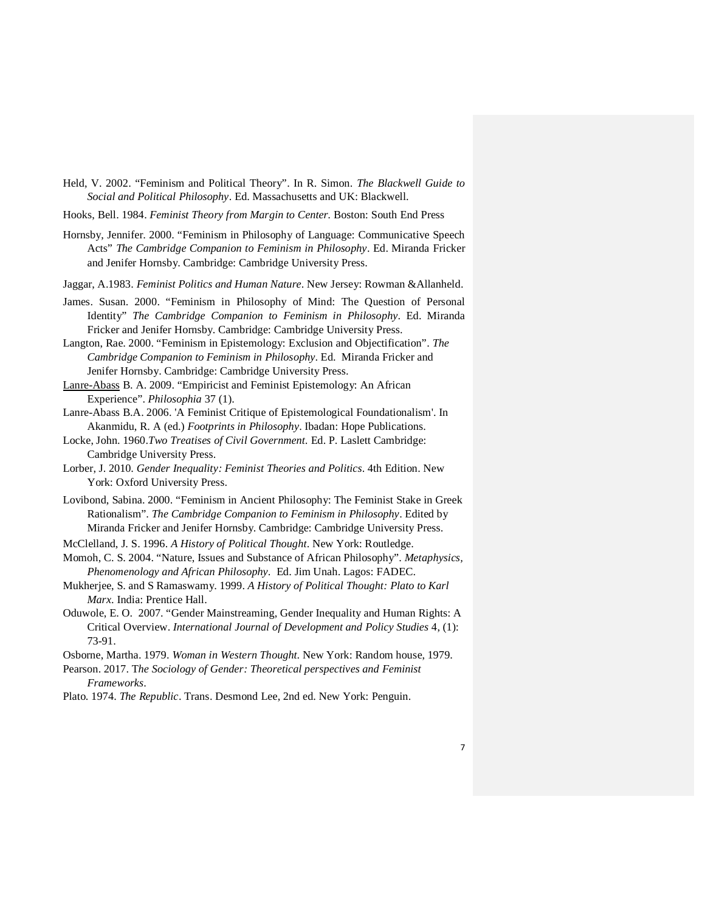Held, V. 2002. "Feminism and Political Theory". In R. Simon. *The Blackwell Guide to Social and Political Philosophy*. Ed. Massachusetts and UK: Blackwell.

Hooks, Bell. 1984. *Feminist Theory from Margin to Center.* Boston: South End Press

Hornsby, Jennifer. 2000. "Feminism in Philosophy of Language: Communicative Speech Acts" *The Cambridge Companion to Feminism in Philosophy*. Ed. Miranda Fricker and Jenifer Hornsby. Cambridge: Cambridge University Press.

Jaggar, A.1983. *Feminist Politics and Human Nature*. New Jersey: Rowman &Allanheld.

James. Susan. 2000. "Feminism in Philosophy of Mind: The Question of Personal Identity" *The Cambridge Companion to Feminism in Philosophy*. Ed. Miranda Fricker and Jenifer Hornsby. Cambridge: Cambridge University Press.

Langton, Rae. 2000. "Feminism in Epistemology: Exclusion and Objectification". *The Cambridge Companion to Feminism in Philosophy*. Ed. Miranda Fricker and Jenifer Hornsby. Cambridge: Cambridge University Press.

Lanre-Abass B. A. 2009. "Empiricist and Feminist Epistemology: An African Experience". *Philosophia* 37 (1).

Lanre-Abass B.A. 2006. 'A Feminist Critique of Epistemological Foundationalism'. In Akanmidu, R. A (ed.) *Footprints in Philosophy*. Ibadan: Hope Publications.

Locke, John. 1960.*Two Treatises of Civil Government.* Ed. P. Laslett Cambridge: Cambridge University Press.

Lorber, J. 2010. *Gender Inequality: Feminist Theories and Politics*. 4th Edition. New York: Oxford University Press.

Lovibond, Sabina. 2000. "Feminism in Ancient Philosophy: The Feminist Stake in Greek Rationalism". *The Cambridge Companion to Feminism in Philosophy*. Edited by Miranda Fricker and Jenifer Hornsby. Cambridge: Cambridge University Press.

McClelland, J. S. 1996. *A History of Political Thought*. New York: Routledge.

Momoh, C. S. 2004. "Nature, Issues and Substance of African Philosophy". *Metaphysics, Phenomenology and African Philosophy*. Ed. Jim Unah. Lagos: FADEC.

Mukherjee, S. and S Ramaswamy. 1999. *A History of Political Thought: Plato to Karl Marx*. India: Prentice Hall.

Oduwole, E. O. 2007. "Gender Mainstreaming, Gender Inequality and Human Rights: A Critical Overview. *International Journal of Development and Policy Studies* 4, (1): 73-91.

Osborne, Martha. 1979. *Woman in Western Thought*. New York: Random house, 1979.

Pearson. 2017. *The Sociology of Gender: Theoretical perspectives and Feminist Frameworks*.

Plato. 1974. *The Republic*. Trans. Desmond Lee, 2nd ed. New York: Penguin.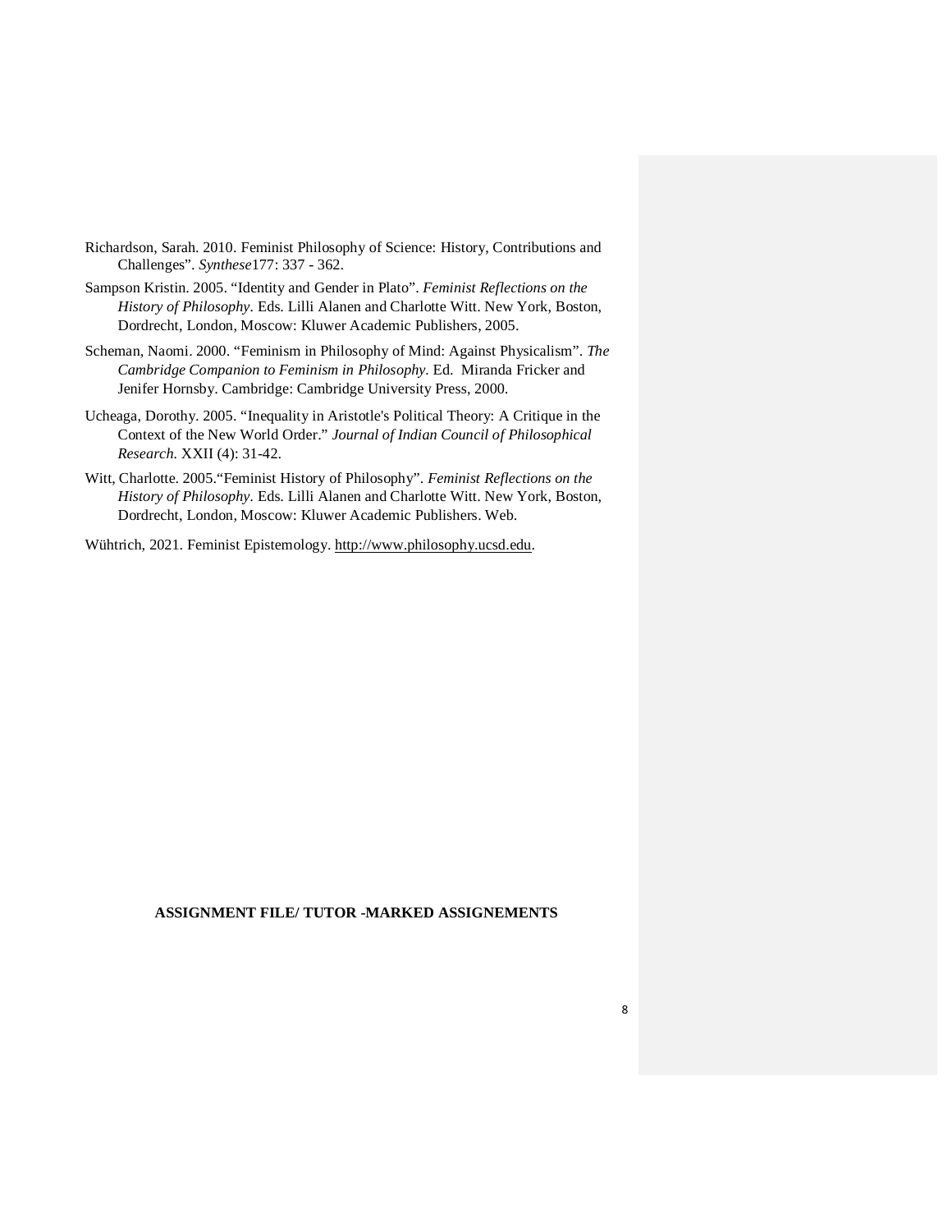Richardson, Sarah. 2010. Feminist Philosophy of Science: History, Contributions and Challenges". *Synthese*177: 337 - 362.

Sampson Kristin. 2005. "Identity and Gender in Plato". *Feminist Reflections on the History of Philosophy*. Eds. Lilli Alanen and Charlotte Witt. New York, Boston, Dordrecht, London, Moscow: Kluwer Academic Publishers, 2005.

Scheman, Naomi. 2000. "Feminism in Philosophy of Mind: Against Physicalism". *The Cambridge Companion to Feminism in Philosophy*. Ed. Miranda Fricker and Jenifer Hornsby. Cambridge: Cambridge University Press, 2000.

Ucheaga, Dorothy. 2005. "Inequality in Aristotle's Political Theory: A Critique in the Context of the New World Order." *Journal of Indian Council of Philosophical Research.* XXII (4): 31-42.

Witt, Charlotte. 2005."Feminist History of Philosophy". *Feminist Reflections on the History of Philosophy*. Eds. Lilli Alanen and Charlotte Witt. New York, Boston, Dordrecht, London, Moscow: Kluwer Academic Publishers. Web.

Wühtrich, 2021. Feminist Epistemology. http://www.philosophy.ucsd.edu.

**ASSIGNMENT FILE/ TUTOR -MARKED ASSIGNEMENTS**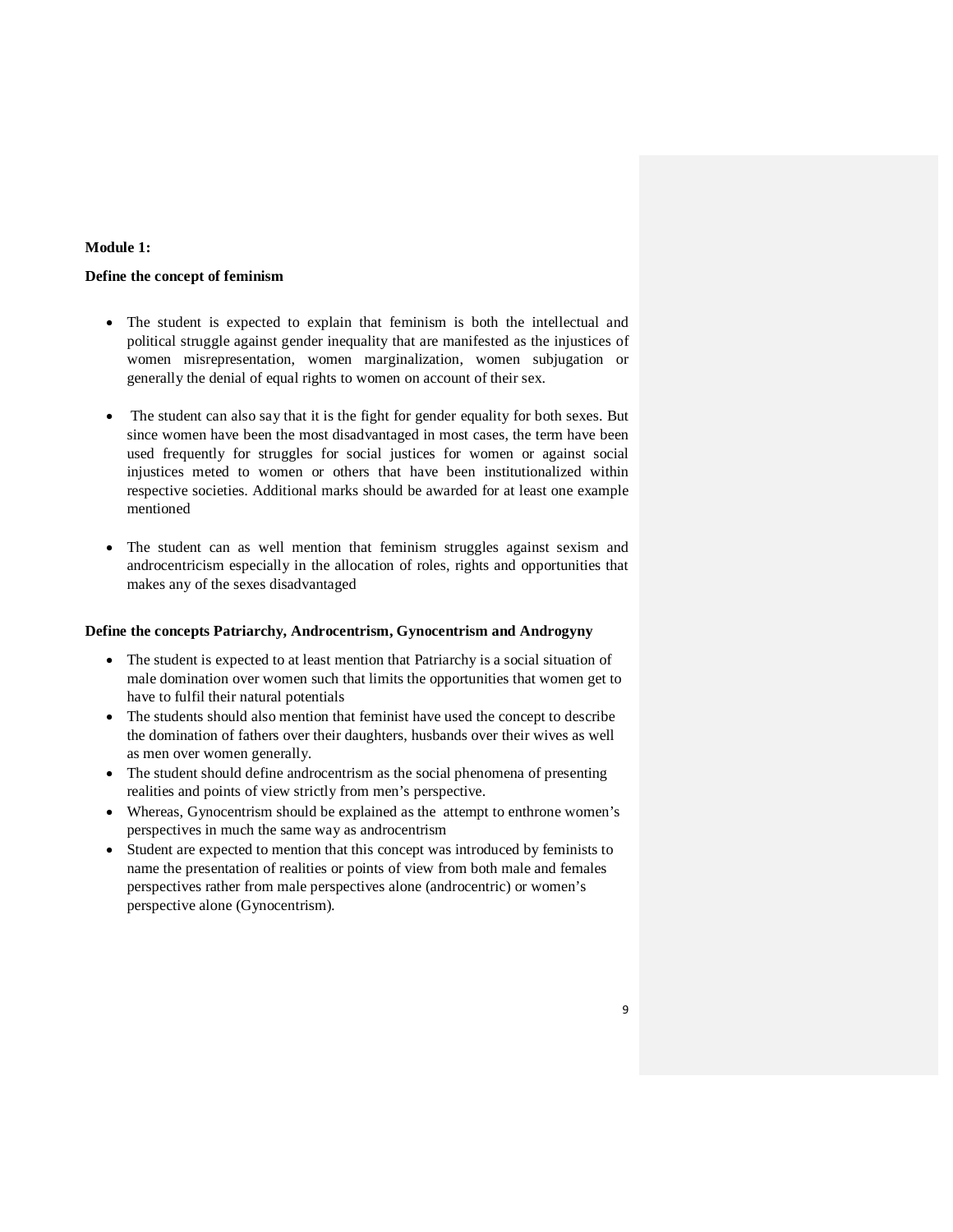**Module 1:**

**Define the concept of feminism**

- The student is expected to explain that feminism is both the intellectual and political struggle against gender inequality that are manifested as the injustices of women misrepresentation, women marginalization, women subjugation or generally the denial of equal rights to women on account of their sex.

- The student can also say that it is the fight for gender equality for both sexes. But since women have been the most disadvantaged in most cases, the term have been used frequently for struggles for social justices for women or against social injustices meted to women or others that have been institutionalized within respective societies. Additional marks should be awarded for at least one example mentioned

- The student can as well mention that feminism struggles against sexism and androcentricism especially in the allocation of roles, rights and opportunities that makes any of the sexes disadvantaged

**Define the concepts Patriarchy, Androcentrism, Gynocentrism and Androgyny**

- The student is expected to at least mention that Patriarchy is a social situation of male domination over women such that limits the opportunities that women get to have to fulfil their natural potentials
- The students should also mention that feminist have used the concept to describe the domination of fathers over their daughters, husbands over their wives as well as men over women generally.
- The student should define androcentrism as the social phenomena of presenting realities and points of view strictly from men's perspective.
- Whereas, Gynocentrism should be explained as the attempt to enthrone women's perspectives in much the same way as androcentrism
- Student are expected to mention that this concept was introduced by feminists to name the presentation of realities or points of view from both male and females perspectives rather from male perspectives alone (androcentric) or women's perspective alone (Gynocentrism).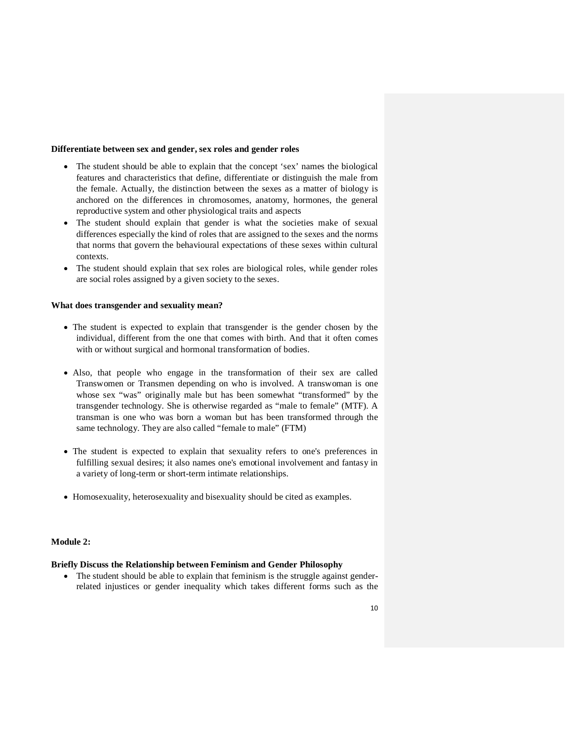**Differentiate between sex and gender, sex roles and gender roles**

- The student should be able to explain that the concept 'sex' names the biological features and characteristics that define, differentiate or distinguish the male from the female. Actually, the distinction between the sexes as a matter of biology is anchored on the differences in chromosomes, anatomy, hormones, the general reproductive system and other physiological traits and aspects
- The student should explain that gender is what the societies make of sexual differences especially the kind of roles that are assigned to the sexes and the norms that norms that govern the behavioural expectations of these sexes within cultural contexts.
- The student should explain that sex roles are biological roles, while gender roles are social roles assigned by a given society to the sexes.

**What does transgender and sexuality mean?**

- The student is expected to explain that transgender is the gender chosen by the individual, different from the one that comes with birth. And that it often comes with or without surgical and hormonal transformation of bodies.
- Also, that people who engage in the transformation of their sex are called Transwomen or Transmen depending on who is involved. A transwoman is one whose sex "was" originally male but has been somewhat "transformed" by the transgender technology. She is otherwise regarded as "male to female" (MTF). A transman is one who was born a woman but has been transformed through the same technology. They are also called "female to male" (FTM)
- The student is expected to explain that sexuality refers to one's preferences in fulfilling sexual desires; it also names one's emotional involvement and fantasy in a variety of long-term or short-term intimate relationships.
- Homosexuality, heterosexuality and bisexuality should be cited as examples.

**Module 2:**

**Briefly Discuss the Relationship between Feminism and Gender Philosophy**

- The student should be able to explain that feminism is the struggle against gender-related injustices or gender inequality which takes different forms such as the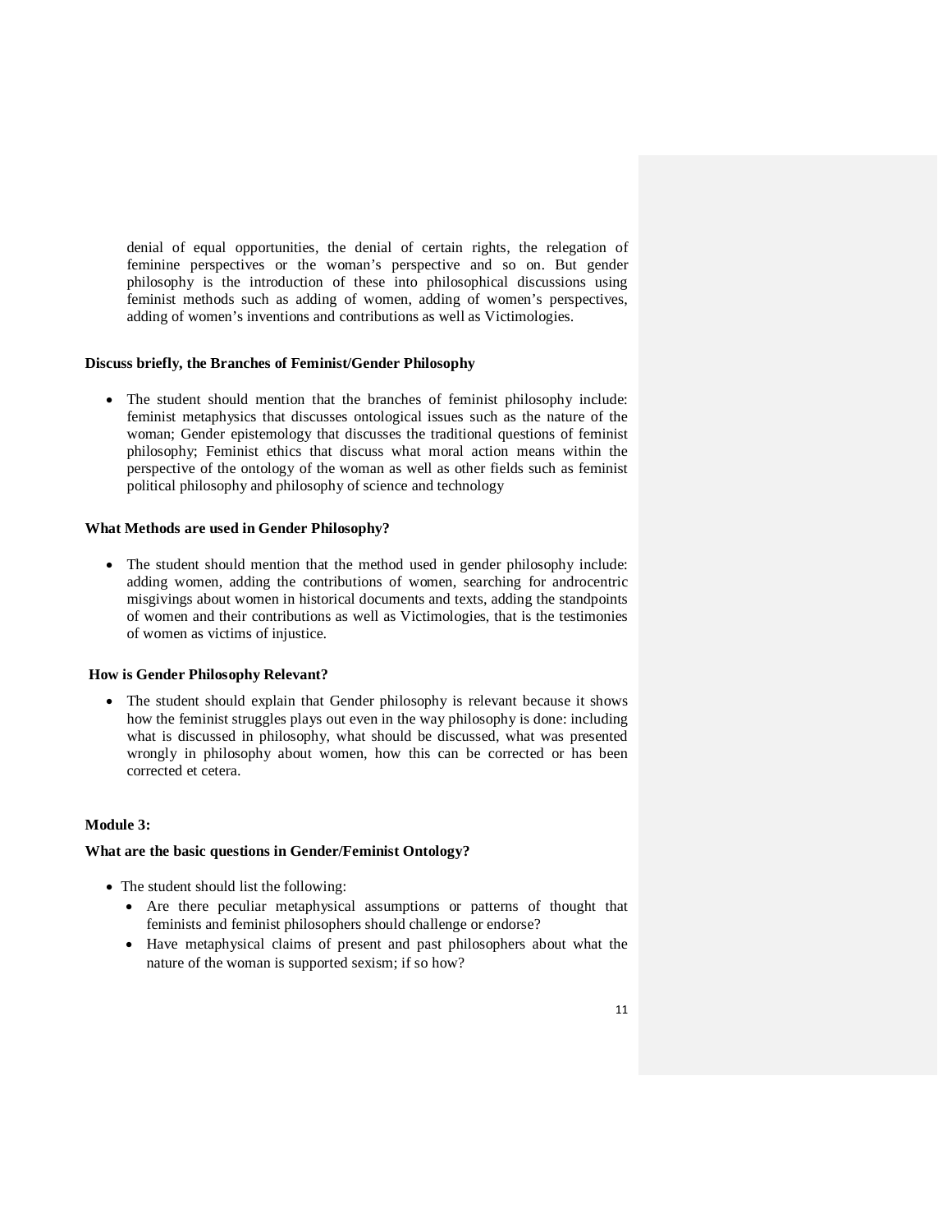denial of equal opportunities, the denial of certain rights, the relegation of feminine perspectives or the woman's perspective and so on. But gender philosophy is the introduction of these into philosophical discussions using feminist methods such as adding of women, adding of women's perspectives, adding of women's inventions and contributions as well as Victimologies.

**Discuss briefly, the Branches of Feminist/Gender Philosophy**

- The student should mention that the branches of feminist philosophy include: feminist metaphysics that discusses ontological issues such as the nature of the woman; Gender epistemology that discusses the traditional questions of feminist philosophy; Feminist ethics that discuss what moral action means within the perspective of the ontology of the woman as well as other fields such as feminist political philosophy and philosophy of science and technology

**What Methods are used in Gender Philosophy?**

- The student should mention that the method used in gender philosophy include: adding women, adding the contributions of women, searching for androcentric misgivings about women in historical documents and texts, adding the standpoints of women and their contributions as well as Victimologies, that is the testimonies of women as victims of injustice.

**How is Gender Philosophy Relevant?**

- The student should explain that Gender philosophy is relevant because it shows how the feminist struggles plays out even in the way philosophy is done: including what is discussed in philosophy, what should be discussed, what was presented wrongly in philosophy about women, how this can be corrected or has been corrected et cetera.

**Module 3:**

**What are the basic questions in Gender/Feminist Ontology?**

- The student should list the following:
  - Are there peculiar metaphysical assumptions or patterns of thought that feminists and feminist philosophers should challenge or endorse?
  - Have metaphysical claims of present and past philosophers about what the nature of the woman is supported sexism; if so how?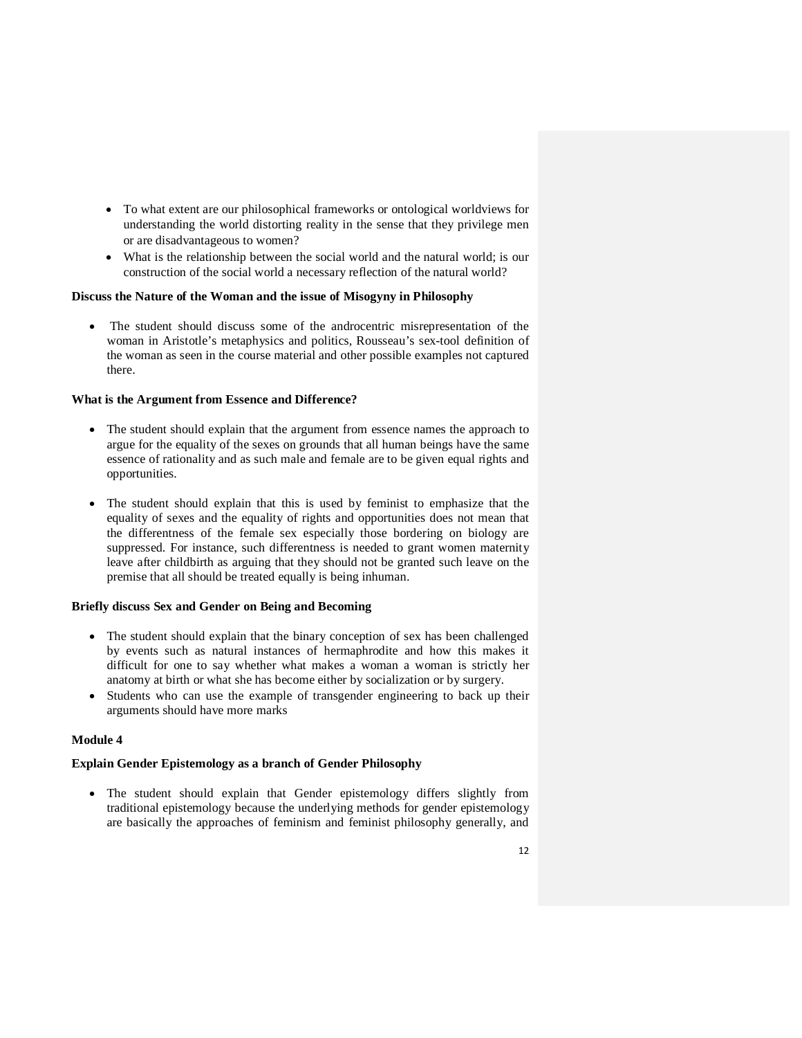- To what extent are our philosophical frameworks or ontological worldviews for understanding the world distorting reality in the sense that they privilege men or are disadvantageous to women?
- What is the relationship between the social world and the natural world; is our construction of the social world a necessary reflection of the natural world?

**Discuss the Nature of the Woman and the issue of Misogyny in Philosophy**

- The student should discuss some of the androcentric misrepresentation of the woman in Aristotle's metaphysics and politics, Rousseau's sex-tool definition of the woman as seen in the course material and other possible examples not captured there.

**What is the Argument from Essence and Difference?**

- The student should explain that the argument from essence names the approach to argue for the equality of the sexes on grounds that all human beings have the same essence of rationality and as such male and female are to be given equal rights and opportunities.

- The student should explain that this is used by feminist to emphasize that the equality of sexes and the equality of rights and opportunities does not mean that the differentness of the female sex especially those bordering on biology are suppressed. For instance, such differentness is needed to grant women maternity leave after childbirth as arguing that they should not be granted such leave on the premise that all should be treated equally is being inhuman.

**Briefly discuss Sex and Gender on Being and Becoming**

- The student should explain that the binary conception of sex has been challenged by events such as natural instances of hermaphrodite and how this makes it difficult for one to say whether what makes a woman a woman is strictly her anatomy at birth or what she has become either by socialization or by surgery.
- Students who can use the example of transgender engineering to back up their arguments should have more marks

**Module 4**

**Explain Gender Epistemology as a branch of Gender Philosophy**

- The student should explain that Gender epistemology differs slightly from traditional epistemology because the underlying methods for gender epistemology are basically the approaches of feminism and feminist philosophy generally, and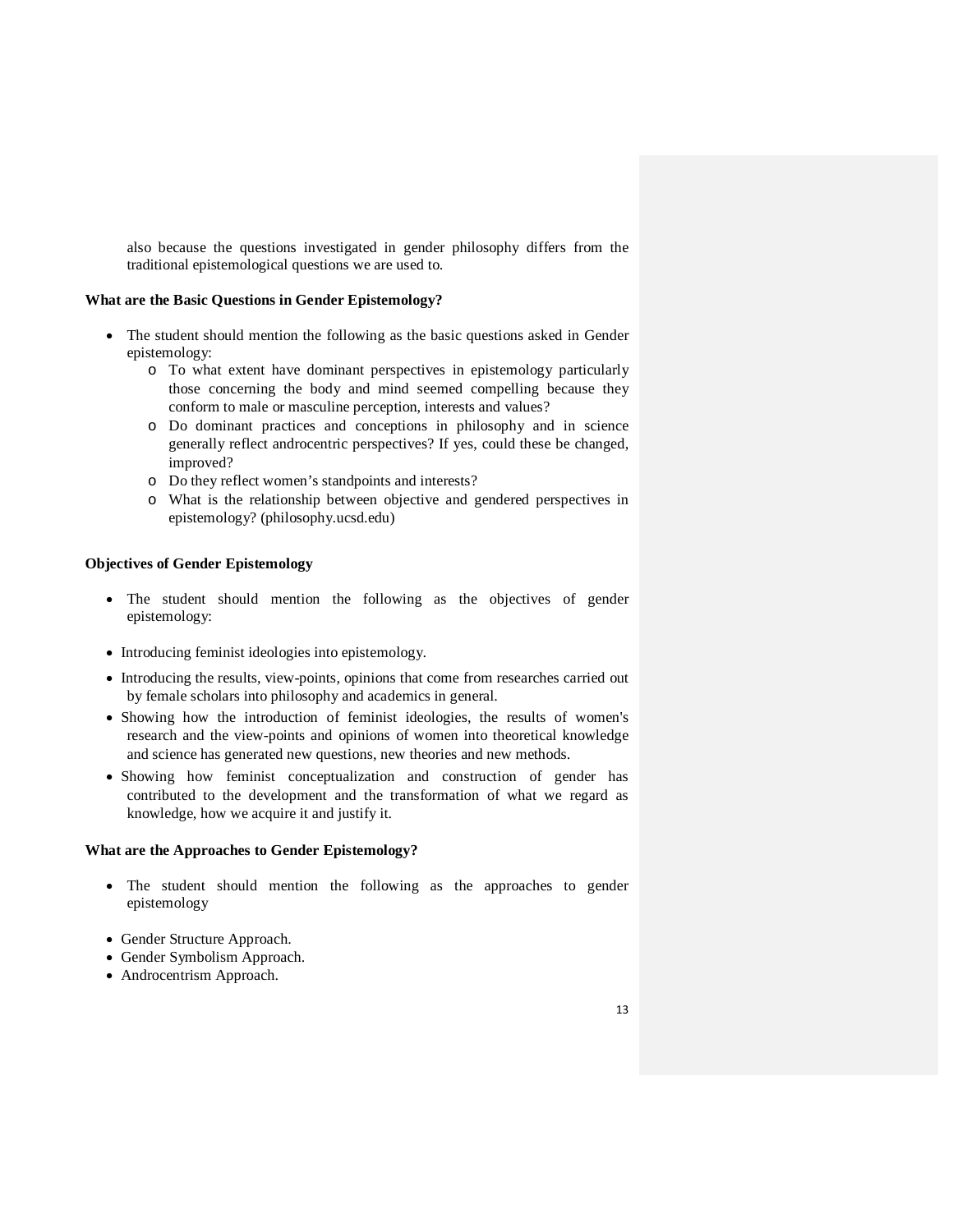also because the questions investigated in gender philosophy differs from the traditional epistemological questions we are used to.

**What are the Basic Questions in Gender Epistemology?**

- The student should mention the following as the basic questions asked in Gender epistemology:
  - To what extent have dominant perspectives in epistemology particularly those concerning the body and mind seemed compelling because they conform to male or masculine perception, interests and values?
  - Do dominant practices and conceptions in philosophy and in science generally reflect androcentric perspectives? If yes, could these be changed, improved?
  - Do they reflect women's standpoints and interests?
  - What is the relationship between objective and gendered perspectives in epistemology? (philosophy.ucsd.edu)

**Objectives of Gender Epistemology**

- The student should mention the following as the objectives of gender epistemology:

- Introducing feminist ideologies into epistemology.
- Introducing the results, view-points, opinions that come from researches carried out by female scholars into philosophy and academics in general.
- Showing how the introduction of feminist ideologies, the results of women's research and the view-points and opinions of women into theoretical knowledge and science has generated new questions, new theories and new methods.
- Showing how feminist conceptualization and construction of gender has contributed to the development and the transformation of what we regard as knowledge, how we acquire it and justify it.

**What are the Approaches to Gender Epistemology?**

- The student should mention the following as the approaches to gender epistemology

- Gender Structure Approach.
- Gender Symbolism Approach.
- Androcentrism Approach.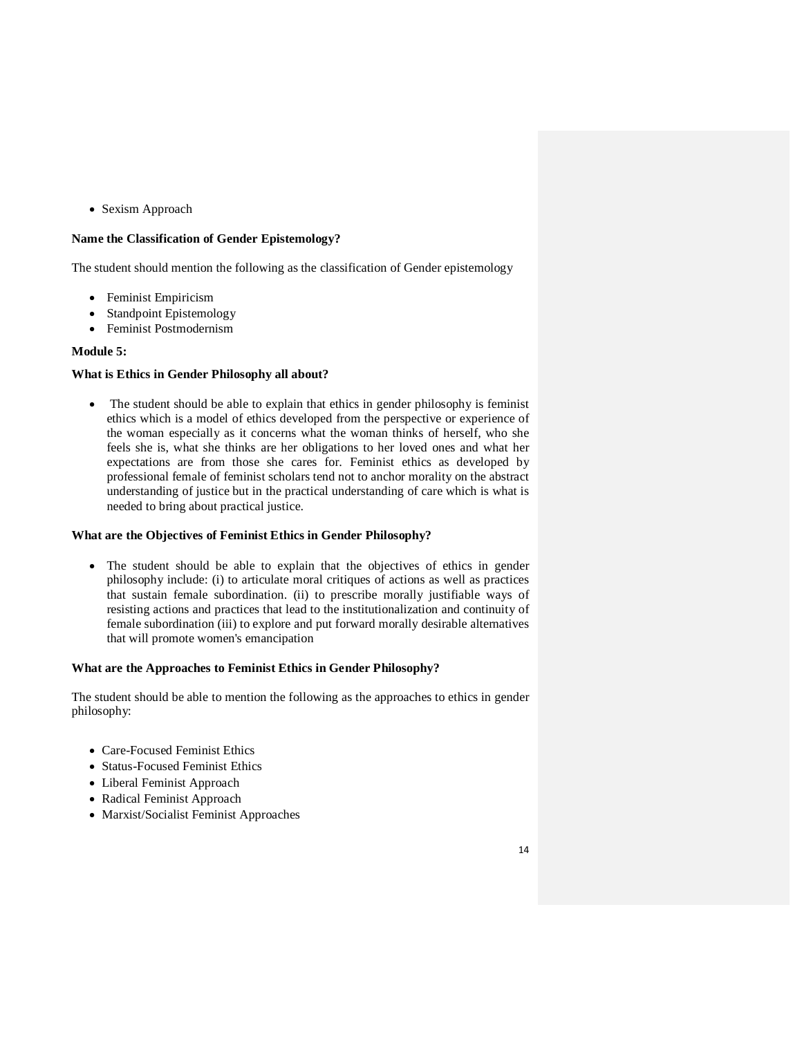- Sexism Approach

**Name the Classification of Gender Epistemology?**

The student should mention the following as the classification of Gender epistemology

- Feminist Empiricism
- Standpoint Epistemology
- Feminist Postmodernism

**Module 5:**

**What is Ethics in Gender Philosophy all about?**

- The student should be able to explain that ethics in gender philosophy is feminist ethics which is a model of ethics developed from the perspective or experience of the woman especially as it concerns what the woman thinks of herself, who she feels she is, what she thinks are her obligations to her loved ones and what her expectations are from those she cares for. Feminist ethics as developed by professional female of feminist scholars tend not to anchor morality on the abstract understanding of justice but in the practical understanding of care which is what is needed to bring about practical justice.

**What are the Objectives of Feminist Ethics in Gender Philosophy?**

- The student should be able to explain that the objectives of ethics in gender philosophy include: (i) to articulate moral critiques of actions as well as practices that sustain female subordination. (ii) to prescribe morally justifiable ways of resisting actions and practices that lead to the institutionalization and continuity of female subordination (iii) to explore and put forward morally desirable alternatives that will promote women's emancipation

**What are the Approaches to Feminist Ethics in Gender Philosophy?**

The student should be able to mention the following as the approaches to ethics in gender philosophy:

- Care-Focused Feminist Ethics
- Status-Focused Feminist Ethics
- Liberal Feminist Approach
- Radical Feminist Approach
- Marxist/Socialist Feminist Approaches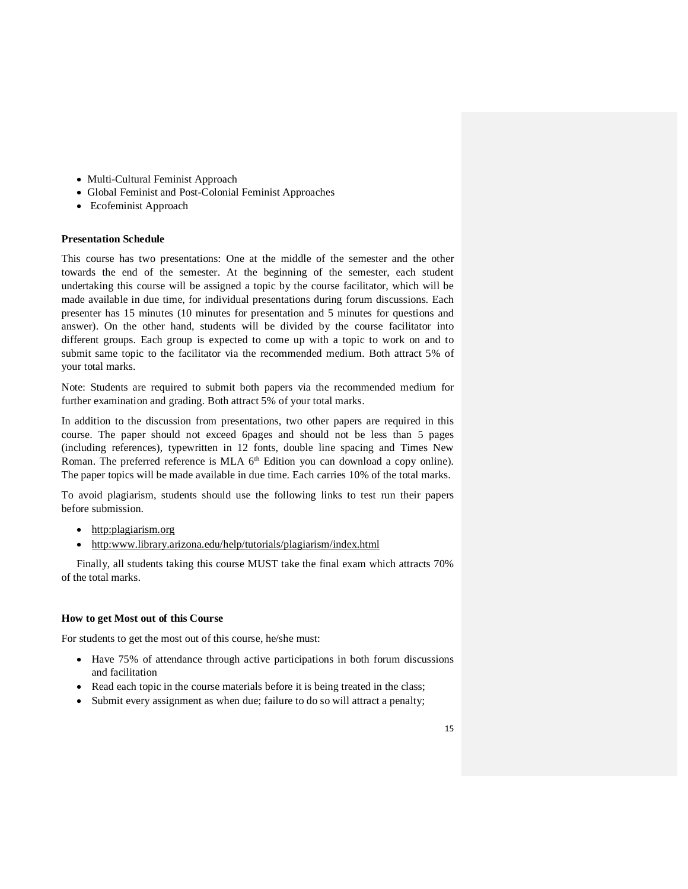- Multi-Cultural Feminist Approach
- Global Feminist and Post-Colonial Feminist Approaches
- Ecofeminist Approach

**Presentation Schedule**

This course has two presentations: One at the middle of the semester and the other towards the end of the semester. At the beginning of the semester, each student undertaking this course will be assigned a topic by the course facilitator, which will be made available in due time, for individual presentations during forum discussions. Each presenter has 15 minutes (10 minutes for presentation and 5 minutes for questions and answer). On the other hand, students will be divided by the course facilitator into different groups. Each group is expected to come up with a topic to work on and to submit same topic to the facilitator via the recommended medium. Both attract 5% of your total marks.

Note: Students are required to submit both papers via the recommended medium for further examination and grading. Both attract 5% of your total marks.

In addition to the discussion from presentations, two other papers are required in this course. The paper should not exceed 6pages and should not be less than 5 pages (including references), typewritten in 12 fonts, double line spacing and Times New Roman. The preferred reference is MLA 6th Edition you can download a copy online). The paper topics will be made available in due time. Each carries 10% of the total marks.

To avoid plagiarism, students should use the following links to test run their papers before submission.

- http:plagiarism.org
- http:www.library.arizona.edu/help/tutorials/plagiarism/index.html

Finally, all students taking this course MUST take the final exam which attracts 70% of the total marks.

**How to get Most out of this Course**

For students to get the most out of this course, he/she must:

- Have 75% of attendance through active participations in both forum discussions and facilitation
- Read each topic in the course materials before it is being treated in the class;
- Submit every assignment as when due; failure to do so will attract a penalty;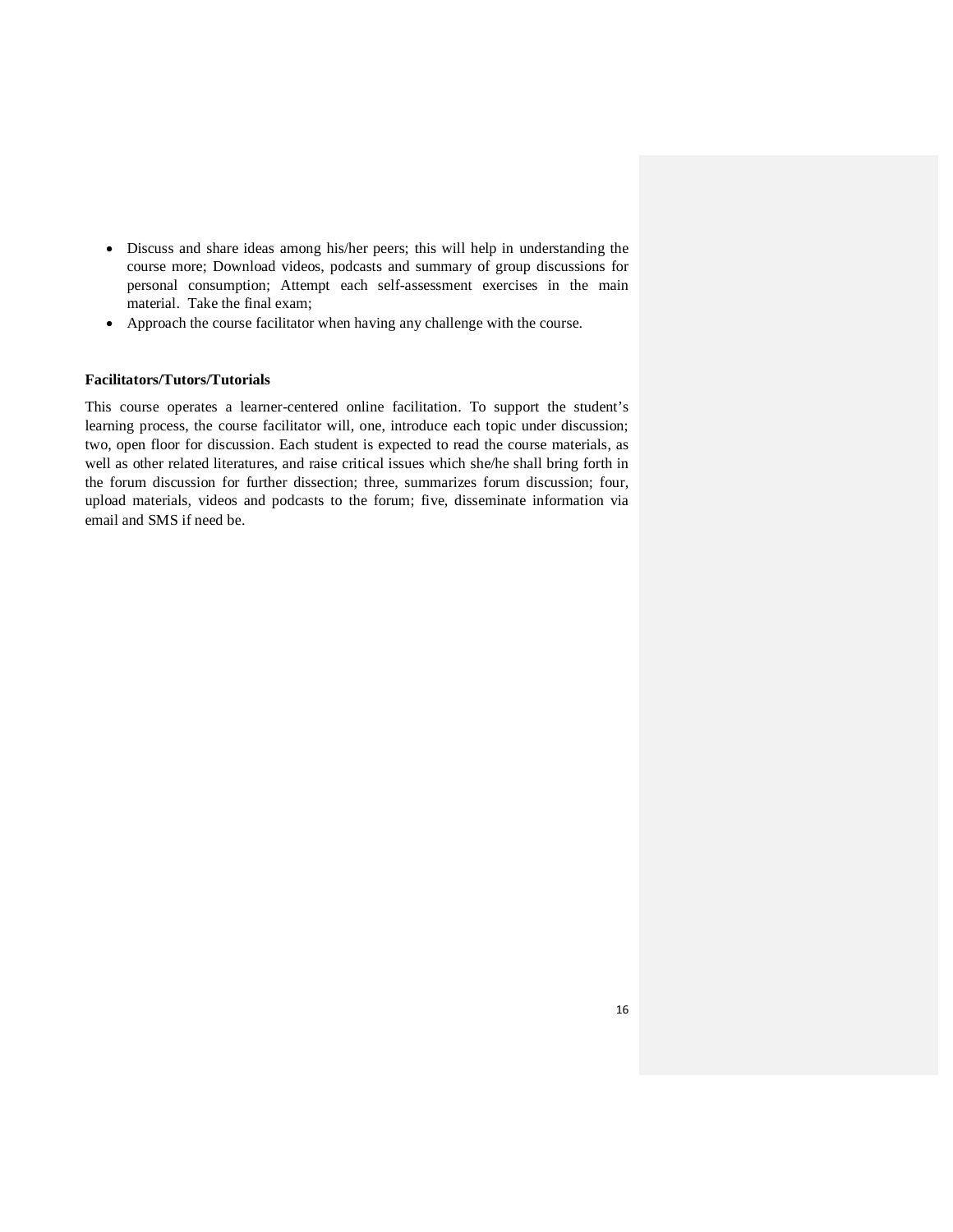- Discuss and share ideas among his/her peers; this will help in understanding the course more; Download videos, podcasts and summary of group discussions for personal consumption; Attempt each self-assessment exercises in the main material. Take the final exam;
- Approach the course facilitator when having any challenge with the course.

**Facilitators/Tutors/Tutorials**

This course operates a learner-centered online facilitation. To support the student's learning process, the course facilitator will, one, introduce each topic under discussion; two, open floor for discussion. Each student is expected to read the course materials, as well as other related literatures, and raise critical issues which she/he shall bring forth in the forum discussion for further dissection; three, summarizes forum discussion; four, upload materials, videos and podcasts to the forum; five, disseminate information via email and SMS if need be.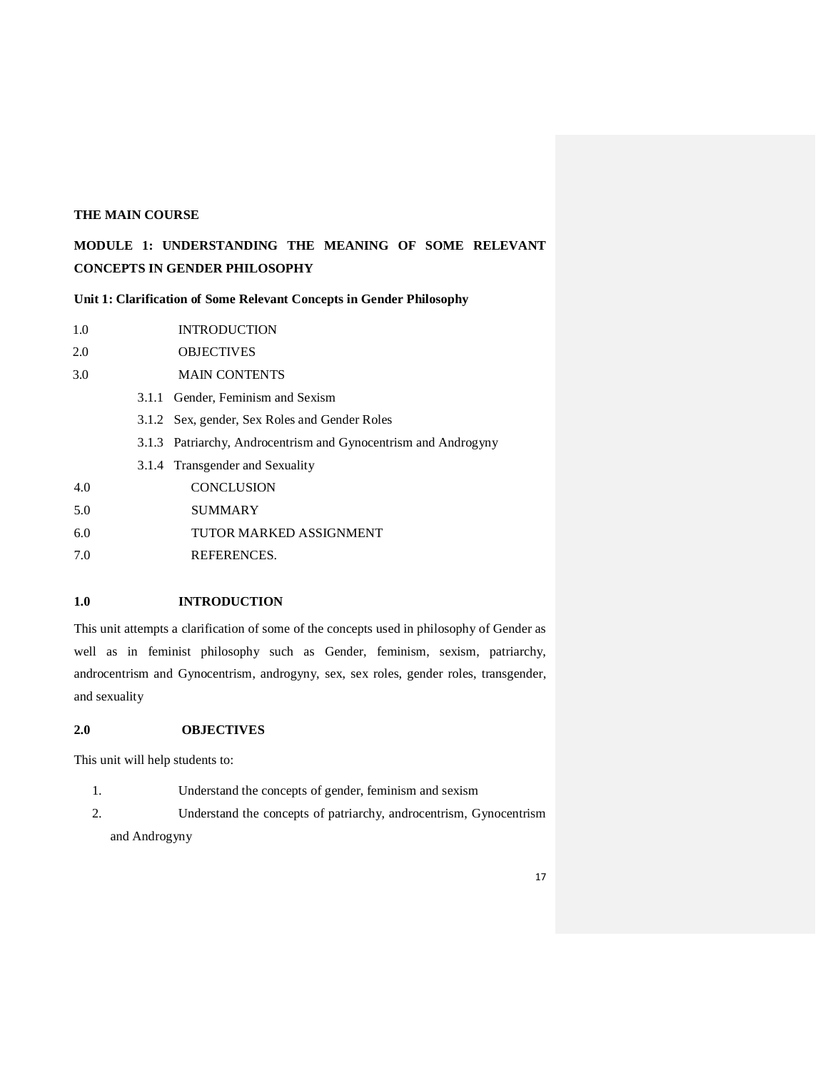**THE MAIN COURSE**

## MODULE 1: UNDERSTANDING THE MEANING OF SOME RELEVANT CONCEPTS IN GENDER PHILOSOPHY

### Unit 1: Clarification of Some Relevant Concepts in Gender Philosophy

1.0 INTRODUCTION

2.0 OBJECTIVES

3.0 MAIN CONTENTS

- 3.1.1 Gender, Feminism and Sexism
- 3.1.2 Sex, gender, Sex Roles and Gender Roles
- 3.1.3 Patriarchy, Androcentrism and Gynocentrism and Androgyny
- 3.1.4 Transgender and Sexuality

4.0 CONCLUSION

5.0 SUMMARY

6.0 TUTOR MARKED ASSIGNMENT

7.0 REFERENCES.

### 1.0 INTRODUCTION

This unit attempts a clarification of some of the concepts used in philosophy of Gender as well as in feminist philosophy such as Gender, feminism, sexism, patriarchy, androcentrism and Gynocentrism, androgyny, sex, sex roles, gender roles, transgender, and sexuality

### 2.0 OBJECTIVES

This unit will help students to:

1. Understand the concepts of gender, feminism and sexism
2. Understand the concepts of patriarchy, androcentrism, Gynocentrism and Androgyny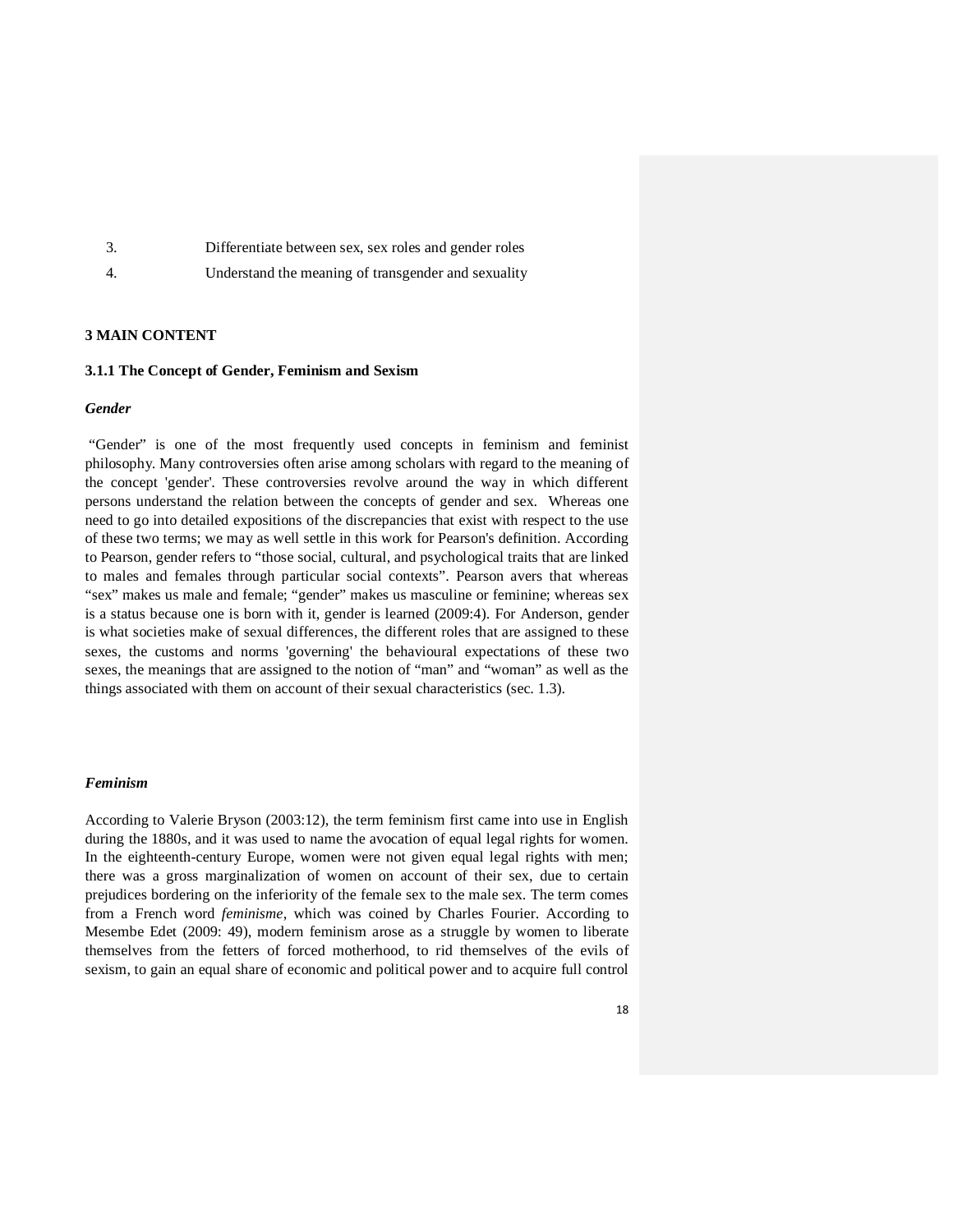3. Differentiate between sex, sex roles and gender roles
4. Understand the meaning of transgender and sexuality

## 3 MAIN CONTENT

### 3.1.1 The Concept of Gender, Feminism and Sexism

***Gender***

"Gender" is one of the most frequently used concepts in feminism and feminist philosophy. Many controversies often arise among scholars with regard to the meaning of the concept 'gender'. These controversies revolve around the way in which different persons understand the relation between the concepts of gender and sex. Whereas one need to go into detailed expositions of the discrepancies that exist with respect to the use of these two terms; we may as well settle in this work for Pearson's definition. According to Pearson, gender refers to "those social, cultural, and psychological traits that are linked to males and females through particular social contexts". Pearson avers that whereas "sex" makes us male and female; "gender" makes us masculine or feminine; whereas sex is a status because one is born with it, gender is learned (2009:4). For Anderson, gender is what societies make of sexual differences, the different roles that are assigned to these sexes, the customs and norms 'governing' the behavioural expectations of these two sexes, the meanings that are assigned to the notion of "man" and "woman" as well as the things associated with them on account of their sexual characteristics (sec. 1.3).

***Feminism***

According to Valerie Bryson (2003:12), the term feminism first came into use in English during the 1880s, and it was used to name the avocation of equal legal rights for women. In the eighteenth-century Europe, women were not given equal legal rights with men; there was a gross marginalization of women on account of their sex, due to certain prejudices bordering on the inferiority of the female sex to the male sex. The term comes from a French word *feminisme*, which was coined by Charles Fourier. According to Mesembe Edet (2009: 49), modern feminism arose as a struggle by women to liberate themselves from the fetters of forced motherhood, to rid themselves of the evils of sexism, to gain an equal share of economic and political power and to acquire full control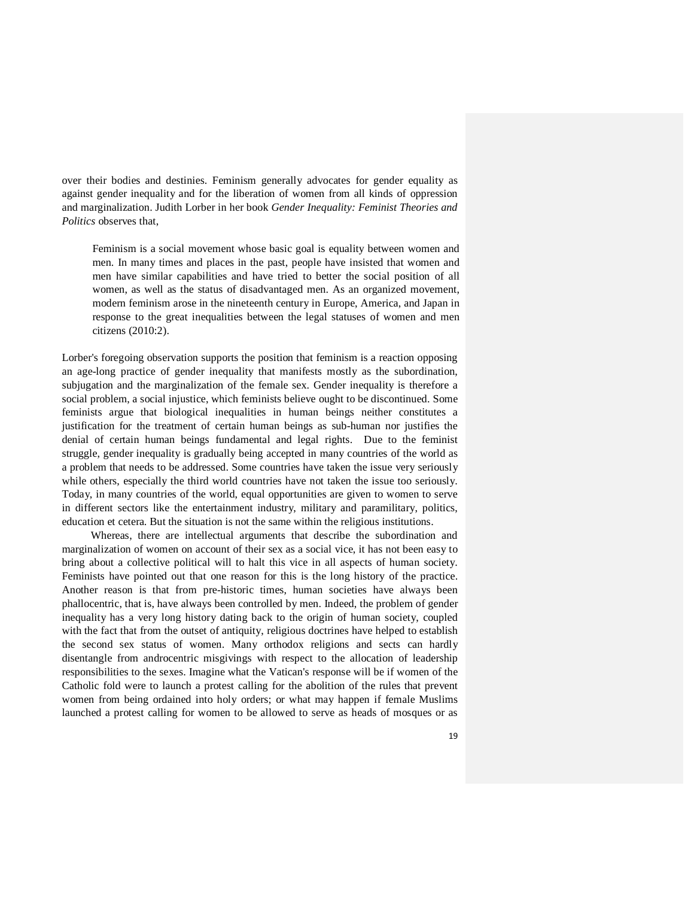over their bodies and destinies. Feminism generally advocates for gender equality as against gender inequality and for the liberation of women from all kinds of oppression and marginalization. Judith Lorber in her book *Gender Inequality: Feminist Theories and Politics* observes that,

> Feminism is a social movement whose basic goal is equality between women and men. In many times and places in the past, people have insisted that women and men have similar capabilities and have tried to better the social position of all women, as well as the status of disadvantaged men. As an organized movement, modern feminism arose in the nineteenth century in Europe, America, and Japan in response to the great inequalities between the legal statuses of women and men citizens (2010:2).

Lorber's foregoing observation supports the position that feminism is a reaction opposing an age-long practice of gender inequality that manifests mostly as the subordination, subjugation and the marginalization of the female sex. Gender inequality is therefore a social problem, a social injustice, which feminists believe ought to be discontinued. Some feminists argue that biological inequalities in human beings neither constitutes a justification for the treatment of certain human beings as sub-human nor justifies the denial of certain human beings fundamental and legal rights. Due to the feminist struggle, gender inequality is gradually being accepted in many countries of the world as a problem that needs to be addressed. Some countries have taken the issue very seriously while others, especially the third world countries have not taken the issue too seriously. Today, in many countries of the world, equal opportunities are given to women to serve in different sectors like the entertainment industry, military and paramilitary, politics, education et cetera. But the situation is not the same within the religious institutions.

Whereas, there are intellectual arguments that describe the subordination and marginalization of women on account of their sex as a social vice, it has not been easy to bring about a collective political will to halt this vice in all aspects of human society. Feminists have pointed out that one reason for this is the long history of the practice. Another reason is that from pre-historic times, human societies have always been phallocentric, that is, have always been controlled by men. Indeed, the problem of gender inequality has a very long history dating back to the origin of human society, coupled with the fact that from the outset of antiquity, religious doctrines have helped to establish the second sex status of women. Many orthodox religions and sects can hardly disentangle from androcentric misgivings with respect to the allocation of leadership responsibilities to the sexes. Imagine what the Vatican's response will be if women of the Catholic fold were to launch a protest calling for the abolition of the rules that prevent women from being ordained into holy orders; or what may happen if female Muslims launched a protest calling for women to be allowed to serve as heads of mosques or as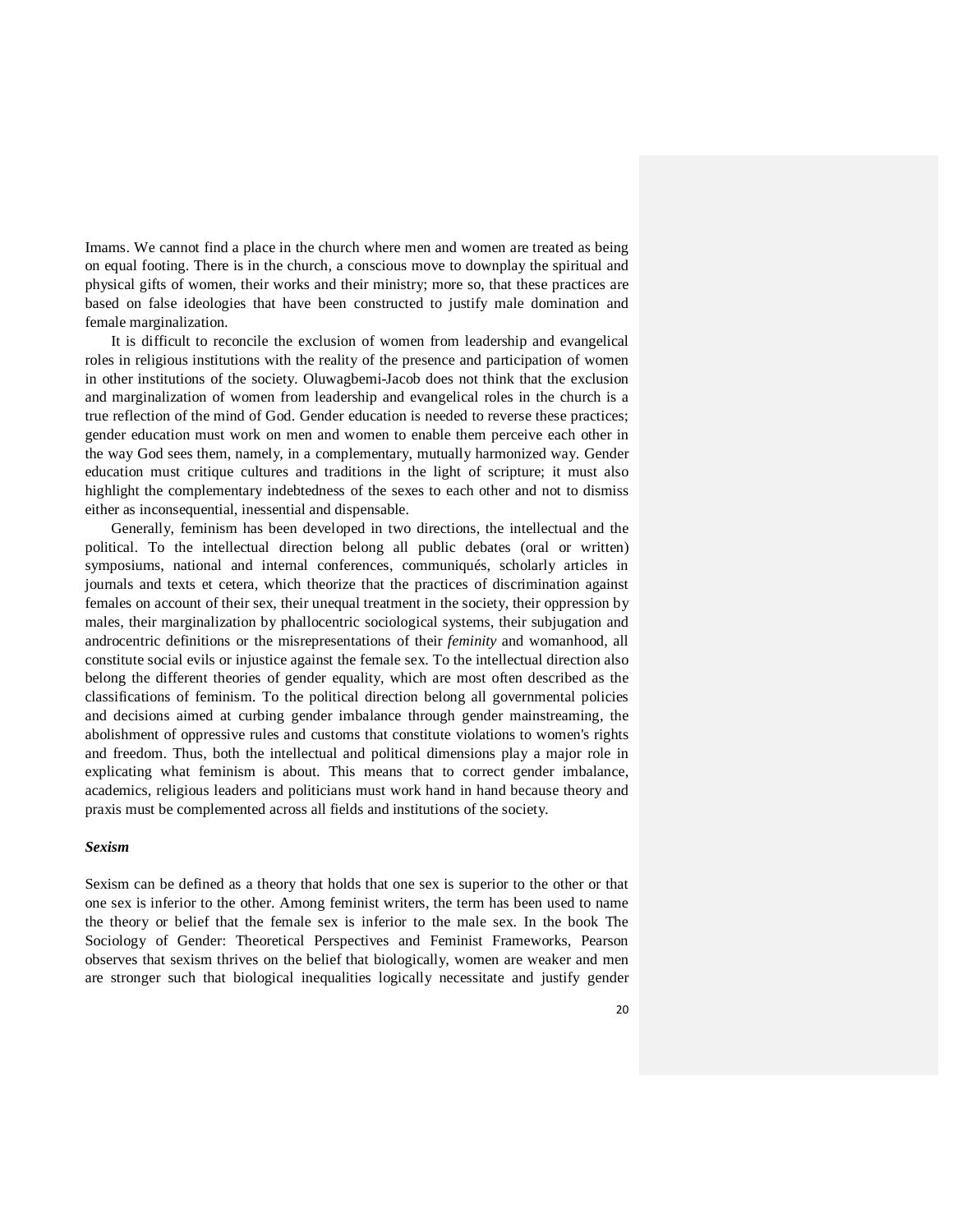Imams. We cannot find a place in the church where men and women are treated as being on equal footing. There is in the church, a conscious move to downplay the spiritual and physical gifts of women, their works and their ministry; more so, that these practices are based on false ideologies that have been constructed to justify male domination and female marginalization.

It is difficult to reconcile the exclusion of women from leadership and evangelical roles in religious institutions with the reality of the presence and participation of women in other institutions of the society. Oluwagbemi-Jacob does not think that the exclusion and marginalization of women from leadership and evangelical roles in the church is a true reflection of the mind of God. Gender education is needed to reverse these practices; gender education must work on men and women to enable them perceive each other in the way God sees them, namely, in a complementary, mutually harmonized way. Gender education must critique cultures and traditions in the light of scripture; it must also highlight the complementary indebtedness of the sexes to each other and not to dismiss either as inconsequential, inessential and dispensable.

Generally, feminism has been developed in two directions, the intellectual and the political. To the intellectual direction belong all public debates (oral or written) symposiums, national and internal conferences, communiqués, scholarly articles in journals and texts et cetera, which theorize that the practices of discrimination against females on account of their sex, their unequal treatment in the society, their oppression by males, their marginalization by phallocentric sociological systems, their subjugation and androcentric definitions or the misrepresentations of their *feminity* and womanhood, all constitute social evils or injustice against the female sex. To the intellectual direction also belong the different theories of gender equality, which are most often described as the classifications of feminism. To the political direction belong all governmental policies and decisions aimed at curbing gender imbalance through gender mainstreaming, the abolishment of oppressive rules and customs that constitute violations to women's rights and freedom. Thus, both the intellectual and political dimensions play a major role in explicating what feminism is about. This means that to correct gender imbalance, academics, religious leaders and politicians must work hand in hand because theory and praxis must be complemented across all fields and institutions of the society.

***Sexism***

Sexism can be defined as a theory that holds that one sex is superior to the other or that one sex is inferior to the other. Among feminist writers, the term has been used to name the theory or belief that the female sex is inferior to the male sex. In the book The Sociology of Gender: Theoretical Perspectives and Feminist Frameworks, Pearson observes that sexism thrives on the belief that biologically, women are weaker and men are stronger such that biological inequalities logically necessitate and justify gender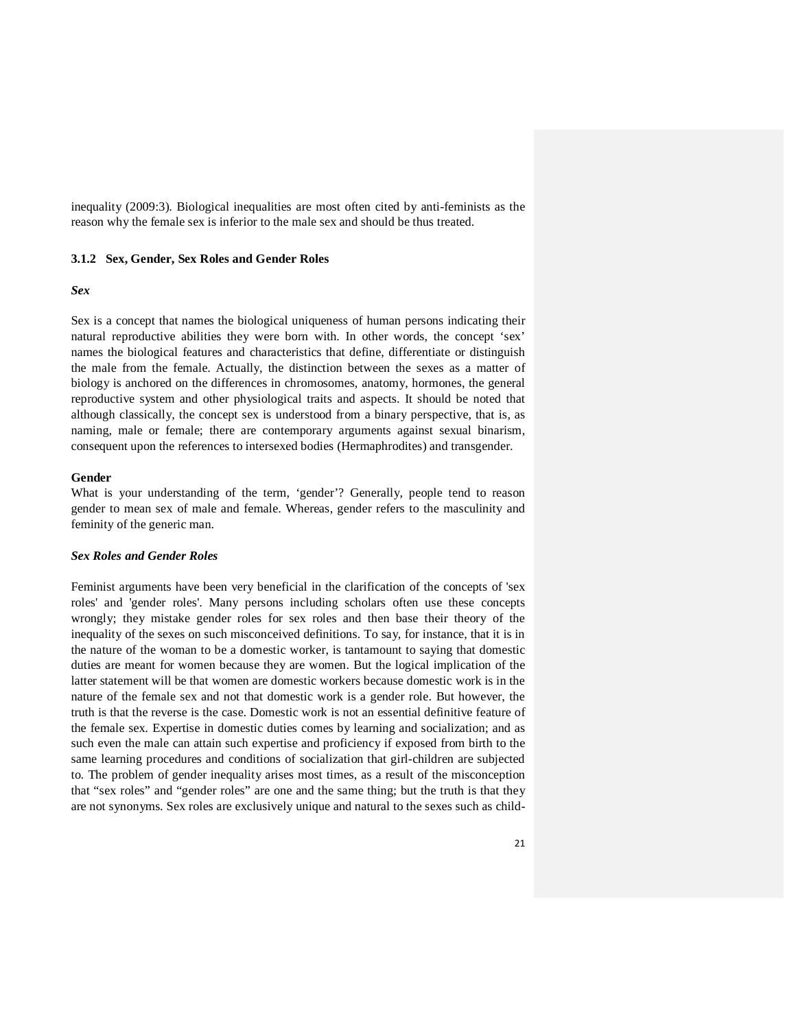inequality (2009:3). Biological inequalities are most often cited by anti-feminists as the reason why the female sex is inferior to the male sex and should be thus treated.

### 3.1.2 Sex, Gender, Sex Roles and Gender Roles

***Sex***

Sex is a concept that names the biological uniqueness of human persons indicating their natural reproductive abilities they were born with. In other words, the concept 'sex' names the biological features and characteristics that define, differentiate or distinguish the male from the female. Actually, the distinction between the sexes as a matter of biology is anchored on the differences in chromosomes, anatomy, hormones, the general reproductive system and other physiological traits and aspects. It should be noted that although classically, the concept sex is understood from a binary perspective, that is, as naming, male or female; there are contemporary arguments against sexual binarism, consequent upon the references to intersexed bodies (Hermaphrodites) and transgender.

**Gender**

What is your understanding of the term, 'gender'? Generally, people tend to reason gender to mean sex of male and female. Whereas, gender refers to the masculinity and feminity of the generic man.

***Sex Roles and Gender Roles***

Feminist arguments have been very beneficial in the clarification of the concepts of 'sex roles' and 'gender roles'. Many persons including scholars often use these concepts wrongly; they mistake gender roles for sex roles and then base their theory of the inequality of the sexes on such misconceived definitions. To say, for instance, that it is in the nature of the woman to be a domestic worker, is tantamount to saying that domestic duties are meant for women because they are women. But the logical implication of the latter statement will be that women are domestic workers because domestic work is in the nature of the female sex and not that domestic work is a gender role. But however, the truth is that the reverse is the case. Domestic work is not an essential definitive feature of the female sex. Expertise in domestic duties comes by learning and socialization; and as such even the male can attain such expertise and proficiency if exposed from birth to the same learning procedures and conditions of socialization that girl-children are subjected to. The problem of gender inequality arises most times, as a result of the misconception that "sex roles" and "gender roles" are one and the same thing; but the truth is that they are not synonyms. Sex roles are exclusively unique and natural to the sexes such as child-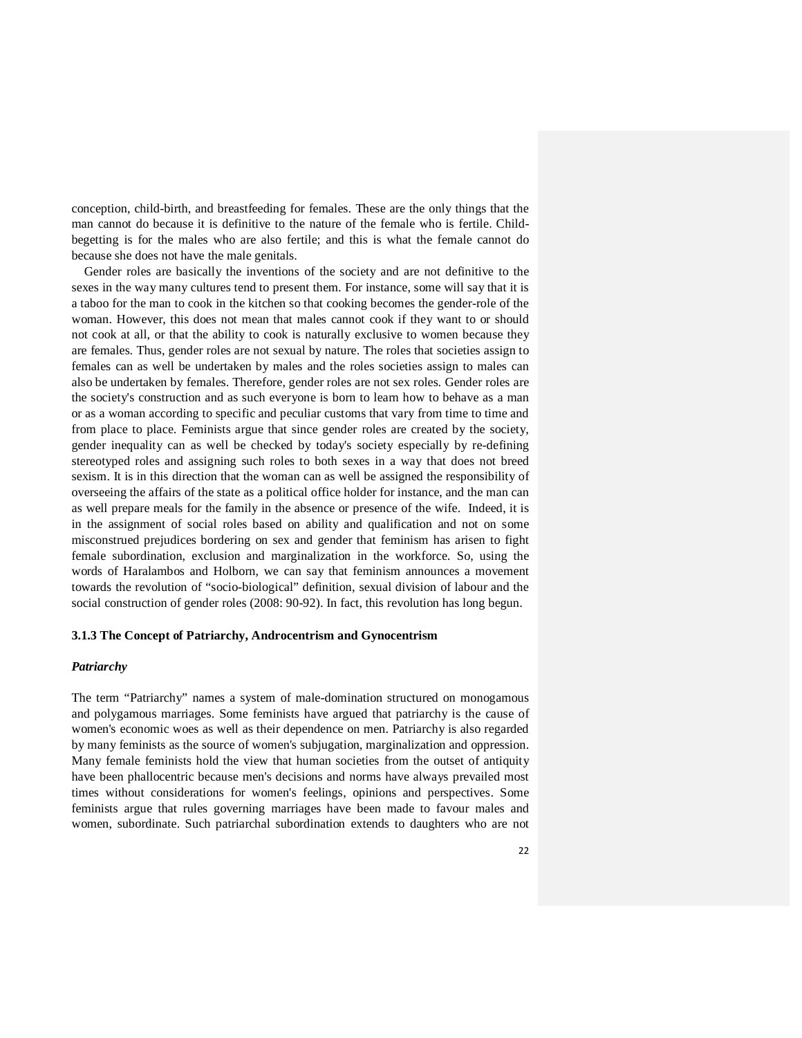conception, child-birth, and breastfeeding for females. These are the only things that the man cannot do because it is definitive to the nature of the female who is fertile. Child-begetting is for the males who are also fertile; and this is what the female cannot do because she does not have the male genitals.

Gender roles are basically the inventions of the society and are not definitive to the sexes in the way many cultures tend to present them. For instance, some will say that it is a taboo for the man to cook in the kitchen so that cooking becomes the gender-role of the woman. However, this does not mean that males cannot cook if they want to or should not cook at all, or that the ability to cook is naturally exclusive to women because they are females. Thus, gender roles are not sexual by nature. The roles that societies assign to females can as well be undertaken by males and the roles societies assign to males can also be undertaken by females. Therefore, gender roles are not sex roles. Gender roles are the society's construction and as such everyone is born to learn how to behave as a man or as a woman according to specific and peculiar customs that vary from time to time and from place to place. Feminists argue that since gender roles are created by the society, gender inequality can as well be checked by today's society especially by re-defining stereotyped roles and assigning such roles to both sexes in a way that does not breed sexism. It is in this direction that the woman can as well be assigned the responsibility of overseeing the affairs of the state as a political office holder for instance, and the man can as well prepare meals for the family in the absence or presence of the wife. Indeed, it is in the assignment of social roles based on ability and qualification and not on some misconstrued prejudices bordering on sex and gender that feminism has arisen to fight female subordination, exclusion and marginalization in the workforce. So, using the words of Haralambos and Holborn, we can say that feminism announces a movement towards the revolution of "socio-biological" definition, sexual division of labour and the social construction of gender roles (2008: 90-92). In fact, this revolution has long begun.

### 3.1.3 The Concept of Patriarchy, Androcentrism and Gynocentrism

***Patriarchy***

The term "Patriarchy" names a system of male-domination structured on monogamous and polygamous marriages. Some feminists have argued that patriarchy is the cause of women's economic woes as well as their dependence on men. Patriarchy is also regarded by many feminists as the source of women's subjugation, marginalization and oppression. Many female feminists hold the view that human societies from the outset of antiquity have been phallocentric because men's decisions and norms have always prevailed most times without considerations for women's feelings, opinions and perspectives. Some feminists argue that rules governing marriages have been made to favour males and women, subordinate. Such patriarchal subordination extends to daughters who are not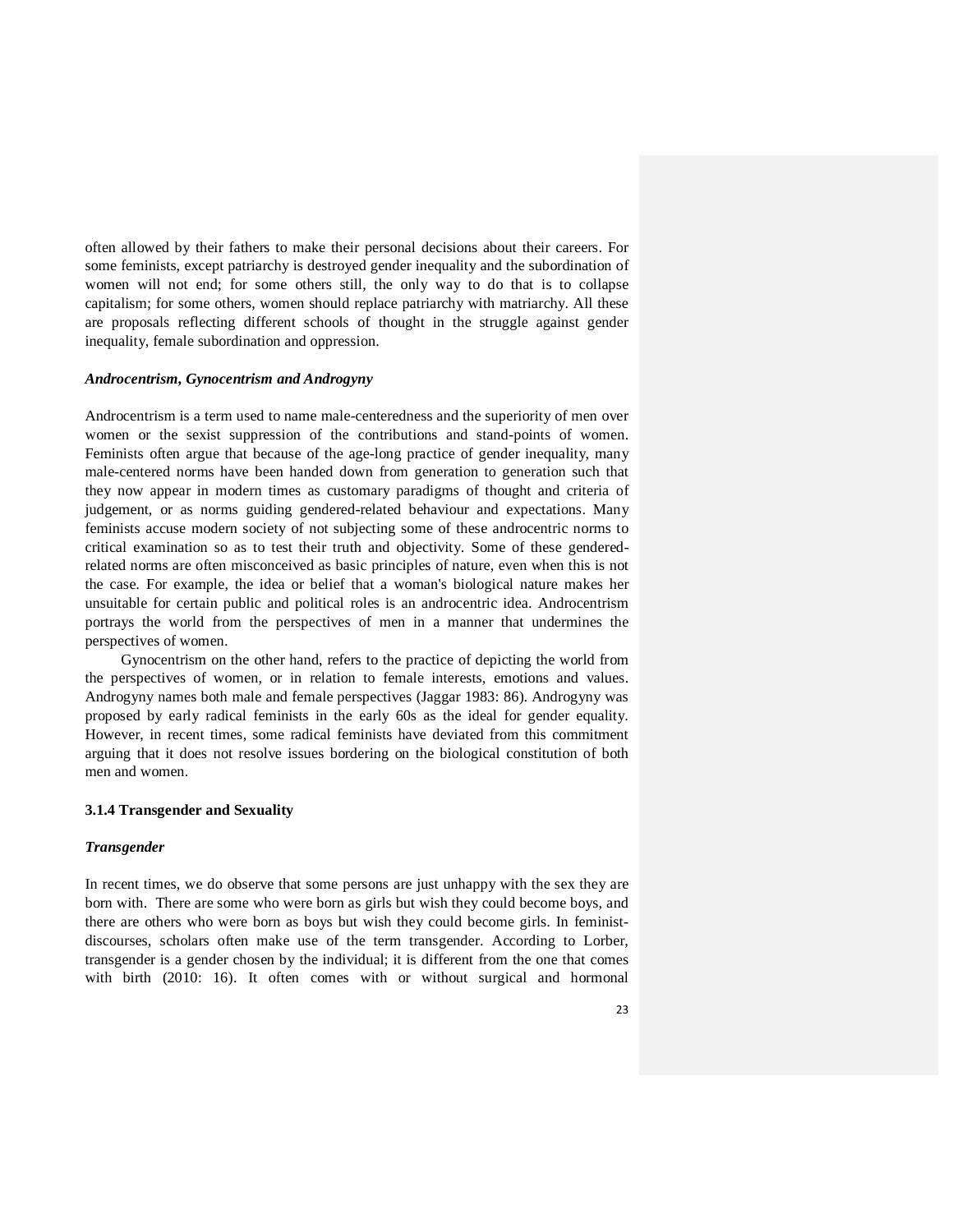often allowed by their fathers to make their personal decisions about their careers. For some feminists, except patriarchy is destroyed gender inequality and the subordination of women will not end; for some others still, the only way to do that is to collapse capitalism; for some others, women should replace patriarchy with matriarchy. All these are proposals reflecting different schools of thought in the struggle against gender inequality, female subordination and oppression.

***Androcentrism, Gynocentrism and Androgyny***

Androcentrism is a term used to name male-centeredness and the superiority of men over women or the sexist suppression of the contributions and stand-points of women. Feminists often argue that because of the age-long practice of gender inequality, many male-centered norms have been handed down from generation to generation such that they now appear in modern times as customary paradigms of thought and criteria of judgement, or as norms guiding gendered-related behaviour and expectations. Many feminists accuse modern society of not subjecting some of these androcentric norms to critical examination so as to test their truth and objectivity. Some of these gendered-related norms are often misconceived as basic principles of nature, even when this is not the case. For example, the idea or belief that a woman's biological nature makes her unsuitable for certain public and political roles is an androcentric idea. Androcentrism portrays the world from the perspectives of men in a manner that undermines the perspectives of women.

Gynocentrism on the other hand, refers to the practice of depicting the world from the perspectives of women, or in relation to female interests, emotions and values. Androgyny names both male and female perspectives (Jaggar 1983: 86). Androgyny was proposed by early radical feminists in the early 60s as the ideal for gender equality. However, in recent times, some radical feminists have deviated from this commitment arguing that it does not resolve issues bordering on the biological constitution of both men and women.

### 3.1.4 Transgender and Sexuality

***Transgender***

In recent times, we do observe that some persons are just unhappy with the sex they are born with. There are some who were born as girls but wish they could become boys, and there are others who were born as boys but wish they could become girls. In feminist-discourses, scholars often make use of the term transgender. According to Lorber, transgender is a gender chosen by the individual; it is different from the one that comes with birth (2010: 16). It often comes with or without surgical and hormonal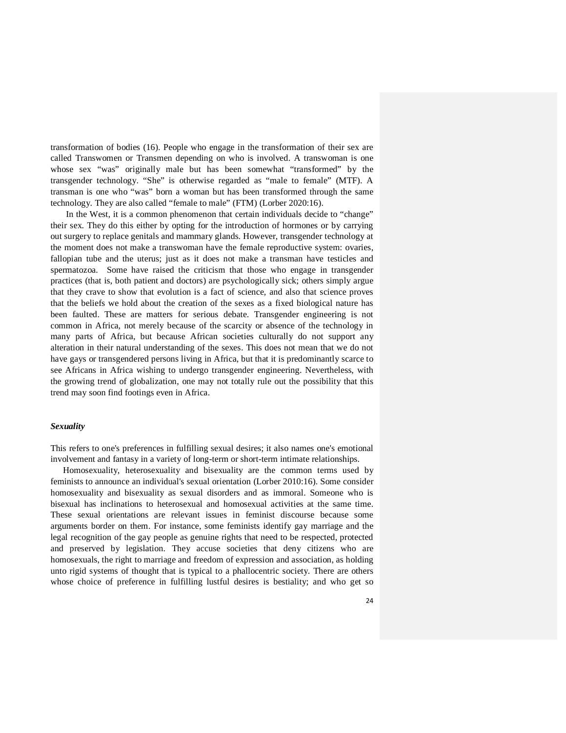transformation of bodies (16). People who engage in the transformation of their sex are called Transwomen or Transmen depending on who is involved. A transwoman is one whose sex "was" originally male but has been somewhat "transformed" by the transgender technology. "She" is otherwise regarded as "male to female" (MTF). A transman is one who "was" born a woman but has been transformed through the same technology. They are also called "female to male" (FTM) (Lorber 2020:16).

In the West, it is a common phenomenon that certain individuals decide to "change" their sex. They do this either by opting for the introduction of hormones or by carrying out surgery to replace genitals and mammary glands. However, transgender technology at the moment does not make a transwoman have the female reproductive system: ovaries, fallopian tube and the uterus; just as it does not make a transman have testicles and spermatozoa. Some have raised the criticism that those who engage in transgender practices (that is, both patient and doctors) are psychologically sick; others simply argue that they crave to show that evolution is a fact of science, and also that science proves that the beliefs we hold about the creation of the sexes as a fixed biological nature has been faulted. These are matters for serious debate. Transgender engineering is not common in Africa, not merely because of the scarcity or absence of the technology in many parts of Africa, but because African societies culturally do not support any alteration in their natural understanding of the sexes. This does not mean that we do not have gays or transgendered persons living in Africa, but that it is predominantly scarce to see Africans in Africa wishing to undergo transgender engineering. Nevertheless, with the growing trend of globalization, one may not totally rule out the possibility that this trend may soon find footings even in Africa.

### *Sexuality*

This refers to one's preferences in fulfilling sexual desires; it also names one's emotional involvement and fantasy in a variety of long-term or short-term intimate relationships.

Homosexuality, heterosexuality and bisexuality are the common terms used by feminists to announce an individual's sexual orientation (Lorber 2010:16). Some consider homosexuality and bisexuality as sexual disorders and as immoral. Someone who is bisexual has inclinations to heterosexual and homosexual activities at the same time. These sexual orientations are relevant issues in feminist discourse because some arguments border on them. For instance, some feminists identify gay marriage and the legal recognition of the gay people as genuine rights that need to be respected, protected and preserved by legislation. They accuse societies that deny citizens who are homosexuals, the right to marriage and freedom of expression and association, as holding unto rigid systems of thought that is typical to a phallocentric society. There are others whose choice of preference in fulfilling lustful desires is bestiality; and who get so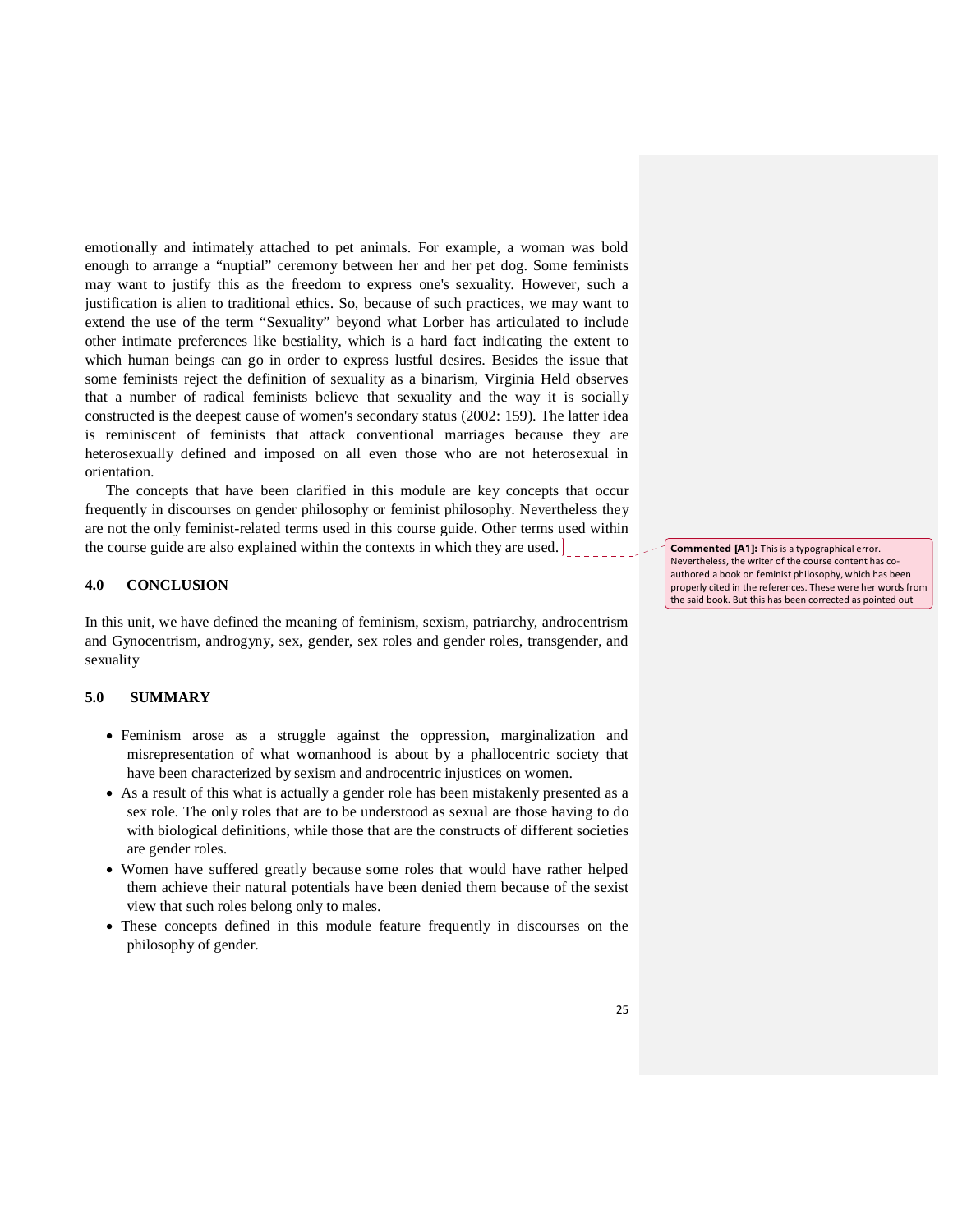emotionally and intimately attached to pet animals. For example, a woman was bold enough to arrange a "nuptial" ceremony between her and her pet dog. Some feminists may want to justify this as the freedom to express one's sexuality. However, such a justification is alien to traditional ethics. So, because of such practices, we may want to extend the use of the term "Sexuality" beyond what Lorber has articulated to include other intimate preferences like bestiality, which is a hard fact indicating the extent to which human beings can go in order to express lustful desires. Besides the issue that some feminists reject the definition of sexuality as a binarism, Virginia Held observes that a number of radical feminists believe that sexuality and the way it is socially constructed is the deepest cause of women's secondary status (2002: 159). The latter idea is reminiscent of feminists that attack conventional marriages because they are heterosexually defined and imposed on all even those who are not heterosexual in orientation.

The concepts that have been clarified in this module are key concepts that occur frequently in discourses on gender philosophy or feminist philosophy. Nevertheless they are not the only feminist-related terms used in this course guide. Other terms used within the course guide are also explained within the contexts in which they are used.

**Commented [A1]:** This is a typographical error. Nevertheless, the writer of the course content has co-authored a book on feminist philosophy, which has been properly cited in the references. These were her words from the said book. But this has been corrected as pointed out

## 4.0 CONCLUSION

In this unit, we have defined the meaning of feminism, sexism, patriarchy, androcentrism and Gynocentrism, androgyny, sex, gender, sex roles and gender roles, transgender, and sexuality

## 5.0 SUMMARY

- Feminism arose as a struggle against the oppression, marginalization and misrepresentation of what womanhood is about by a phallocentric society that have been characterized by sexism and androcentric injustices on women.
- As a result of this what is actually a gender role has been mistakenly presented as a sex role. The only roles that are to be understood as sexual are those having to do with biological definitions, while those that are the constructs of different societies are gender roles.
- Women have suffered greatly because some roles that would have rather helped them achieve their natural potentials have been denied them because of the sexist view that such roles belong only to males.
- These concepts defined in this module feature frequently in discourses on the philosophy of gender.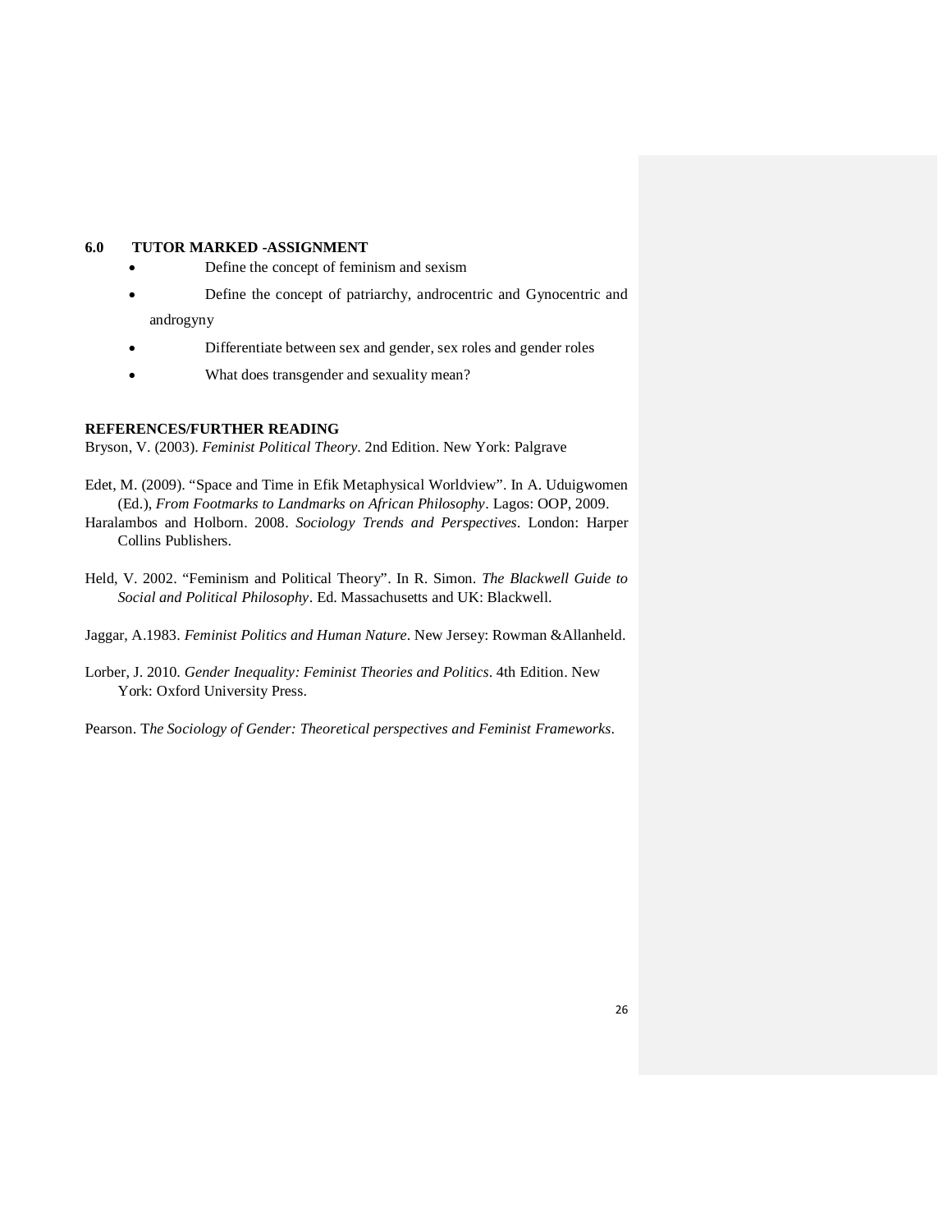## 6.0 TUTOR MARKED -ASSIGNMENT

- Define the concept of feminism and sexism
- Define the concept of patriarchy, androcentric and Gynocentric and androgyny
- Differentiate between sex and gender, sex roles and gender roles
- What does transgender and sexuality mean?

## REFERENCES/FURTHER READING

Bryson, V. (2003). *Feminist Political Theory*. 2nd Edition. New York: Palgrave

Edet, M. (2009). "Space and Time in Efik Metaphysical Worldview". In A. Uduigwomen (Ed.), *From Footmarks to Landmarks on African Philosophy*. Lagos: OOP, 2009.

Haralambos and Holborn. 2008. *Sociology Trends and Perspectives*. London: Harper Collins Publishers.

Held, V. 2002. "Feminism and Political Theory". In R. Simon. *The Blackwell Guide to Social and Political Philosophy*. Ed. Massachusetts and UK: Blackwell.

Jaggar, A.1983. *Feminist Politics and Human Nature*. New Jersey: Rowman &Allanheld.

Lorber, J. 2010. *Gender Inequality: Feminist Theories and Politics*. 4th Edition. New York: Oxford University Press.

Pearson. T*he Sociology of Gender: Theoretical perspectives and Feminist Frameworks*.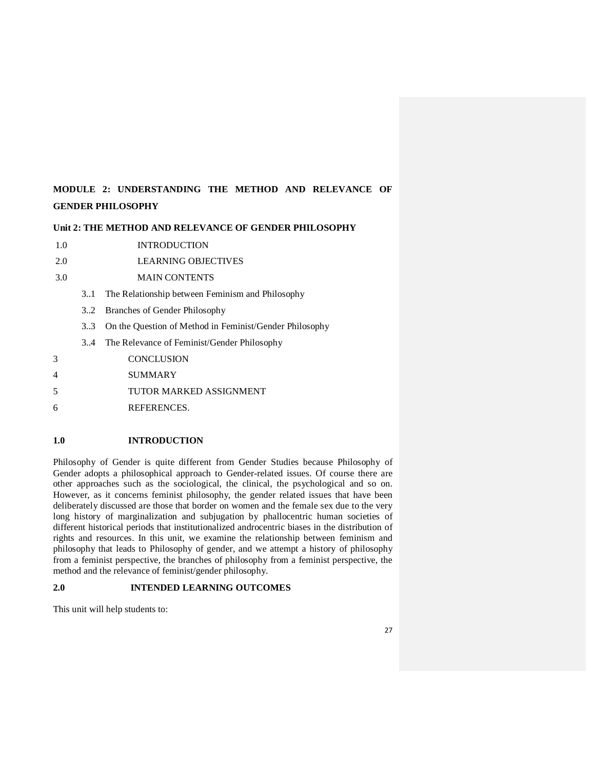## MODULE 2: UNDERSTANDING THE METHOD AND RELEVANCE OF GENDER PHILOSOPHY

### Unit 2: THE METHOD AND RELEVANCE OF GENDER PHILOSOPHY

1.0 INTRODUCTION

2.0 LEARNING OBJECTIVES

3.0 MAIN CONTENTS

- 3..1 The Relationship between Feminism and Philosophy
- 3..2 Branches of Gender Philosophy
- 3..3 On the Question of Method in Feminist/Gender Philosophy
- 3..4 The Relevance of Feminist/Gender Philosophy

3 CONCLUSION

4 SUMMARY

5 TUTOR MARKED ASSIGNMENT

6 REFERENCES.

### 1.0 INTRODUCTION

Philosophy of Gender is quite different from Gender Studies because Philosophy of Gender adopts a philosophical approach to Gender-related issues. Of course there are other approaches such as the sociological, the clinical, the psychological and so on. However, as it concerns feminist philosophy, the gender related issues that have been deliberately discussed are those that border on women and the female sex due to the very long history of marginalization and subjugation by phallocentric human societies of different historical periods that institutionalized androcentric biases in the distribution of rights and resources. In this unit, we examine the relationship between feminism and philosophy that leads to Philosophy of gender, and we attempt a history of philosophy from a feminist perspective, the branches of philosophy from a feminist perspective, the method and the relevance of feminist/gender philosophy.

### 2.0 INTENDED LEARNING OUTCOMES

This unit will help students to: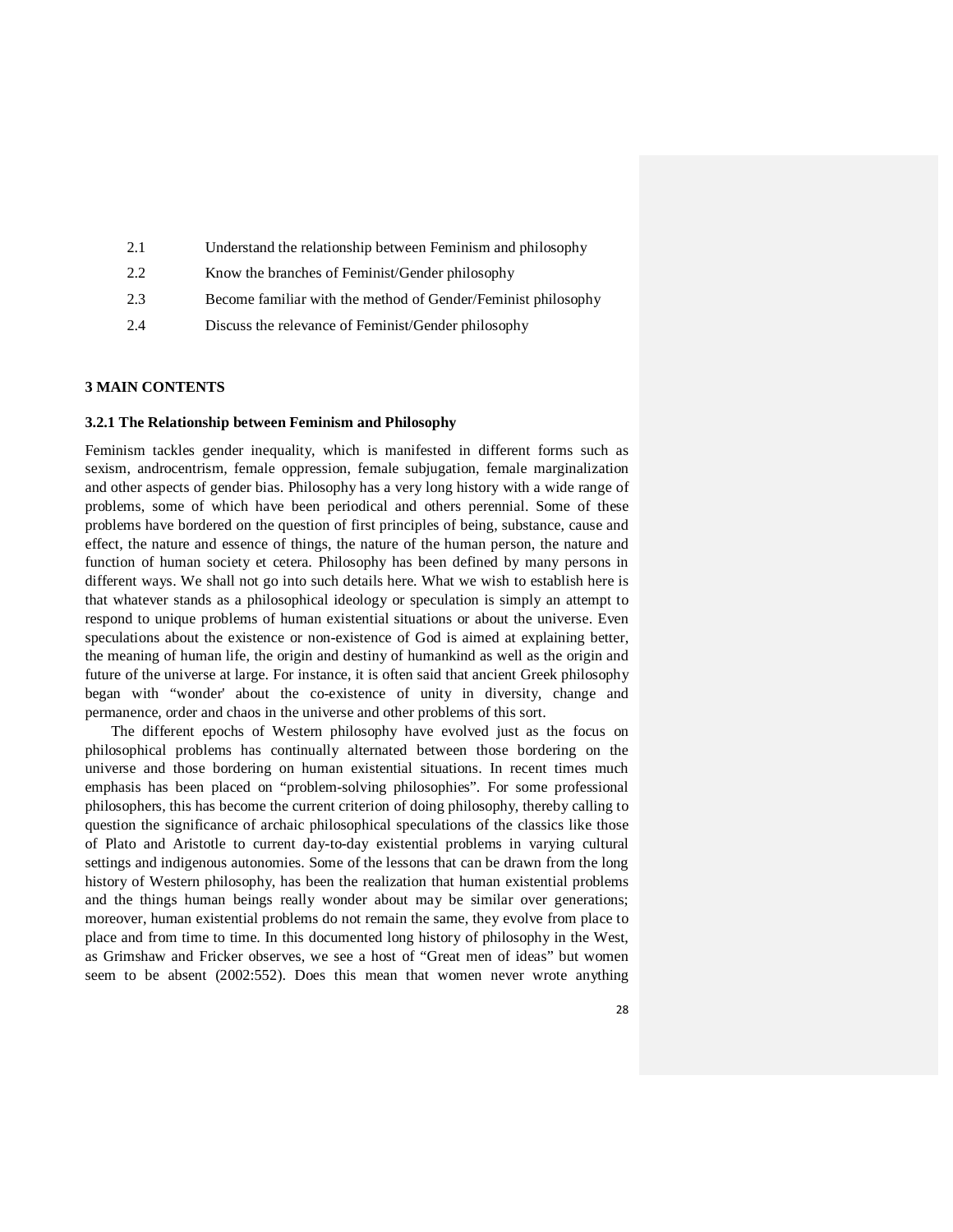2.1 Understand the relationship between Feminism and philosophy

2.2 Know the branches of Feminist/Gender philosophy

2.3 Become familiar with the method of Gender/Feminist philosophy

2.4 Discuss the relevance of Feminist/Gender philosophy

## 3 MAIN CONTENTS

### 3.2.1 The Relationship between Feminism and Philosophy

Feminism tackles gender inequality, which is manifested in different forms such as sexism, androcentrism, female oppression, female subjugation, female marginalization and other aspects of gender bias. Philosophy has a very long history with a wide range of problems, some of which have been periodical and others perennial. Some of these problems have bordered on the question of first principles of being, substance, cause and effect, the nature and essence of things, the nature of the human person, the nature and function of human society et cetera. Philosophy has been defined by many persons in different ways. We shall not go into such details here. What we wish to establish here is that whatever stands as a philosophical ideology or speculation is simply an attempt to respond to unique problems of human existential situations or about the universe. Even speculations about the existence or non-existence of God is aimed at explaining better, the meaning of human life, the origin and destiny of humankind as well as the origin and future of the universe at large. For instance, it is often said that ancient Greek philosophy began with "wonder' about the co-existence of unity in diversity, change and permanence, order and chaos in the universe and other problems of this sort.

The different epochs of Western philosophy have evolved just as the focus on philosophical problems has continually alternated between those bordering on the universe and those bordering on human existential situations. In recent times much emphasis has been placed on "problem-solving philosophies". For some professional philosophers, this has become the current criterion of doing philosophy, thereby calling to question the significance of archaic philosophical speculations of the classics like those of Plato and Aristotle to current day-to-day existential problems in varying cultural settings and indigenous autonomies. Some of the lessons that can be drawn from the long history of Western philosophy, has been the realization that human existential problems and the things human beings really wonder about may be similar over generations; moreover, human existential problems do not remain the same, they evolve from place to place and from time to time. In this documented long history of philosophy in the West, as Grimshaw and Fricker observes, we see a host of "Great men of ideas" but women seem to be absent (2002:552). Does this mean that women never wrote anything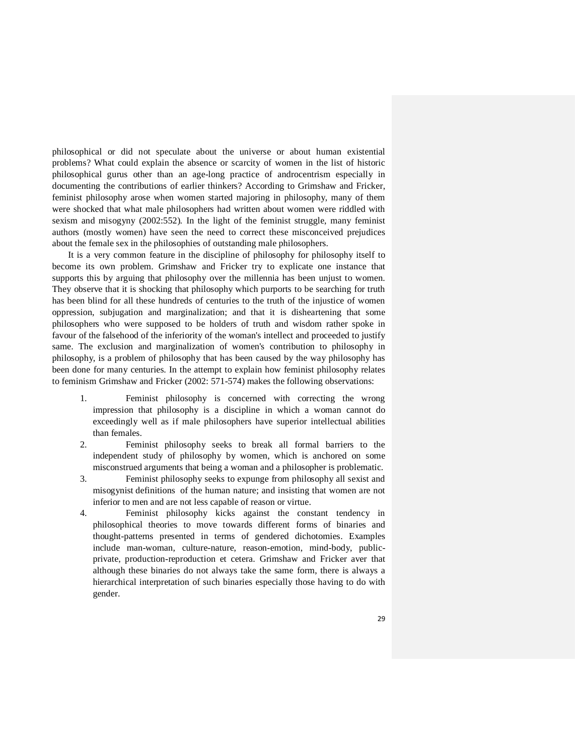philosophical or did not speculate about the universe or about human existential problems? What could explain the absence or scarcity of women in the list of historic philosophical gurus other than an age-long practice of androcentrism especially in documenting the contributions of earlier thinkers? According to Grimshaw and Fricker, feminist philosophy arose when women started majoring in philosophy, many of them were shocked that what male philosophers had written about women were riddled with sexism and misogyny (2002:552). In the light of the feminist struggle, many feminist authors (mostly women) have seen the need to correct these misconceived prejudices about the female sex in the philosophies of outstanding male philosophers.

It is a very common feature in the discipline of philosophy for philosophy itself to become its own problem. Grimshaw and Fricker try to explicate one instance that supports this by arguing that philosophy over the millennia has been unjust to women. They observe that it is shocking that philosophy which purports to be searching for truth has been blind for all these hundreds of centuries to the truth of the injustice of women oppression, subjugation and marginalization; and that it is disheartening that some philosophers who were supposed to be holders of truth and wisdom rather spoke in favour of the falsehood of the inferiority of the woman's intellect and proceeded to justify same. The exclusion and marginalization of women's contribution to philosophy in philosophy, is a problem of philosophy that has been caused by the way philosophy has been done for many centuries. In the attempt to explain how feminist philosophy relates to feminism Grimshaw and Fricker (2002: 571-574) makes the following observations:

1. Feminist philosophy is concerned with correcting the wrong impression that philosophy is a discipline in which a woman cannot do exceedingly well as if male philosophers have superior intellectual abilities than females.
2. Feminist philosophy seeks to break all formal barriers to the independent study of philosophy by women, which is anchored on some misconstrued arguments that being a woman and a philosopher is problematic.
3. Feminist philosophy seeks to expunge from philosophy all sexist and misogynist definitions of the human nature; and insisting that women are not inferior to men and are not less capable of reason or virtue.
4. Feminist philosophy kicks against the constant tendency in philosophical theories to move towards different forms of binaries and thought-patterns presented in terms of gendered dichotomies. Examples include man-woman, culture-nature, reason-emotion, mind-body, public-private, production-reproduction et cetera. Grimshaw and Fricker aver that although these binaries do not always take the same form, there is always a hierarchical interpretation of such binaries especially those having to do with gender.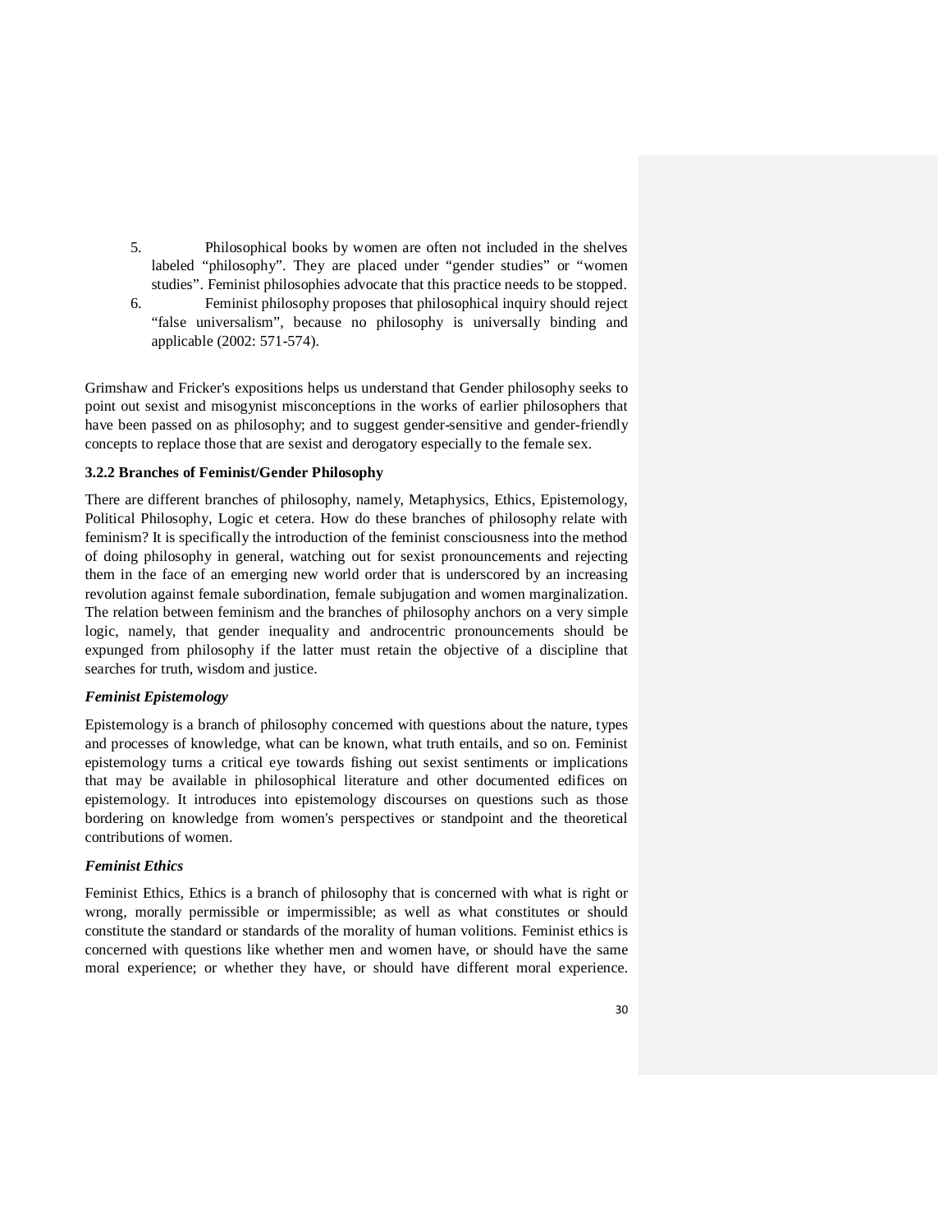5. Philosophical books by women are often not included in the shelves labeled "philosophy". They are placed under "gender studies" or "women studies". Feminist philosophies advocate that this practice needs to be stopped.
6. Feminist philosophy proposes that philosophical inquiry should reject "false universalism", because no philosophy is universally binding and applicable (2002: 571-574).

Grimshaw and Fricker's expositions helps us understand that Gender philosophy seeks to point out sexist and misogynist misconceptions in the works of earlier philosophers that have been passed on as philosophy; and to suggest gender-sensitive and gender-friendly concepts to replace those that are sexist and derogatory especially to the female sex.

### 3.2.2 Branches of Feminist/Gender Philosophy

There are different branches of philosophy, namely, Metaphysics, Ethics, Epistemology, Political Philosophy, Logic et cetera. How do these branches of philosophy relate with feminism? It is specifically the introduction of the feminist consciousness into the method of doing philosophy in general, watching out for sexist pronouncements and rejecting them in the face of an emerging new world order that is underscored by an increasing revolution against female subordination, female subjugation and women marginalization. The relation between feminism and the branches of philosophy anchors on a very simple logic, namely, that gender inequality and androcentric pronouncements should be expunged from philosophy if the latter must retain the objective of a discipline that searches for truth, wisdom and justice.

***Feminist Epistemology***

Epistemology is a branch of philosophy concerned with questions about the nature, types and processes of knowledge, what can be known, what truth entails, and so on. Feminist epistemology turns a critical eye towards fishing out sexist sentiments or implications that may be available in philosophical literature and other documented edifices on epistemology. It introduces into epistemology discourses on questions such as those bordering on knowledge from women's perspectives or standpoint and the theoretical contributions of women.

***Feminist Ethics***

Feminist Ethics, Ethics is a branch of philosophy that is concerned with what is right or wrong, morally permissible or impermissible; as well as what constitutes or should constitute the standard or standards of the morality of human volitions. Feminist ethics is concerned with questions like whether men and women have, or should have the same moral experience; or whether they have, or should have different moral experience.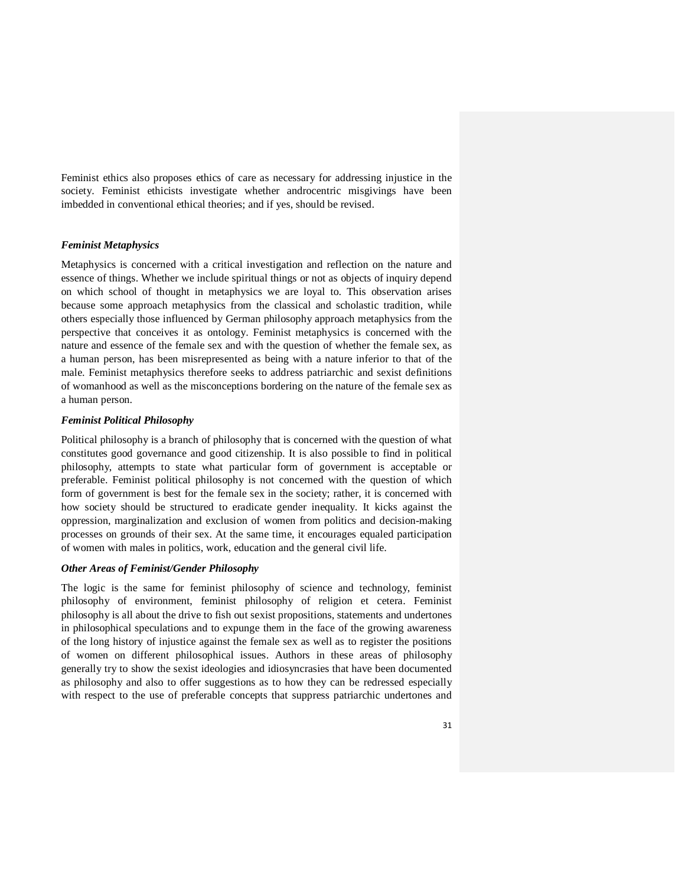Feminist ethics also proposes ethics of care as necessary for addressing injustice in the society. Feminist ethicists investigate whether androcentric misgivings have been imbedded in conventional ethical theories; and if yes, should be revised.

***Feminist Metaphysics***

Metaphysics is concerned with a critical investigation and reflection on the nature and essence of things. Whether we include spiritual things or not as objects of inquiry depend on which school of thought in metaphysics we are loyal to. This observation arises because some approach metaphysics from the classical and scholastic tradition, while others especially those influenced by German philosophy approach metaphysics from the perspective that conceives it as ontology. Feminist metaphysics is concerned with the nature and essence of the female sex and with the question of whether the female sex, as a human person, has been misrepresented as being with a nature inferior to that of the male. Feminist metaphysics therefore seeks to address patriarchic and sexist definitions of womanhood as well as the misconceptions bordering on the nature of the female sex as a human person.

***Feminist Political Philosophy***

Political philosophy is a branch of philosophy that is concerned with the question of what constitutes good governance and good citizenship. It is also possible to find in political philosophy, attempts to state what particular form of government is acceptable or preferable. Feminist political philosophy is not concerned with the question of which form of government is best for the female sex in the society; rather, it is concerned with how society should be structured to eradicate gender inequality. It kicks against the oppression, marginalization and exclusion of women from politics and decision-making processes on grounds of their sex. At the same time, it encourages equaled participation of women with males in politics, work, education and the general civil life.

***Other Areas of Feminist/Gender Philosophy***

The logic is the same for feminist philosophy of science and technology, feminist philosophy of environment, feminist philosophy of religion et cetera. Feminist philosophy is all about the drive to fish out sexist propositions, statements and undertones in philosophical speculations and to expunge them in the face of the growing awareness of the long history of injustice against the female sex as well as to register the positions of women on different philosophical issues. Authors in these areas of philosophy generally try to show the sexist ideologies and idiosyncrasies that have been documented as philosophy and also to offer suggestions as to how they can be redressed especially with respect to the use of preferable concepts that suppress patriarchic undertones and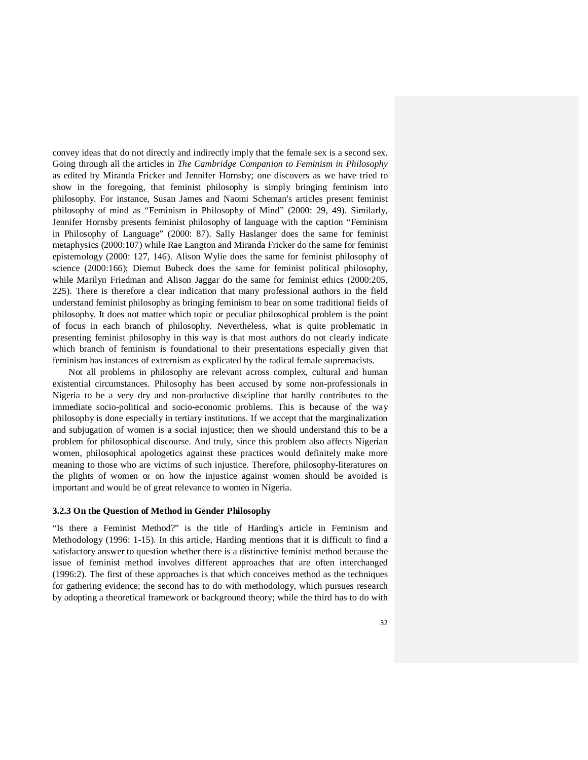convey ideas that do not directly and indirectly imply that the female sex is a second sex. Going through all the articles in *The Cambridge Companion to Feminism in Philosophy* as edited by Miranda Fricker and Jennifer Hornsby; one discovers as we have tried to show in the foregoing, that feminist philosophy is simply bringing feminism into philosophy. For instance, Susan James and Naomi Scheman's articles present feminist philosophy of mind as "Feminism in Philosophy of Mind" (2000: 29, 49). Similarly, Jennifer Hornsby presents feminist philosophy of language with the caption "Feminism in Philosophy of Language" (2000: 87). Sally Haslanger does the same for feminist metaphysics (2000:107) while Rae Langton and Miranda Fricker do the same for feminist epistemology (2000: 127, 146). Alison Wylie does the same for feminist philosophy of science (2000:166); Diemut Bubeck does the same for feminist political philosophy, while Marilyn Friedman and Alison Jaggar do the same for feminist ethics (2000:205, 225). There is therefore a clear indication that many professional authors in the field understand feminist philosophy as bringing feminism to bear on some traditional fields of philosophy. It does not matter which topic or peculiar philosophical problem is the point of focus in each branch of philosophy. Nevertheless, what is quite problematic in presenting feminist philosophy in this way is that most authors do not clearly indicate which branch of feminism is foundational to their presentations especially given that feminism has instances of extremism as explicated by the radical female supremacists.

Not all problems in philosophy are relevant across complex, cultural and human existential circumstances. Philosophy has been accused by some non-professionals in Nigeria to be a very dry and non-productive discipline that hardly contributes to the immediate socio-political and socio-economic problems. This is because of the way philosophy is done especially in tertiary institutions. If we accept that the marginalization and subjugation of women is a social injustice; then we should understand this to be a problem for philosophical discourse. And truly, since this problem also affects Nigerian women, philosophical apologetics against these practices would definitely make more meaning to those who are victims of such injustice. Therefore, philosophy-literatures on the plights of women or on how the injustice against women should be avoided is important and would be of great relevance to women in Nigeria.

### 3.2.3 On the Question of Method in Gender Philosophy

"Is there a Feminist Method?" is the title of Harding's article in Feminism and Methodology (1996: 1-15). In this article, Harding mentions that it is difficult to find a satisfactory answer to question whether there is a distinctive feminist method because the issue of feminist method involves different approaches that are often interchanged (1996:2). The first of these approaches is that which conceives method as the techniques for gathering evidence; the second has to do with methodology, which pursues research by adopting a theoretical framework or background theory; while the third has to do with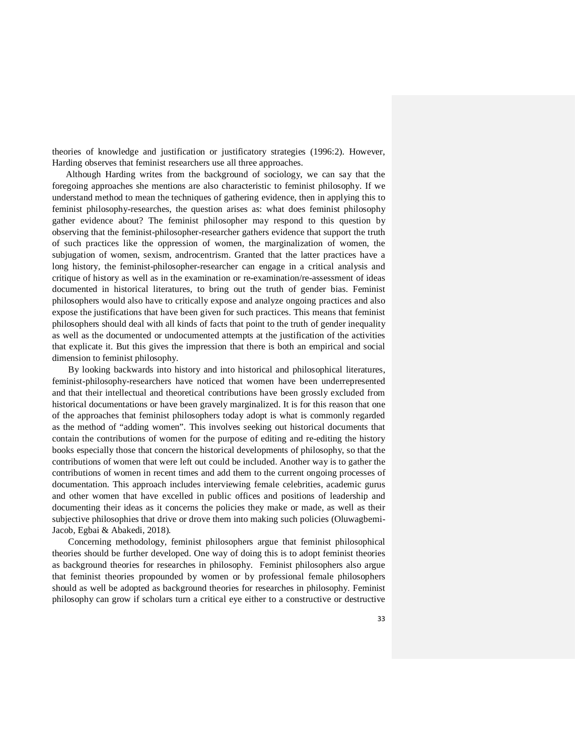theories of knowledge and justification or justificatory strategies (1996:2). However, Harding observes that feminist researchers use all three approaches.

Although Harding writes from the background of sociology, we can say that the foregoing approaches she mentions are also characteristic to feminist philosophy. If we understand method to mean the techniques of gathering evidence, then in applying this to feminist philosophy-researches, the question arises as: what does feminist philosophy gather evidence about? The feminist philosopher may respond to this question by observing that the feminist-philosopher-researcher gathers evidence that support the truth of such practices like the oppression of women, the marginalization of women, the subjugation of women, sexism, androcentrism. Granted that the latter practices have a long history, the feminist-philosopher-researcher can engage in a critical analysis and critique of history as well as in the examination or re-examination/re-assessment of ideas documented in historical literatures, to bring out the truth of gender bias. Feminist philosophers would also have to critically expose and analyze ongoing practices and also expose the justifications that have been given for such practices. This means that feminist philosophers should deal with all kinds of facts that point to the truth of gender inequality as well as the documented or undocumented attempts at the justification of the activities that explicate it. But this gives the impression that there is both an empirical and social dimension to feminist philosophy.

By looking backwards into history and into historical and philosophical literatures, feminist-philosophy-researchers have noticed that women have been underrepresented and that their intellectual and theoretical contributions have been grossly excluded from historical documentations or have been gravely marginalized. It is for this reason that one of the approaches that feminist philosophers today adopt is what is commonly regarded as the method of "adding women". This involves seeking out historical documents that contain the contributions of women for the purpose of editing and re-editing the history books especially those that concern the historical developments of philosophy, so that the contributions of women that were left out could be included. Another way is to gather the contributions of women in recent times and add them to the current ongoing processes of documentation. This approach includes interviewing female celebrities, academic gurus and other women that have excelled in public offices and positions of leadership and documenting their ideas as it concerns the policies they make or made, as well as their subjective philosophies that drive or drove them into making such policies (Oluwagbemi-Jacob, Egbai & Abakedi, 2018).

Concerning methodology, feminist philosophers argue that feminist philosophical theories should be further developed. One way of doing this is to adopt feminist theories as background theories for researches in philosophy. Feminist philosophers also argue that feminist theories propounded by women or by professional female philosophers should as well be adopted as background theories for researches in philosophy. Feminist philosophy can grow if scholars turn a critical eye either to a constructive or destructive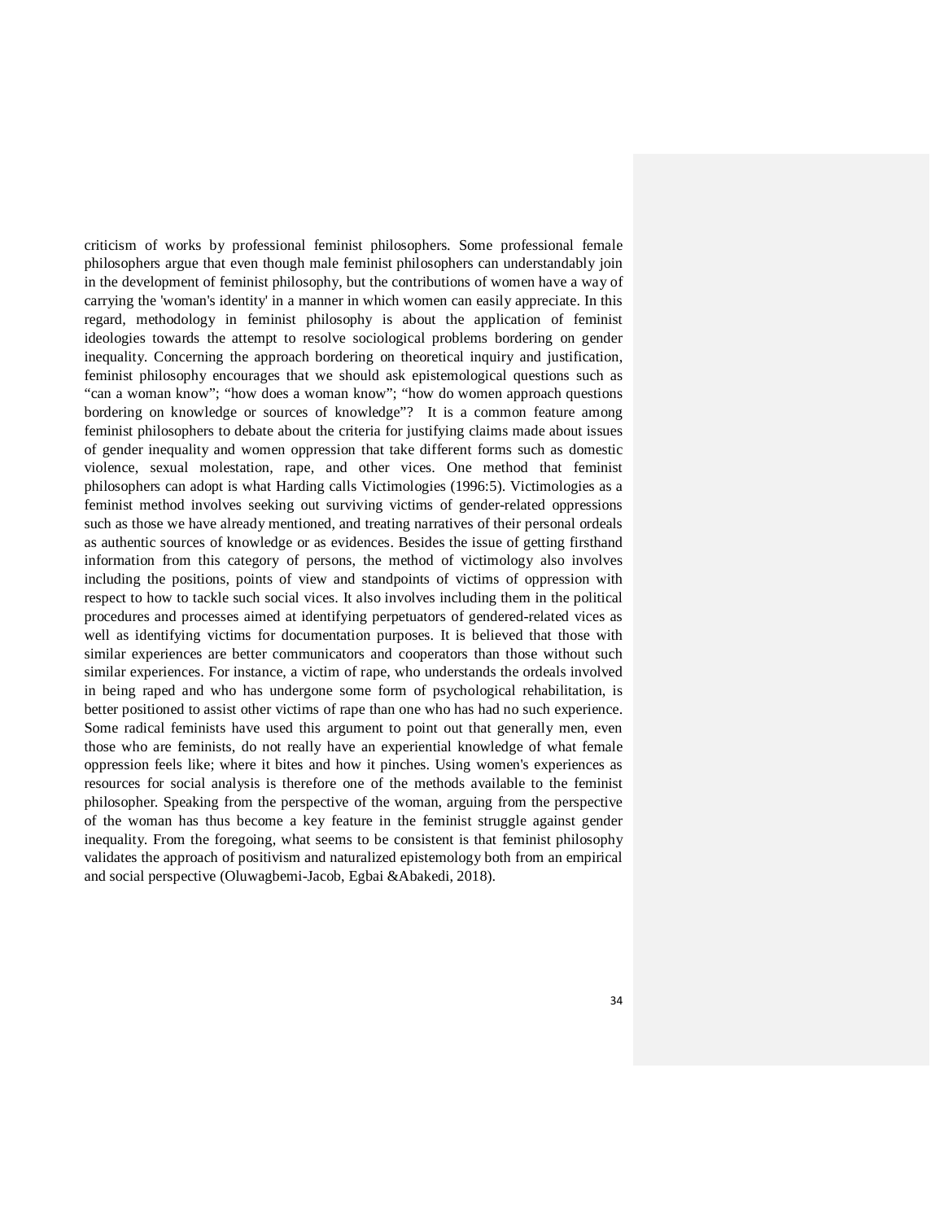criticism of works by professional feminist philosophers. Some professional female philosophers argue that even though male feminist philosophers can understandably join in the development of feminist philosophy, but the contributions of women have a way of carrying the 'woman's identity' in a manner in which women can easily appreciate. In this regard, methodology in feminist philosophy is about the application of feminist ideologies towards the attempt to resolve sociological problems bordering on gender inequality. Concerning the approach bordering on theoretical inquiry and justification, feminist philosophy encourages that we should ask epistemological questions such as "can a woman know"; "how does a woman know"; "how do women approach questions bordering on knowledge or sources of knowledge"? It is a common feature among feminist philosophers to debate about the criteria for justifying claims made about issues of gender inequality and women oppression that take different forms such as domestic violence, sexual molestation, rape, and other vices. One method that feminist philosophers can adopt is what Harding calls Victimologies (1996:5). Victimologies as a feminist method involves seeking out surviving victims of gender-related oppressions such as those we have already mentioned, and treating narratives of their personal ordeals as authentic sources of knowledge or as evidences. Besides the issue of getting firsthand information from this category of persons, the method of victimology also involves including the positions, points of view and standpoints of victims of oppression with respect to how to tackle such social vices. It also involves including them in the political procedures and processes aimed at identifying perpetuators of gendered-related vices as well as identifying victims for documentation purposes. It is believed that those with similar experiences are better communicators and cooperators than those without such similar experiences. For instance, a victim of rape, who understands the ordeals involved in being raped and who has undergone some form of psychological rehabilitation, is better positioned to assist other victims of rape than one who has had no such experience. Some radical feminists have used this argument to point out that generally men, even those who are feminists, do not really have an experiential knowledge of what female oppression feels like; where it bites and how it pinches. Using women's experiences as resources for social analysis is therefore one of the methods available to the feminist philosopher. Speaking from the perspective of the woman, arguing from the perspective of the woman has thus become a key feature in the feminist struggle against gender inequality. From the foregoing, what seems to be consistent is that feminist philosophy validates the approach of positivism and naturalized epistemology both from an empirical and social perspective (Oluwagbemi-Jacob, Egbai &Abakedi, 2018).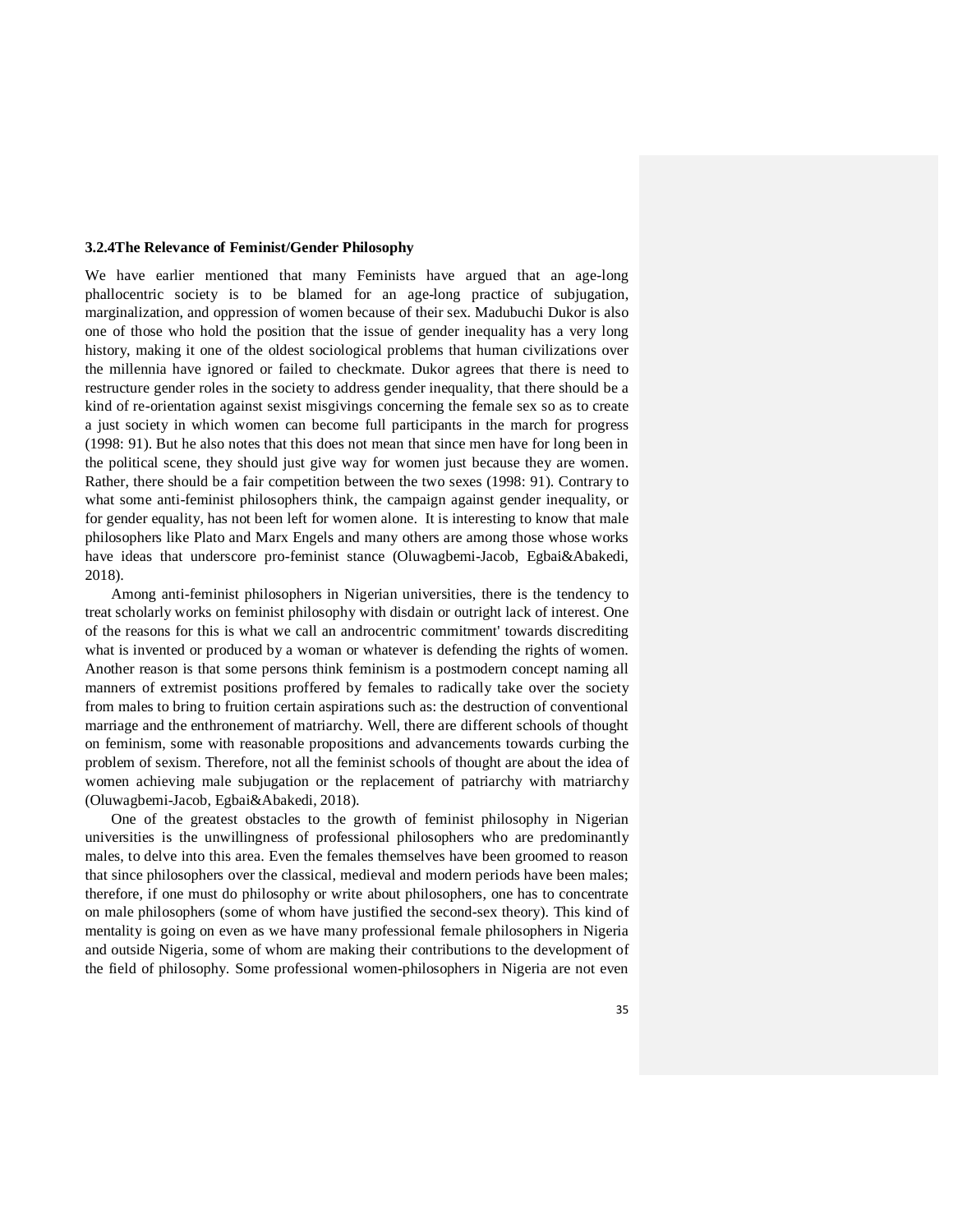### 3.2.4The Relevance of Feminist/Gender Philosophy

We have earlier mentioned that many Feminists have argued that an age-long phallocentric society is to be blamed for an age-long practice of subjugation, marginalization, and oppression of women because of their sex. Madubuchi Dukor is also one of those who hold the position that the issue of gender inequality has a very long history, making it one of the oldest sociological problems that human civilizations over the millennia have ignored or failed to checkmate. Dukor agrees that there is need to restructure gender roles in the society to address gender inequality, that there should be a kind of re-orientation against sexist misgivings concerning the female sex so as to create a just society in which women can become full participants in the march for progress (1998: 91). But he also notes that this does not mean that since men have for long been in the political scene, they should just give way for women just because they are women. Rather, there should be a fair competition between the two sexes (1998: 91). Contrary to what some anti-feminist philosophers think, the campaign against gender inequality, or for gender equality, has not been left for women alone. It is interesting to know that male philosophers like Plato and Marx Engels and many others are among those whose works have ideas that underscore pro-feminist stance (Oluwagbemi-Jacob, Egbai&Abakedi, 2018).

Among anti-feminist philosophers in Nigerian universities, there is the tendency to treat scholarly works on feminist philosophy with disdain or outright lack of interest. One of the reasons for this is what we call an androcentric commitment' towards discrediting what is invented or produced by a woman or whatever is defending the rights of women. Another reason is that some persons think feminism is a postmodern concept naming all manners of extremist positions proffered by females to radically take over the society from males to bring to fruition certain aspirations such as: the destruction of conventional marriage and the enthronement of matriarchy. Well, there are different schools of thought on feminism, some with reasonable propositions and advancements towards curbing the problem of sexism. Therefore, not all the feminist schools of thought are about the idea of women achieving male subjugation or the replacement of patriarchy with matriarchy (Oluwagbemi-Jacob, Egbai&Abakedi, 2018).

One of the greatest obstacles to the growth of feminist philosophy in Nigerian universities is the unwillingness of professional philosophers who are predominantly males, to delve into this area. Even the females themselves have been groomed to reason that since philosophers over the classical, medieval and modern periods have been males; therefore, if one must do philosophy or write about philosophers, one has to concentrate on male philosophers (some of whom have justified the second-sex theory). This kind of mentality is going on even as we have many professional female philosophers in Nigeria and outside Nigeria, some of whom are making their contributions to the development of the field of philosophy. Some professional women-philosophers in Nigeria are not even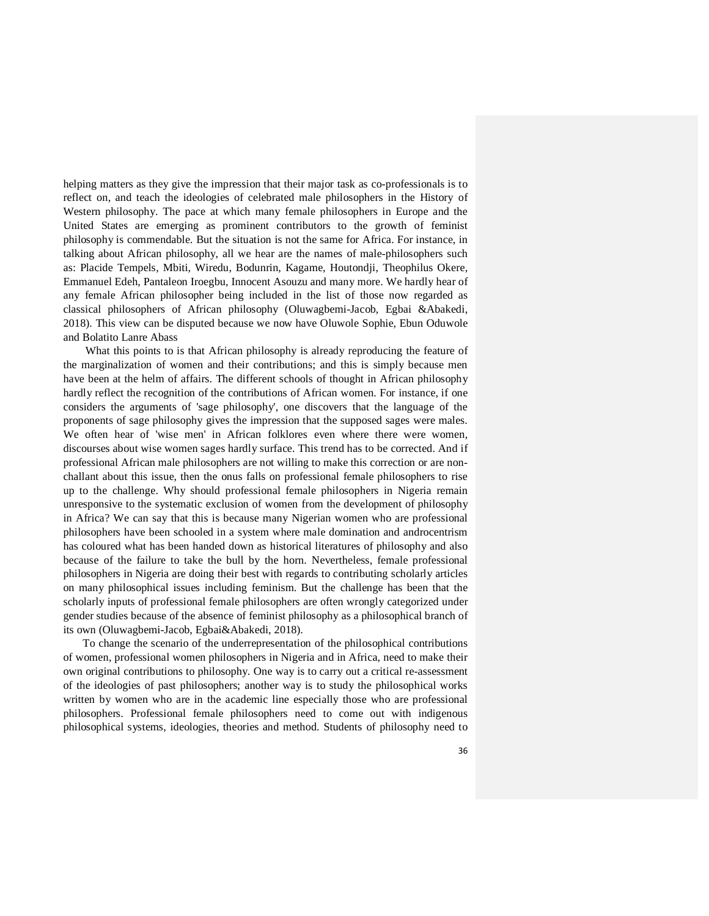helping matters as they give the impression that their major task as co-professionals is to reflect on, and teach the ideologies of celebrated male philosophers in the History of Western philosophy. The pace at which many female philosophers in Europe and the United States are emerging as prominent contributors to the growth of feminist philosophy is commendable. But the situation is not the same for Africa. For instance, in talking about African philosophy, all we hear are the names of male-philosophers such as: Placide Tempels, Mbiti, Wiredu, Bodunrin, Kagame, Houtondji, Theophilus Okere, Emmanuel Edeh, Pantaleon Iroegbu, Innocent Asouzu and many more. We hardly hear of any female African philosopher being included in the list of those now regarded as classical philosophers of African philosophy (Oluwagbemi-Jacob, Egbai &Abakedi, 2018). This view can be disputed because we now have Oluwole Sophie, Ebun Oduwole and Bolatito Lanre Abass

What this points to is that African philosophy is already reproducing the feature of the marginalization of women and their contributions; and this is simply because men have been at the helm of affairs. The different schools of thought in African philosophy hardly reflect the recognition of the contributions of African women. For instance, if one considers the arguments of 'sage philosophy', one discovers that the language of the proponents of sage philosophy gives the impression that the supposed sages were males. We often hear of 'wise men' in African folklores even where there were women, discourses about wise women sages hardly surface. This trend has to be corrected. And if professional African male philosophers are not willing to make this correction or are non-challant about this issue, then the onus falls on professional female philosophers to rise up to the challenge. Why should professional female philosophers in Nigeria remain unresponsive to the systematic exclusion of women from the development of philosophy in Africa? We can say that this is because many Nigerian women who are professional philosophers have been schooled in a system where male domination and androcentrism has coloured what has been handed down as historical literatures of philosophy and also because of the failure to take the bull by the horn. Nevertheless, female professional philosophers in Nigeria are doing their best with regards to contributing scholarly articles on many philosophical issues including feminism. But the challenge has been that the scholarly inputs of professional female philosophers are often wrongly categorized under gender studies because of the absence of feminist philosophy as a philosophical branch of its own (Oluwagbemi-Jacob, Egbai&Abakedi, 2018).

To change the scenario of the underrepresentation of the philosophical contributions of women, professional women philosophers in Nigeria and in Africa, need to make their own original contributions to philosophy. One way is to carry out a critical re-assessment of the ideologies of past philosophers; another way is to study the philosophical works written by women who are in the academic line especially those who are professional philosophers. Professional female philosophers need to come out with indigenous philosophical systems, ideologies, theories and method. Students of philosophy need to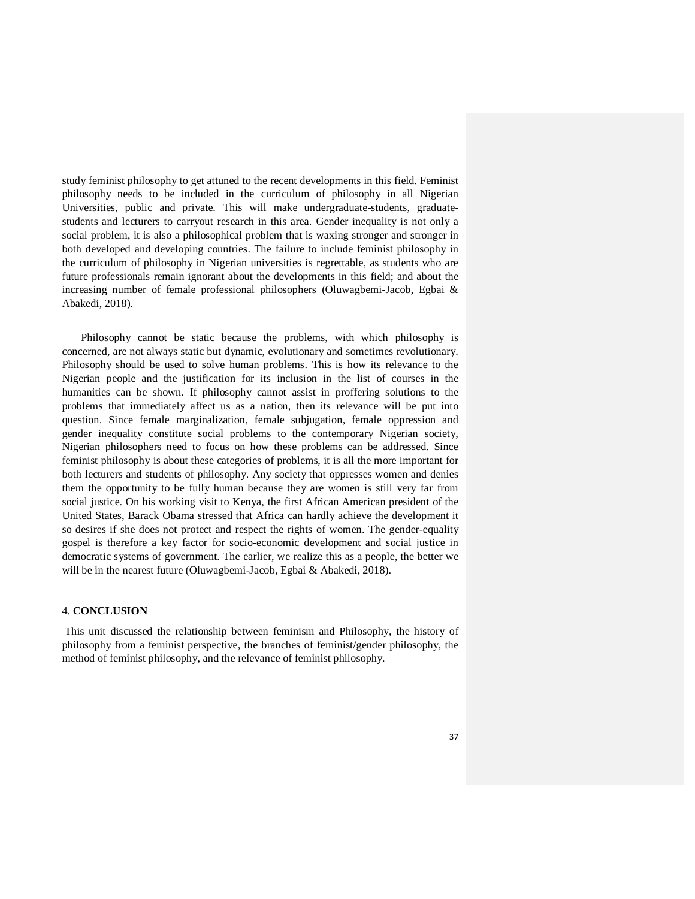study feminist philosophy to get attuned to the recent developments in this field. Feminist philosophy needs to be included in the curriculum of philosophy in all Nigerian Universities, public and private. This will make undergraduate-students, graduate-students and lecturers to carryout research in this area. Gender inequality is not only a social problem, it is also a philosophical problem that is waxing stronger and stronger in both developed and developing countries. The failure to include feminist philosophy in the curriculum of philosophy in Nigerian universities is regrettable, as students who are future professionals remain ignorant about the developments in this field; and about the increasing number of female professional philosophers (Oluwagbemi-Jacob, Egbai & Abakedi, 2018).

Philosophy cannot be static because the problems, with which philosophy is concerned, are not always static but dynamic, evolutionary and sometimes revolutionary. Philosophy should be used to solve human problems. This is how its relevance to the Nigerian people and the justification for its inclusion in the list of courses in the humanities can be shown. If philosophy cannot assist in proffering solutions to the problems that immediately affect us as a nation, then its relevance will be put into question. Since female marginalization, female subjugation, female oppression and gender inequality constitute social problems to the contemporary Nigerian society, Nigerian philosophers need to focus on how these problems can be addressed. Since feminist philosophy is about these categories of problems, it is all the more important for both lecturers and students of philosophy. Any society that oppresses women and denies them the opportunity to be fully human because they are women is still very far from social justice. On his working visit to Kenya, the first African American president of the United States, Barack Obama stressed that Africa can hardly achieve the development it so desires if she does not protect and respect the rights of women. The gender-equality gospel is therefore a key factor for socio-economic development and social justice in democratic systems of government. The earlier, we realize this as a people, the better we will be in the nearest future (Oluwagbemi-Jacob, Egbai & Abakedi, 2018).

## 4. **CONCLUSION**

This unit discussed the relationship between feminism and Philosophy, the history of philosophy from a feminist perspective, the branches of feminist/gender philosophy, the method of feminist philosophy, and the relevance of feminist philosophy.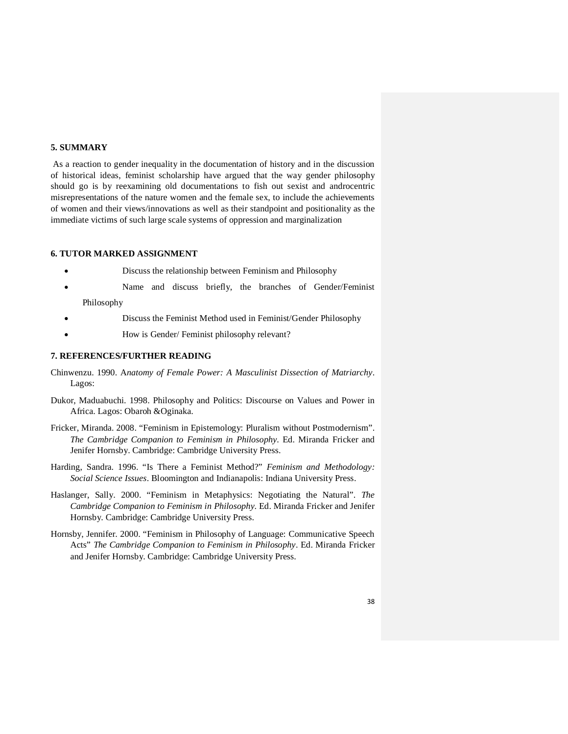## 5. SUMMARY

As a reaction to gender inequality in the documentation of history and in the discussion of historical ideas, feminist scholarship have argued that the way gender philosophy should go is by reexamining old documentations to fish out sexist and androcentric misrepresentations of the nature women and the female sex, to include the achievements of women and their views/innovations as well as their standpoint and positionality as the immediate victims of such large scale systems of oppression and marginalization

## 6. TUTOR MARKED ASSIGNMENT

- Discuss the relationship between Feminism and Philosophy
- Name and discuss briefly, the branches of Gender/Feminist Philosophy
- Discuss the Feminist Method used in Feminist/Gender Philosophy
- How is Gender/ Feminist philosophy relevant?

## 7. REFERENCES/FURTHER READING

Chinwenzu. 1990. A*natomy of Female Power: A Masculinist Dissection of Matriarchy*. Lagos:

Dukor, Maduabuchi. 1998. Philosophy and Politics: Discourse on Values and Power in Africa. Lagos: Obaroh &Oginaka.

Fricker, Miranda. 2008. "Feminism in Epistemology: Pluralism without Postmodernism". *The Cambridge Companion to Feminism in Philosophy*. Ed. Miranda Fricker and Jenifer Hornsby. Cambridge: Cambridge University Press.

Harding, Sandra. 1996. "Is There a Feminist Method?" *Feminism and Methodology: Social Science Issues*. Bloomington and Indianapolis: Indiana University Press.

Haslanger, Sally. 2000. "Feminism in Metaphysics: Negotiating the Natural". *The Cambridge Companion to Feminism in Philosophy*. Ed. Miranda Fricker and Jenifer Hornsby. Cambridge: Cambridge University Press.

Hornsby, Jennifer. 2000. "Feminism in Philosophy of Language: Communicative Speech Acts" *The Cambridge Companion to Feminism in Philosophy*. Ed. Miranda Fricker and Jenifer Hornsby. Cambridge: Cambridge University Press.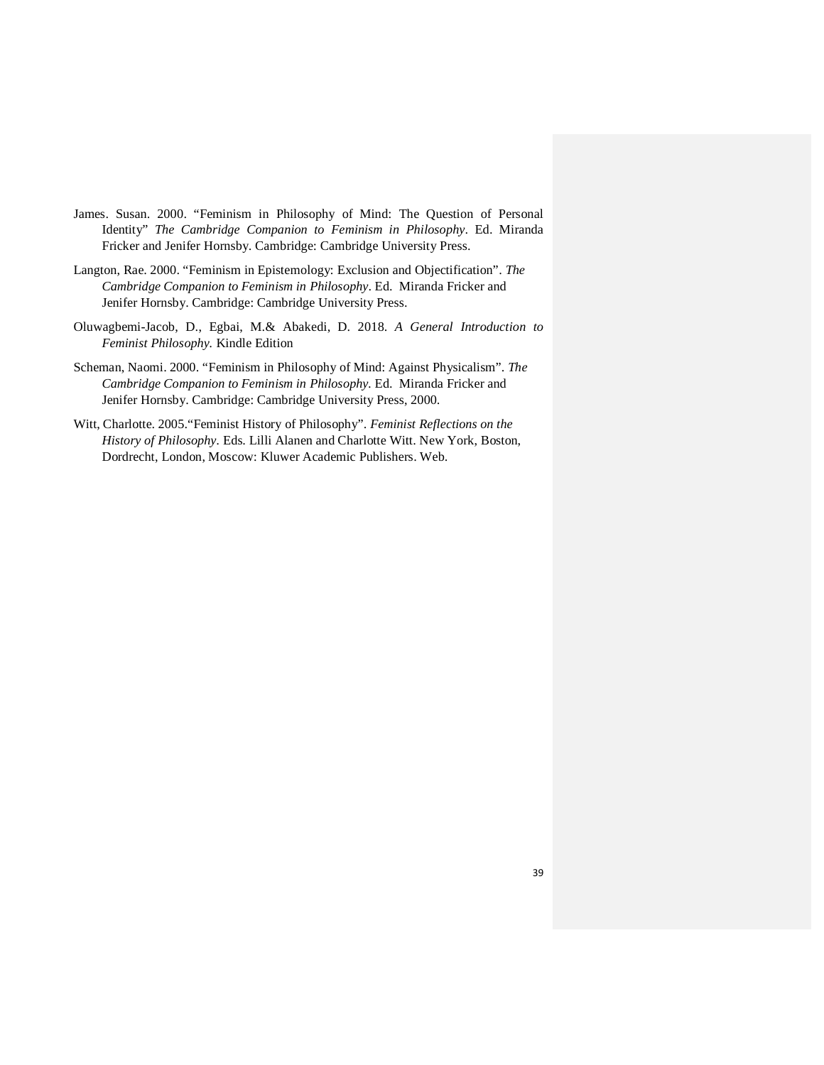James. Susan. 2000. "Feminism in Philosophy of Mind: The Question of Personal Identity" *The Cambridge Companion to Feminism in Philosophy*. Ed. Miranda Fricker and Jenifer Hornsby. Cambridge: Cambridge University Press.

Langton, Rae. 2000. "Feminism in Epistemology: Exclusion and Objectification". *The Cambridge Companion to Feminism in Philosophy*. Ed. Miranda Fricker and Jenifer Hornsby. Cambridge: Cambridge University Press.

Oluwagbemi-Jacob, D., Egbai, M.& Abakedi, D. 2018. *A General Introduction to Feminist Philosophy.* Kindle Edition

Scheman, Naomi. 2000. "Feminism in Philosophy of Mind: Against Physicalism". *The Cambridge Companion to Feminism in Philosophy*. Ed. Miranda Fricker and Jenifer Hornsby. Cambridge: Cambridge University Press, 2000.

Witt, Charlotte. 2005."Feminist History of Philosophy". *Feminist Reflections on the History of Philosophy*. Eds. Lilli Alanen and Charlotte Witt. New York, Boston, Dordrecht, London, Moscow: Kluwer Academic Publishers. Web.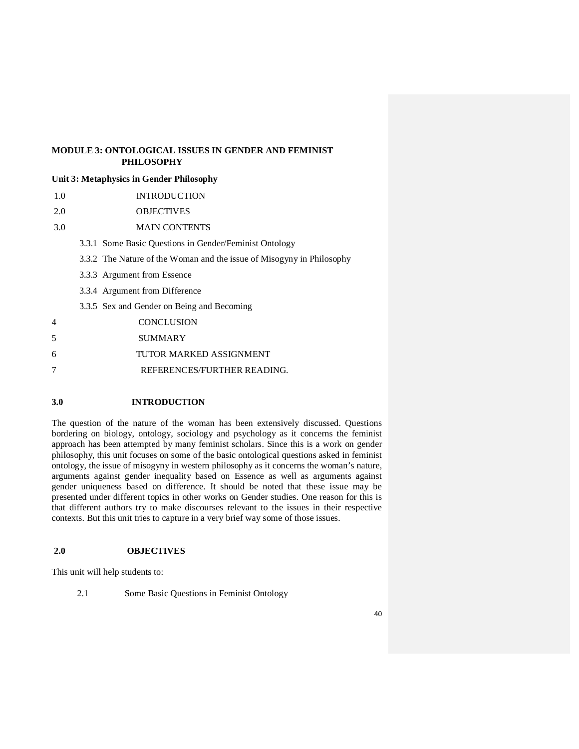**MODULE 3: ONTOLOGICAL ISSUES IN GENDER AND FEMINIST PHILOSOPHY**

**Unit 3: Metaphysics in Gender Philosophy**

1.0 INTRODUCTION

2.0 OBJECTIVES

3.0 MAIN CONTENTS

- 3.3.1 Some Basic Questions in Gender/Feminist Ontology
- 3.3.2 The Nature of the Woman and the issue of Misogyny in Philosophy
- 3.3.3 Argument from Essence
- 3.3.4 Argument from Difference
- 3.3.5 Sex and Gender on Being and Becoming

4 CONCLUSION

5 SUMMARY

6 TUTOR MARKED ASSIGNMENT

7 REFERENCES/FURTHER READING.

## 3.0 INTRODUCTION

The question of the nature of the woman has been extensively discussed. Questions bordering on biology, ontology, sociology and psychology as it concerns the feminist approach has been attempted by many feminist scholars. Since this is a work on gender philosophy, this unit focuses on some of the basic ontological questions asked in feminist ontology, the issue of misogyny in western philosophy as it concerns the woman's nature, arguments against gender inequality based on Essence as well as arguments against gender uniqueness based on difference. It should be noted that these issue may be presented under different topics in other works on Gender studies. One reason for this is that different authors try to make discourses relevant to the issues in their respective contexts. But this unit tries to capture in a very brief way some of those issues.

## 2.0 OBJECTIVES

This unit will help students to:

2.1 Some Basic Questions in Feminist Ontology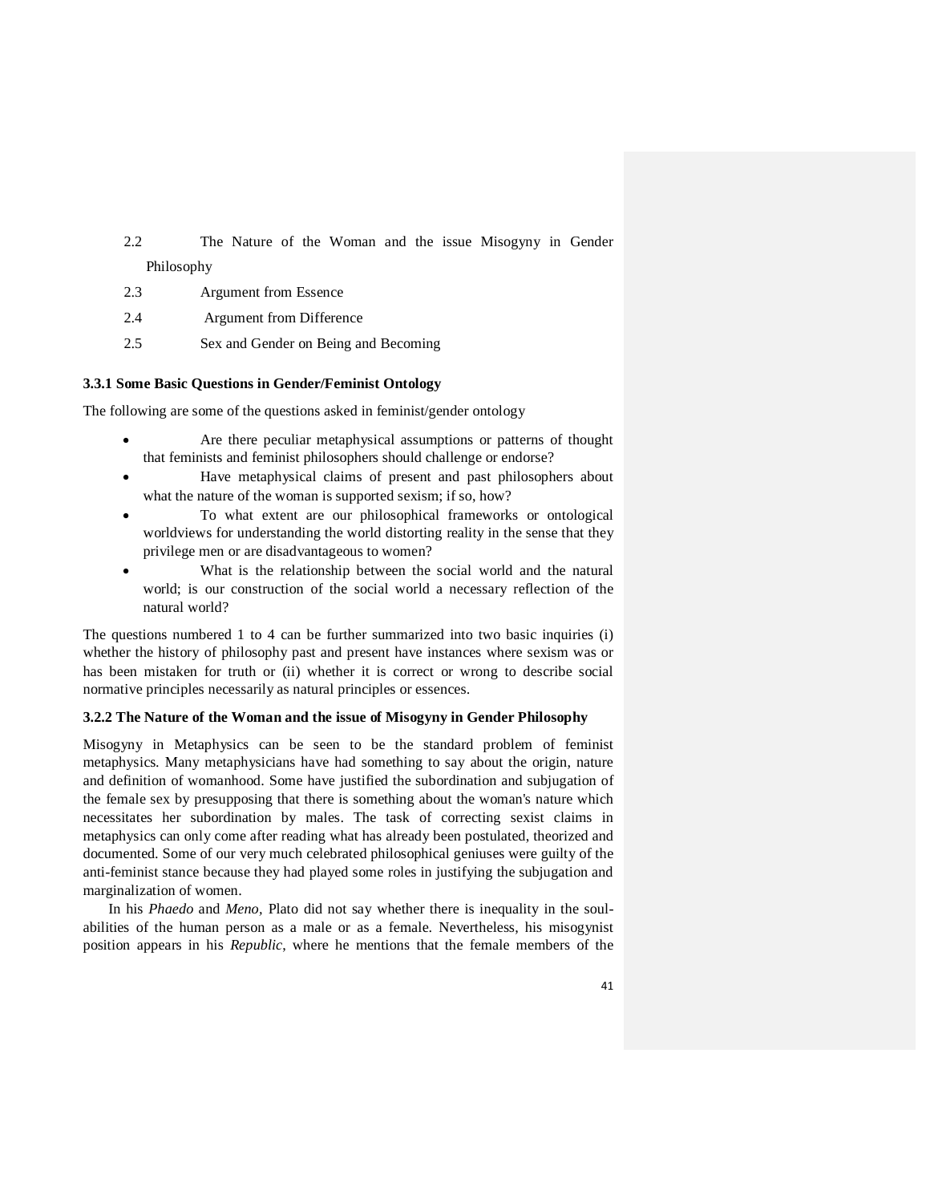2.2 The Nature of the Woman and the issue Misogyny in Gender Philosophy

2.3 Argument from Essence

2.4 Argument from Difference

2.5 Sex and Gender on Being and Becoming

### 3.3.1 Some Basic Questions in Gender/Feminist Ontology

The following are some of the questions asked in feminist/gender ontology

- Are there peculiar metaphysical assumptions or patterns of thought that feminists and feminist philosophers should challenge or endorse?
- Have metaphysical claims of present and past philosophers about what the nature of the woman is supported sexism; if so, how?
- To what extent are our philosophical frameworks or ontological worldviews for understanding the world distorting reality in the sense that they privilege men or are disadvantageous to women?
- What is the relationship between the social world and the natural world; is our construction of the social world a necessary reflection of the natural world?

The questions numbered 1 to 4 can be further summarized into two basic inquiries (i) whether the history of philosophy past and present have instances where sexism was or has been mistaken for truth or (ii) whether it is correct or wrong to describe social normative principles necessarily as natural principles or essences.

### 3.2.2 The Nature of the Woman and the issue of Misogyny in Gender Philosophy

Misogyny in Metaphysics can be seen to be the standard problem of feminist metaphysics. Many metaphysicians have had something to say about the origin, nature and definition of womanhood. Some have justified the subordination and subjugation of the female sex by presupposing that there is something about the woman's nature which necessitates her subordination by males. The task of correcting sexist claims in metaphysics can only come after reading what has already been postulated, theorized and documented. Some of our very much celebrated philosophical geniuses were guilty of the anti-feminist stance because they had played some roles in justifying the subjugation and marginalization of women.

In his *Phaedo* and *Meno,* Plato did not say whether there is inequality in the soul-abilities of the human person as a male or as a female. Nevertheless, his misogynist position appears in his *Republic*, where he mentions that the female members of the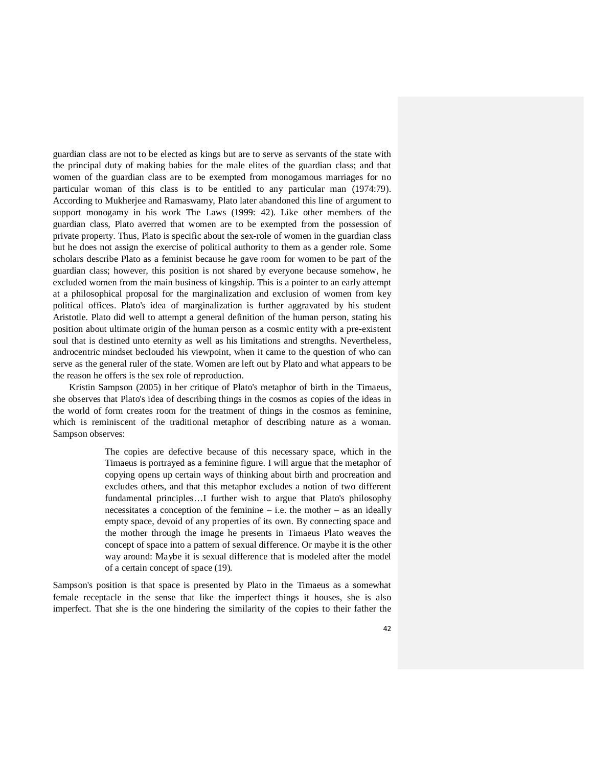guardian class are not to be elected as kings but are to serve as servants of the state with the principal duty of making babies for the male elites of the guardian class; and that women of the guardian class are to be exempted from monogamous marriages for no particular woman of this class is to be entitled to any particular man (1974:79). According to Mukherjee and Ramaswamy, Plato later abandoned this line of argument to support monogamy in his work The Laws (1999: 42). Like other members of the guardian class, Plato averred that women are to be exempted from the possession of private property. Thus, Plato is specific about the sex-role of women in the guardian class but he does not assign the exercise of political authority to them as a gender role. Some scholars describe Plato as a feminist because he gave room for women to be part of the guardian class; however, this position is not shared by everyone because somehow, he excluded women from the main business of kingship. This is a pointer to an early attempt at a philosophical proposal for the marginalization and exclusion of women from key political offices. Plato's idea of marginalization is further aggravated by his student Aristotle. Plato did well to attempt a general definition of the human person, stating his position about ultimate origin of the human person as a cosmic entity with a pre-existent soul that is destined unto eternity as well as his limitations and strengths. Nevertheless, androcentric mindset beclouded his viewpoint, when it came to the question of who can serve as the general ruler of the state. Women are left out by Plato and what appears to be the reason he offers is the sex role of reproduction.

Kristin Sampson (2005) in her critique of Plato's metaphor of birth in the Timaeus, she observes that Plato's idea of describing things in the cosmos as copies of the ideas in the world of form creates room for the treatment of things in the cosmos as feminine, which is reminiscent of the traditional metaphor of describing nature as a woman. Sampson observes:

> The copies are defective because of this necessary space, which in the Timaeus is portrayed as a feminine figure. I will argue that the metaphor of copying opens up certain ways of thinking about birth and procreation and excludes others, and that this metaphor excludes a notion of two different fundamental principles…I further wish to argue that Plato's philosophy necessitates a conception of the feminine – i.e. the mother – as an ideally empty space, devoid of any properties of its own. By connecting space and the mother through the image he presents in Timaeus Plato weaves the concept of space into a pattern of sexual difference. Or maybe it is the other way around: Maybe it is sexual difference that is modeled after the model of a certain concept of space (19).

Sampson's position is that space is presented by Plato in the Timaeus as a somewhat female receptacle in the sense that like the imperfect things it houses, she is also imperfect. That she is the one hindering the similarity of the copies to their father the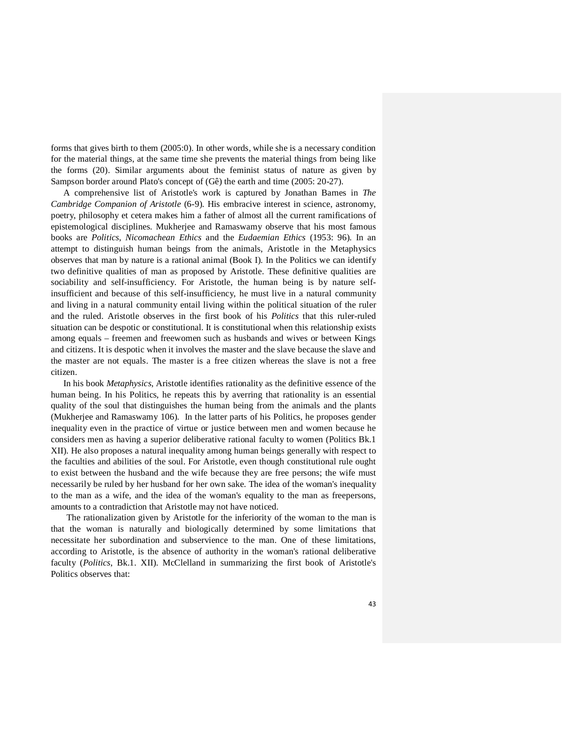forms that gives birth to them (2005:0). In other words, while she is a necessary condition for the material things, at the same time she prevents the material things from being like the forms (20). Similar arguments about the feminist status of nature as given by Sampson border around Plato's concept of (Gê) the earth and time (2005: 20-27).

A comprehensive list of Aristotle's work is captured by Jonathan Barnes in *The Cambridge Companion of Aristotle* (6-9). His embracive interest in science, astronomy, poetry, philosophy et cetera makes him a father of almost all the current ramifications of epistemological disciplines. Mukherjee and Ramaswamy observe that his most famous books are *Politics*, *Nicomachean Ethics* and the *Eudaemian Ethics* (1953: 96). In an attempt to distinguish human beings from the animals, Aristotle in the Metaphysics observes that man by nature is a rational animal (Book I). In the Politics we can identify two definitive qualities of man as proposed by Aristotle. These definitive qualities are sociability and self-insufficiency. For Aristotle, the human being is by nature self-insufficient and because of this self-insufficiency, he must live in a natural community and living in a natural community entail living within the political situation of the ruler and the ruled. Aristotle observes in the first book of his *Politics* that this ruler-ruled situation can be despotic or constitutional. It is constitutional when this relationship exists among equals – freemen and freewomen such as husbands and wives or between Kings and citizens. It is despotic when it involves the master and the slave because the slave and the master are not equals. The master is a free citizen whereas the slave is not a free citizen.

In his book *Metaphysics*, Aristotle identifies rationality as the definitive essence of the human being. In his Politics, he repeats this by averring that rationality is an essential quality of the soul that distinguishes the human being from the animals and the plants (Mukherjee and Ramaswamy 106). In the latter parts of his Politics, he proposes gender inequality even in the practice of virtue or justice between men and women because he considers men as having a superior deliberative rational faculty to women (Politics Bk.1 XII). He also proposes a natural inequality among human beings generally with respect to the faculties and abilities of the soul. For Aristotle, even though constitutional rule ought to exist between the husband and the wife because they are free persons; the wife must necessarily be ruled by her husband for her own sake. The idea of the woman's inequality to the man as a wife, and the idea of the woman's equality to the man as freepersons, amounts to a contradiction that Aristotle may not have noticed.

The rationalization given by Aristotle for the inferiority of the woman to the man is that the woman is naturally and biologically determined by some limitations that necessitate her subordination and subservience to the man. One of these limitations, according to Aristotle, is the absence of authority in the woman's rational deliberative faculty (*Politics*, Bk.1. XII). McClelland in summarizing the first book of Aristotle's Politics observes that: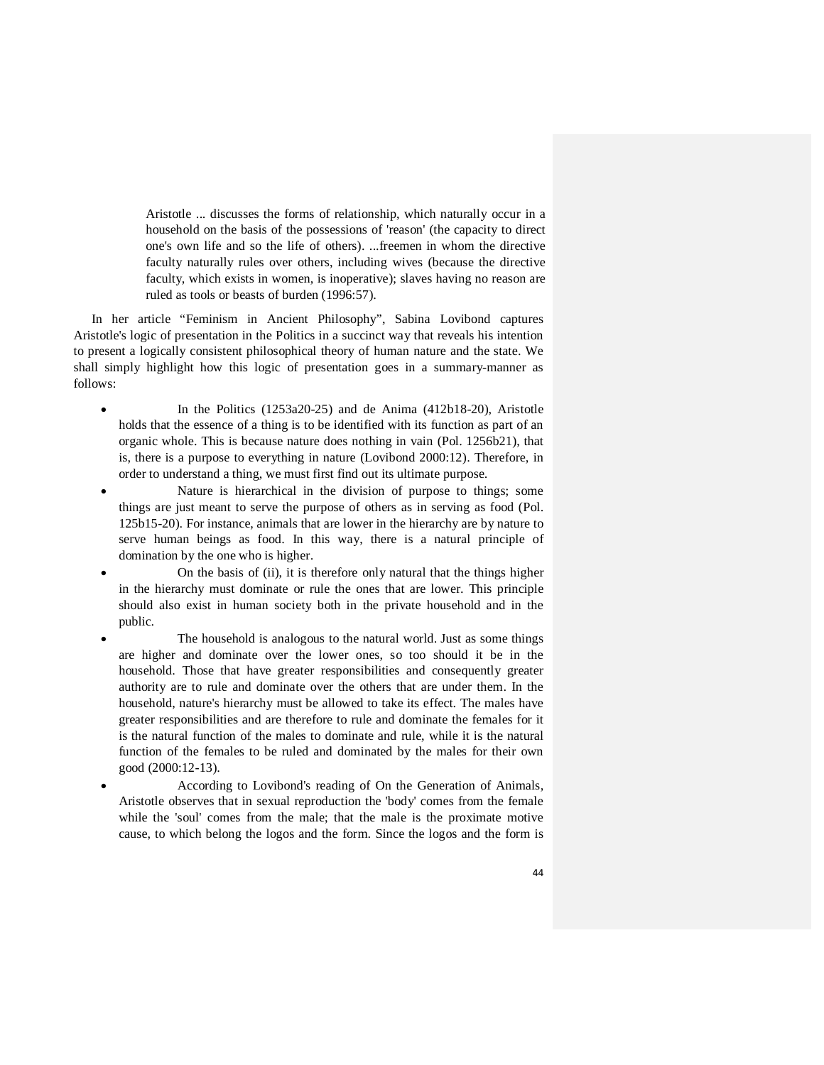> Aristotle ... discusses the forms of relationship, which naturally occur in a household on the basis of the possessions of 'reason' (the capacity to direct one's own life and so the life of others). ...freemen in whom the directive faculty naturally rules over others, including wives (because the directive faculty, which exists in women, is inoperative); slaves having no reason are ruled as tools or beasts of burden (1996:57).

In her article "Feminism in Ancient Philosophy", Sabina Lovibond captures Aristotle's logic of presentation in the Politics in a succinct way that reveals his intention to present a logically consistent philosophical theory of human nature and the state. We shall simply highlight how this logic of presentation goes in a summary-manner as follows:

- In the Politics (1253a20-25) and de Anima (412b18-20), Aristotle holds that the essence of a thing is to be identified with its function as part of an organic whole. This is because nature does nothing in vain (Pol. 1256b21), that is, there is a purpose to everything in nature (Lovibond 2000:12). Therefore, in order to understand a thing, we must first find out its ultimate purpose.
- Nature is hierarchical in the division of purpose to things; some things are just meant to serve the purpose of others as in serving as food (Pol. 125b15-20). For instance, animals that are lower in the hierarchy are by nature to serve human beings as food. In this way, there is a natural principle of domination by the one who is higher.
- On the basis of (ii), it is therefore only natural that the things higher in the hierarchy must dominate or rule the ones that are lower. This principle should also exist in human society both in the private household and in the public.
- The household is analogous to the natural world. Just as some things are higher and dominate over the lower ones, so too should it be in the household. Those that have greater responsibilities and consequently greater authority are to rule and dominate over the others that are under them. In the household, nature's hierarchy must be allowed to take its effect. The males have greater responsibilities and are therefore to rule and dominate the females for it is the natural function of the males to dominate and rule, while it is the natural function of the females to be ruled and dominated by the males for their own good (2000:12-13).
- According to Lovibond's reading of On the Generation of Animals, Aristotle observes that in sexual reproduction the 'body' comes from the female while the 'soul' comes from the male; that the male is the proximate motive cause, to which belong the logos and the form. Since the logos and the form is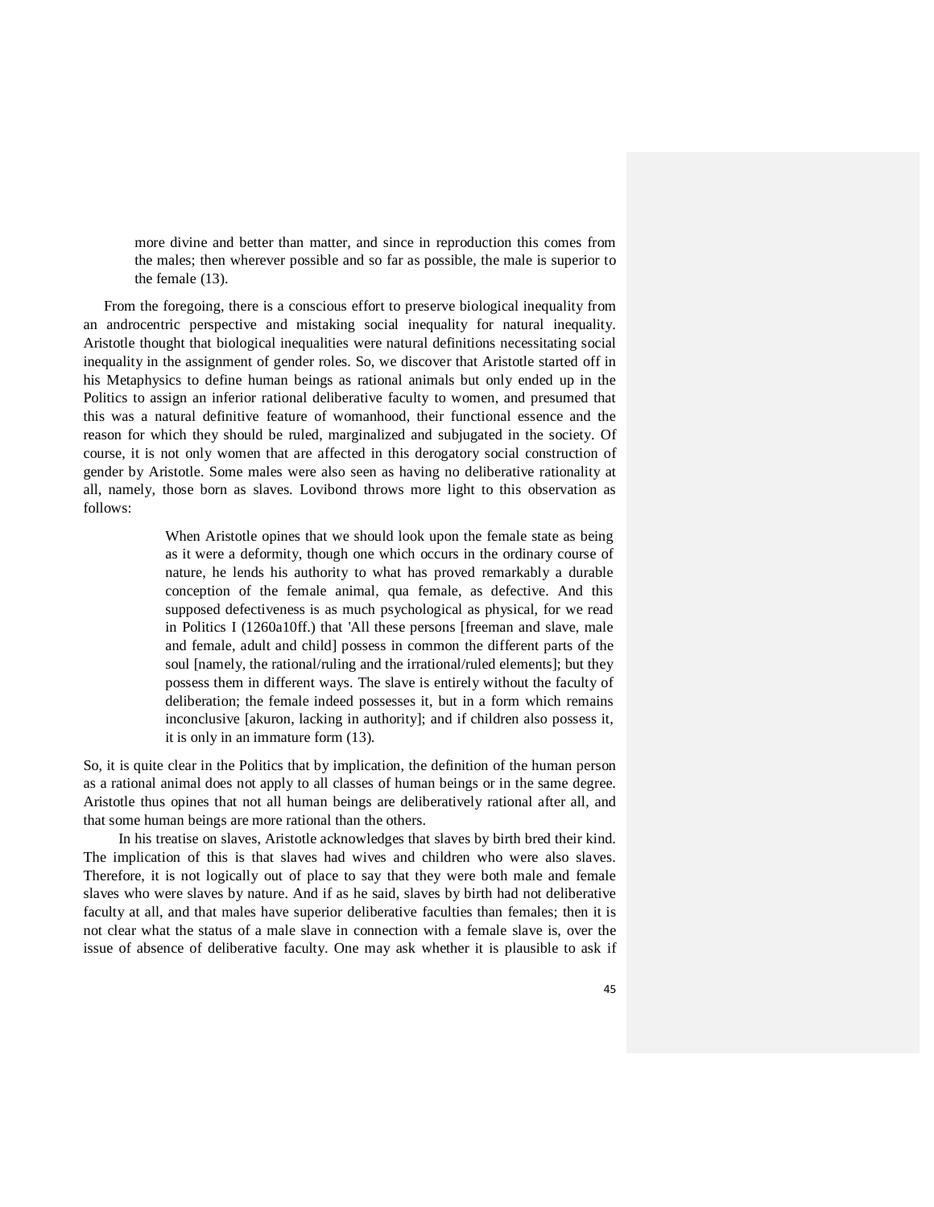> more divine and better than matter, and since in reproduction this comes from the males; then wherever possible and so far as possible, the male is superior to the female (13).

From the foregoing, there is a conscious effort to preserve biological inequality from an androcentric perspective and mistaking social inequality for natural inequality. Aristotle thought that biological inequalities were natural definitions necessitating social inequality in the assignment of gender roles. So, we discover that Aristotle started off in his Metaphysics to define human beings as rational animals but only ended up in the Politics to assign an inferior rational deliberative faculty to women, and presumed that this was a natural definitive feature of womanhood, their functional essence and the reason for which they should be ruled, marginalized and subjugated in the society. Of course, it is not only women that are affected in this derogatory social construction of gender by Aristotle. Some males were also seen as having no deliberative rationality at all, namely, those born as slaves. Lovibond throws more light to this observation as follows:

> When Aristotle opines that we should look upon the female state as being as it were a deformity, though one which occurs in the ordinary course of nature, he lends his authority to what has proved remarkably a durable conception of the female animal, qua female, as defective. And this supposed defectiveness is as much psychological as physical, for we read in Politics I (1260a10ff.) that 'All these persons [freeman and slave, male and female, adult and child] possess in common the different parts of the soul [namely, the rational/ruling and the irrational/ruled elements]; but they possess them in different ways. The slave is entirely without the faculty of deliberation; the female indeed possesses it, but in a form which remains inconclusive [akuron, lacking in authority]; and if children also possess it, it is only in an immature form (13).

So, it is quite clear in the Politics that by implication, the definition of the human person as a rational animal does not apply to all classes of human beings or in the same degree. Aristotle thus opines that not all human beings are deliberatively rational after all, and that some human beings are more rational than the others.

In his treatise on slaves, Aristotle acknowledges that slaves by birth bred their kind. The implication of this is that slaves had wives and children who were also slaves. Therefore, it is not logically out of place to say that they were both male and female slaves who were slaves by nature. And if as he said, slaves by birth had not deliberative faculty at all, and that males have superior deliberative faculties than females; then it is not clear what the status of a male slave in connection with a female slave is, over the issue of absence of deliberative faculty. One may ask whether it is plausible to ask if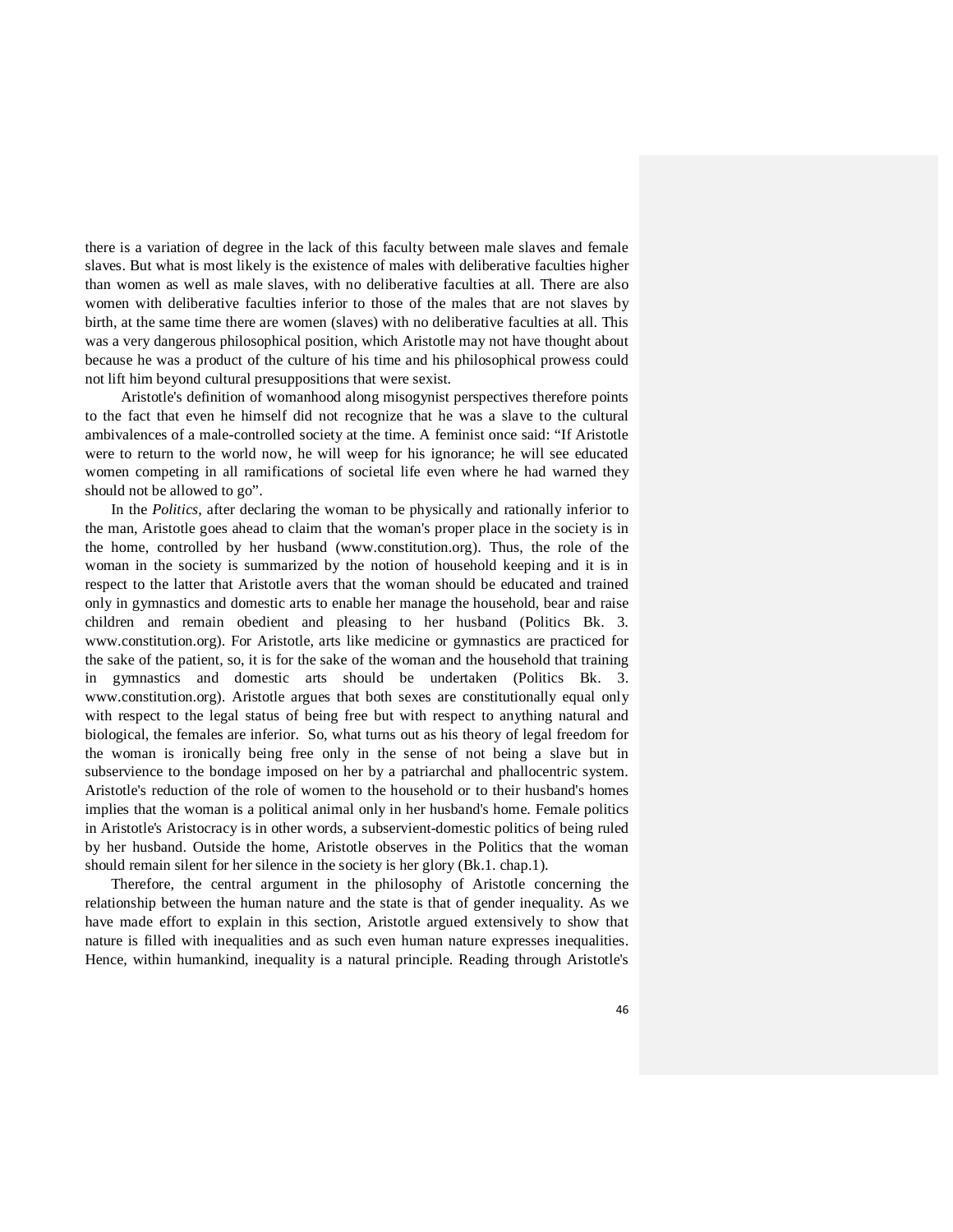there is a variation of degree in the lack of this faculty between male slaves and female slaves. But what is most likely is the existence of males with deliberative faculties higher than women as well as male slaves, with no deliberative faculties at all. There are also women with deliberative faculties inferior to those of the males that are not slaves by birth, at the same time there are women (slaves) with no deliberative faculties at all. This was a very dangerous philosophical position, which Aristotle may not have thought about because he was a product of the culture of his time and his philosophical prowess could not lift him beyond cultural presuppositions that were sexist.

Aristotle's definition of womanhood along misogynist perspectives therefore points to the fact that even he himself did not recognize that he was a slave to the cultural ambivalences of a male-controlled society at the time. A feminist once said: "If Aristotle were to return to the world now, he will weep for his ignorance; he will see educated women competing in all ramifications of societal life even where he had warned they should not be allowed to go".

In the *Politics*, after declaring the woman to be physically and rationally inferior to the man, Aristotle goes ahead to claim that the woman's proper place in the society is in the home, controlled by her husband (www.constitution.org). Thus, the role of the woman in the society is summarized by the notion of household keeping and it is in respect to the latter that Aristotle avers that the woman should be educated and trained only in gymnastics and domestic arts to enable her manage the household, bear and raise children and remain obedient and pleasing to her husband (Politics Bk. 3. www.constitution.org). For Aristotle, arts like medicine or gymnastics are practiced for the sake of the patient, so, it is for the sake of the woman and the household that training in gymnastics and domestic arts should be undertaken (Politics Bk. 3. www.constitution.org). Aristotle argues that both sexes are constitutionally equal only with respect to the legal status of being free but with respect to anything natural and biological, the females are inferior. So, what turns out as his theory of legal freedom for the woman is ironically being free only in the sense of not being a slave but in subservience to the bondage imposed on her by a patriarchal and phallocentric system. Aristotle's reduction of the role of women to the household or to their husband's homes implies that the woman is a political animal only in her husband's home. Female politics in Aristotle's Aristocracy is in other words, a subservient-domestic politics of being ruled by her husband. Outside the home, Aristotle observes in the Politics that the woman should remain silent for her silence in the society is her glory (Bk.1. chap.1).

Therefore, the central argument in the philosophy of Aristotle concerning the relationship between the human nature and the state is that of gender inequality. As we have made effort to explain in this section, Aristotle argued extensively to show that nature is filled with inequalities and as such even human nature expresses inequalities. Hence, within humankind, inequality is a natural principle. Reading through Aristotle's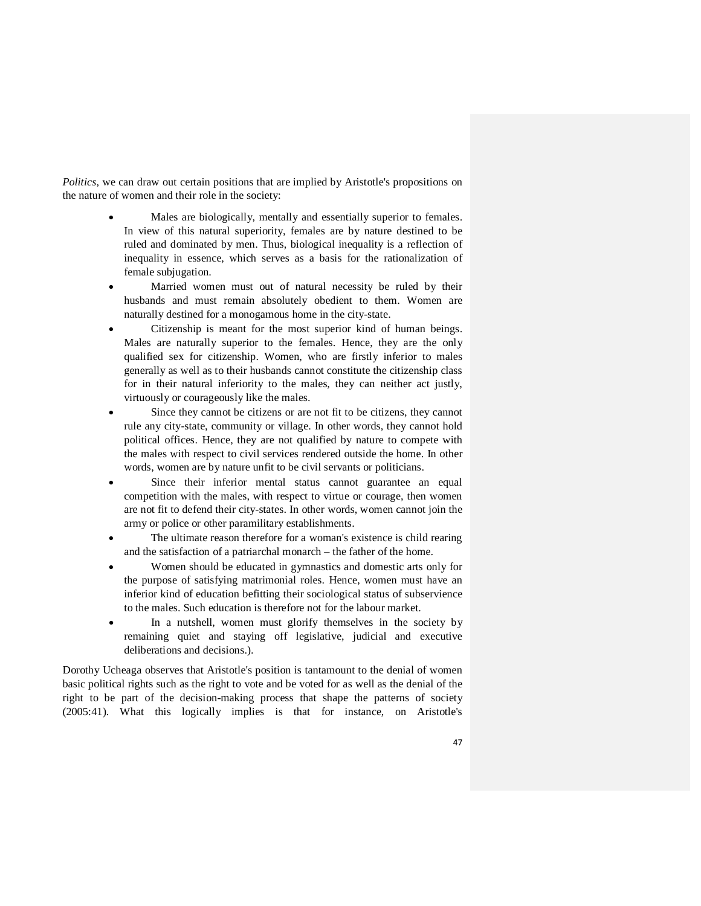*Politics*, we can draw out certain positions that are implied by Aristotle's propositions on the nature of women and their role in the society:

- Males are biologically, mentally and essentially superior to females. In view of this natural superiority, females are by nature destined to be ruled and dominated by men. Thus, biological inequality is a reflection of inequality in essence, which serves as a basis for the rationalization of female subjugation.
- Married women must out of natural necessity be ruled by their husbands and must remain absolutely obedient to them. Women are naturally destined for a monogamous home in the city-state.
- Citizenship is meant for the most superior kind of human beings. Males are naturally superior to the females. Hence, they are the only qualified sex for citizenship. Women, who are firstly inferior to males generally as well as to their husbands cannot constitute the citizenship class for in their natural inferiority to the males, they can neither act justly, virtuously or courageously like the males.
- Since they cannot be citizens or are not fit to be citizens, they cannot rule any city-state, community or village. In other words, they cannot hold political offices. Hence, they are not qualified by nature to compete with the males with respect to civil services rendered outside the home. In other words, women are by nature unfit to be civil servants or politicians.
- Since their inferior mental status cannot guarantee an equal competition with the males, with respect to virtue or courage, then women are not fit to defend their city-states. In other words, women cannot join the army or police or other paramilitary establishments.
- The ultimate reason therefore for a woman's existence is child rearing and the satisfaction of a patriarchal monarch – the father of the home.
- Women should be educated in gymnastics and domestic arts only for the purpose of satisfying matrimonial roles. Hence, women must have an inferior kind of education befitting their sociological status of subservience to the males. Such education is therefore not for the labour market.
- In a nutshell, women must glorify themselves in the society by remaining quiet and staying off legislative, judicial and executive deliberations and decisions.).

Dorothy Ucheaga observes that Aristotle's position is tantamount to the denial of women basic political rights such as the right to vote and be voted for as well as the denial of the right to be part of the decision-making process that shape the patterns of society (2005:41). What this logically implies is that for instance, on Aristotle's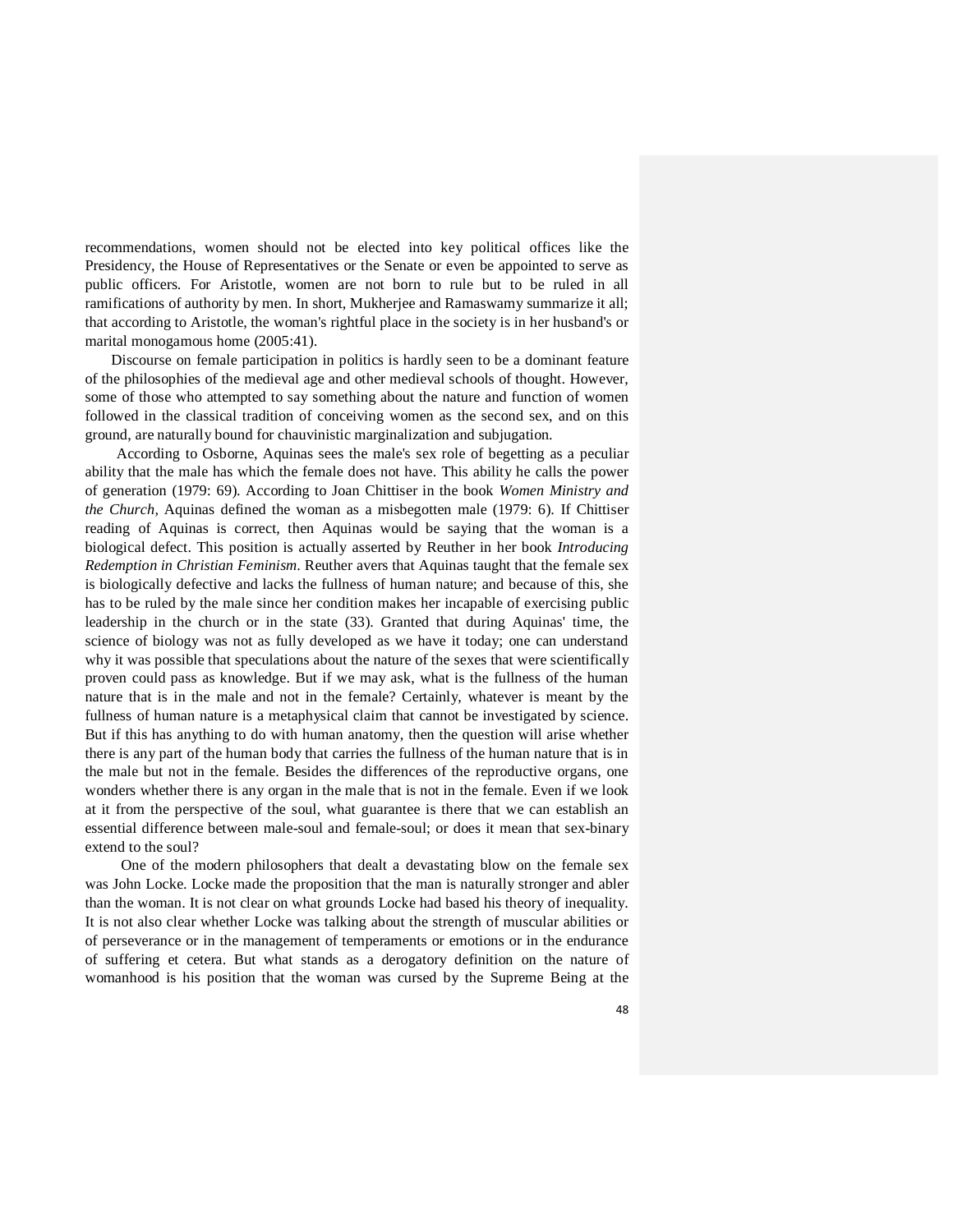recommendations, women should not be elected into key political offices like the Presidency, the House of Representatives or the Senate or even be appointed to serve as public officers. For Aristotle, women are not born to rule but to be ruled in all ramifications of authority by men. In short, Mukherjee and Ramaswamy summarize it all; that according to Aristotle, the woman's rightful place in the society is in her husband's or marital monogamous home (2005:41).

Discourse on female participation in politics is hardly seen to be a dominant feature of the philosophies of the medieval age and other medieval schools of thought. However, some of those who attempted to say something about the nature and function of women followed in the classical tradition of conceiving women as the second sex, and on this ground, are naturally bound for chauvinistic marginalization and subjugation.

According to Osborne, Aquinas sees the male's sex role of begetting as a peculiar ability that the male has which the female does not have. This ability he calls the power of generation (1979: 69). According to Joan Chittiser in the book *Women Ministry and the Church,* Aquinas defined the woman as a misbegotten male (1979: 6). If Chittiser reading of Aquinas is correct, then Aquinas would be saying that the woman is a biological defect. This position is actually asserted by Reuther in her book *Introducing Redemption in Christian Feminism*. Reuther avers that Aquinas taught that the female sex is biologically defective and lacks the fullness of human nature; and because of this, she has to be ruled by the male since her condition makes her incapable of exercising public leadership in the church or in the state (33). Granted that during Aquinas' time, the science of biology was not as fully developed as we have it today; one can understand why it was possible that speculations about the nature of the sexes that were scientifically proven could pass as knowledge. But if we may ask, what is the fullness of the human nature that is in the male and not in the female? Certainly, whatever is meant by the fullness of human nature is a metaphysical claim that cannot be investigated by science. But if this has anything to do with human anatomy, then the question will arise whether there is any part of the human body that carries the fullness of the human nature that is in the male but not in the female. Besides the differences of the reproductive organs, one wonders whether there is any organ in the male that is not in the female. Even if we look at it from the perspective of the soul, what guarantee is there that we can establish an essential difference between male-soul and female-soul; or does it mean that sex-binary extend to the soul?

One of the modern philosophers that dealt a devastating blow on the female sex was John Locke. Locke made the proposition that the man is naturally stronger and abler than the woman. It is not clear on what grounds Locke had based his theory of inequality. It is not also clear whether Locke was talking about the strength of muscular abilities or of perseverance or in the management of temperaments or emotions or in the endurance of suffering et cetera. But what stands as a derogatory definition on the nature of womanhood is his position that the woman was cursed by the Supreme Being at the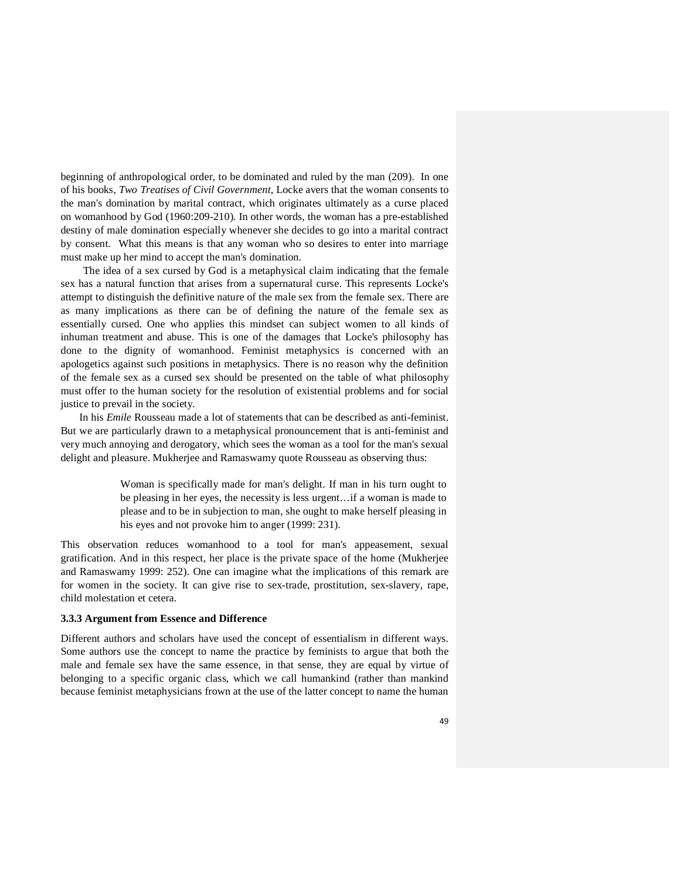beginning of anthropological order, to be dominated and ruled by the man (209). In one of his books, *Two Treatises of Civil Government*, Locke avers that the woman consents to the man's domination by marital contract, which originates ultimately as a curse placed on womanhood by God (1960:209-210). In other words, the woman has a pre-established destiny of male domination especially whenever she decides to go into a marital contract by consent. What this means is that any woman who so desires to enter into marriage must make up her mind to accept the man's domination.

The idea of a sex cursed by God is a metaphysical claim indicating that the female sex has a natural function that arises from a supernatural curse. This represents Locke's attempt to distinguish the definitive nature of the male sex from the female sex. There are as many implications as there can be of defining the nature of the female sex as essentially cursed. One who applies this mindset can subject women to all kinds of inhuman treatment and abuse. This is one of the damages that Locke's philosophy has done to the dignity of womanhood. Feminist metaphysics is concerned with an apologetics against such positions in metaphysics. There is no reason why the definition of the female sex as a cursed sex should be presented on the table of what philosophy must offer to the human society for the resolution of existential problems and for social justice to prevail in the society.

In his *Emile* Rousseau made a lot of statements that can be described as anti-feminist. But we are particularly drawn to a metaphysical pronouncement that is anti-feminist and very much annoying and derogatory, which sees the woman as a tool for the man's sexual delight and pleasure. Mukherjee and Ramaswamy quote Rousseau as observing thus:

> Woman is specifically made for man's delight. If man in his turn ought to be pleasing in her eyes, the necessity is less urgent…if a woman is made to please and to be in subjection to man, she ought to make herself pleasing in his eyes and not provoke him to anger (1999: 231).

This observation reduces womanhood to a tool for man's appeasement, sexual gratification. And in this respect, her place is the private space of the home (Mukherjee and Ramaswamy 1999: 252). One can imagine what the implications of this remark are for women in the society. It can give rise to sex-trade, prostitution, sex-slavery, rape, child molestation et cetera.

### 3.3.3 Argument from Essence and Difference

Different authors and scholars have used the concept of essentialism in different ways. Some authors use the concept to name the practice by feminists to argue that both the male and female sex have the same essence, in that sense, they are equal by virtue of belonging to a specific organic class, which we call humankind (rather than mankind because feminist metaphysicians frown at the use of the latter concept to name the human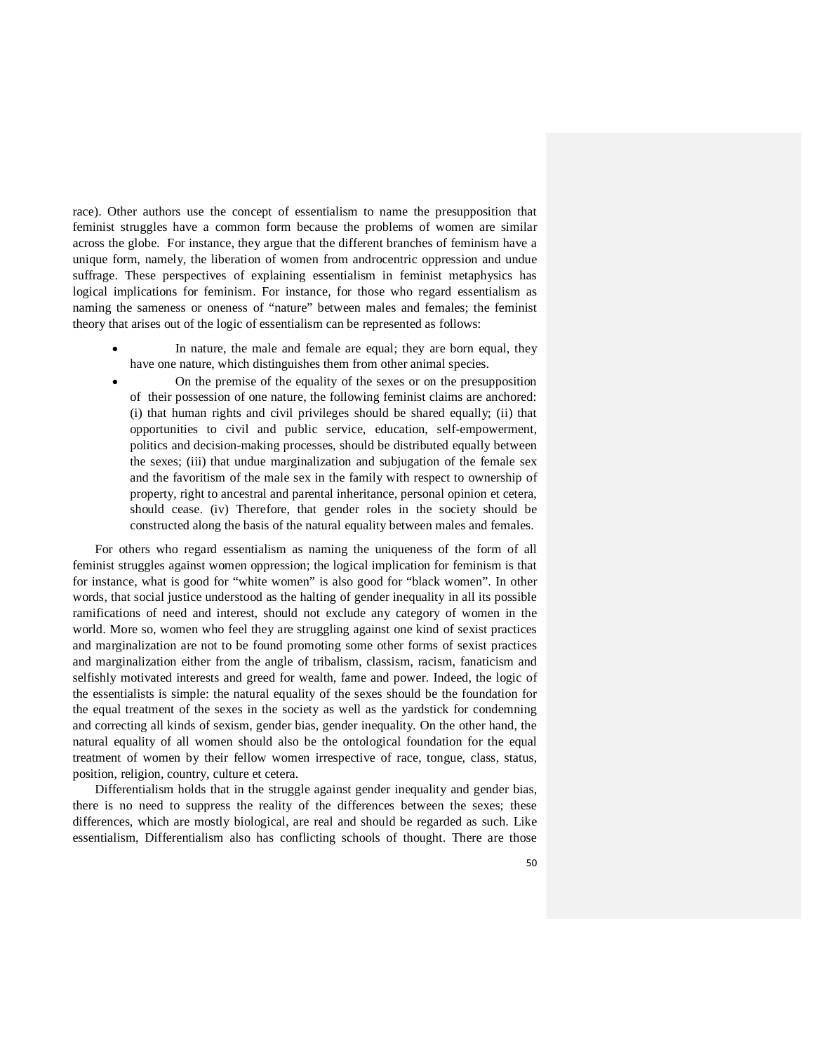race). Other authors use the concept of essentialism to name the presupposition that feminist struggles have a common form because the problems of women are similar across the globe. For instance, they argue that the different branches of feminism have a unique form, namely, the liberation of women from androcentric oppression and undue suffrage. These perspectives of explaining essentialism in feminist metaphysics has logical implications for feminism. For instance, for those who regard essentialism as naming the sameness or oneness of "nature" between males and females; the feminist theory that arises out of the logic of essentialism can be represented as follows:

- In nature, the male and female are equal; they are born equal, they have one nature, which distinguishes them from other animal species.
- On the premise of the equality of the sexes or on the presupposition of their possession of one nature, the following feminist claims are anchored: (i) that human rights and civil privileges should be shared equally; (ii) that opportunities to civil and public service, education, self-empowerment, politics and decision-making processes, should be distributed equally between the sexes; (iii) that undue marginalization and subjugation of the female sex and the favoritism of the male sex in the family with respect to ownership of property, right to ancestral and parental inheritance, personal opinion et cetera, should cease. (iv) Therefore, that gender roles in the society should be constructed along the basis of the natural equality between males and females.

For others who regard essentialism as naming the uniqueness of the form of all feminist struggles against women oppression; the logical implication for feminism is that for instance, what is good for "white women" is also good for "black women". In other words, that social justice understood as the halting of gender inequality in all its possible ramifications of need and interest, should not exclude any category of women in the world. More so, women who feel they are struggling against one kind of sexist practices and marginalization are not to be found promoting some other forms of sexist practices and marginalization either from the angle of tribalism, classism, racism, fanaticism and selfishly motivated interests and greed for wealth, fame and power. Indeed, the logic of the essentialists is simple: the natural equality of the sexes should be the foundation for the equal treatment of the sexes in the society as well as the yardstick for condemning and correcting all kinds of sexism, gender bias, gender inequality. On the other hand, the natural equality of all women should also be the ontological foundation for the equal treatment of women by their fellow women irrespective of race, tongue, class, status, position, religion, country, culture et cetera.

Differentialism holds that in the struggle against gender inequality and gender bias, there is no need to suppress the reality of the differences between the sexes; these differences, which are mostly biological, are real and should be regarded as such. Like essentialism, Differentialism also has conflicting schools of thought. There are those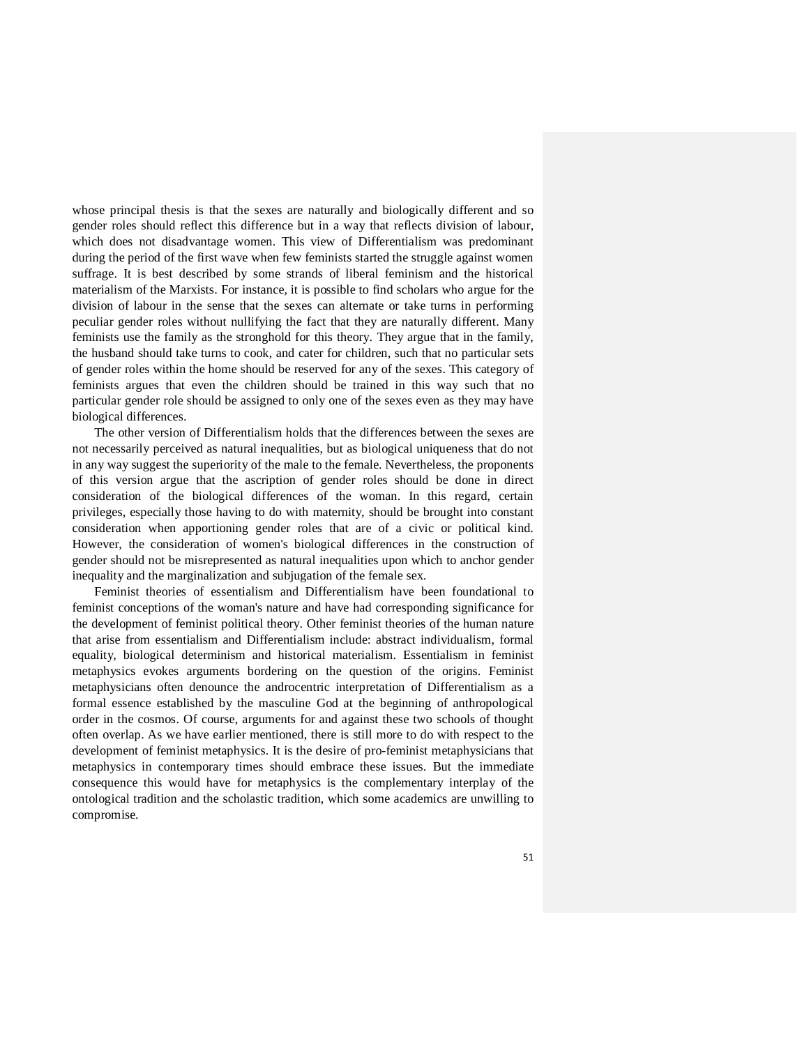whose principal thesis is that the sexes are naturally and biologically different and so gender roles should reflect this difference but in a way that reflects division of labour, which does not disadvantage women. This view of Differentialism was predominant during the period of the first wave when few feminists started the struggle against women suffrage. It is best described by some strands of liberal feminism and the historical materialism of the Marxists. For instance, it is possible to find scholars who argue for the division of labour in the sense that the sexes can alternate or take turns in performing peculiar gender roles without nullifying the fact that they are naturally different. Many feminists use the family as the stronghold for this theory. They argue that in the family, the husband should take turns to cook, and cater for children, such that no particular sets of gender roles within the home should be reserved for any of the sexes. This category of feminists argues that even the children should be trained in this way such that no particular gender role should be assigned to only one of the sexes even as they may have biological differences.

The other version of Differentialism holds that the differences between the sexes are not necessarily perceived as natural inequalities, but as biological uniqueness that do not in any way suggest the superiority of the male to the female. Nevertheless, the proponents of this version argue that the ascription of gender roles should be done in direct consideration of the biological differences of the woman. In this regard, certain privileges, especially those having to do with maternity, should be brought into constant consideration when apportioning gender roles that are of a civic or political kind. However, the consideration of women's biological differences in the construction of gender should not be misrepresented as natural inequalities upon which to anchor gender inequality and the marginalization and subjugation of the female sex.

Feminist theories of essentialism and Differentialism have been foundational to feminist conceptions of the woman's nature and have had corresponding significance for the development of feminist political theory. Other feminist theories of the human nature that arise from essentialism and Differentialism include: abstract individualism, formal equality, biological determinism and historical materialism. Essentialism in feminist metaphysics evokes arguments bordering on the question of the origins. Feminist metaphysicians often denounce the androcentric interpretation of Differentialism as a formal essence established by the masculine God at the beginning of anthropological order in the cosmos. Of course, arguments for and against these two schools of thought often overlap. As we have earlier mentioned, there is still more to do with respect to the development of feminist metaphysics. It is the desire of pro-feminist metaphysicians that metaphysics in contemporary times should embrace these issues. But the immediate consequence this would have for metaphysics is the complementary interplay of the ontological tradition and the scholastic tradition, which some academics are unwilling to compromise.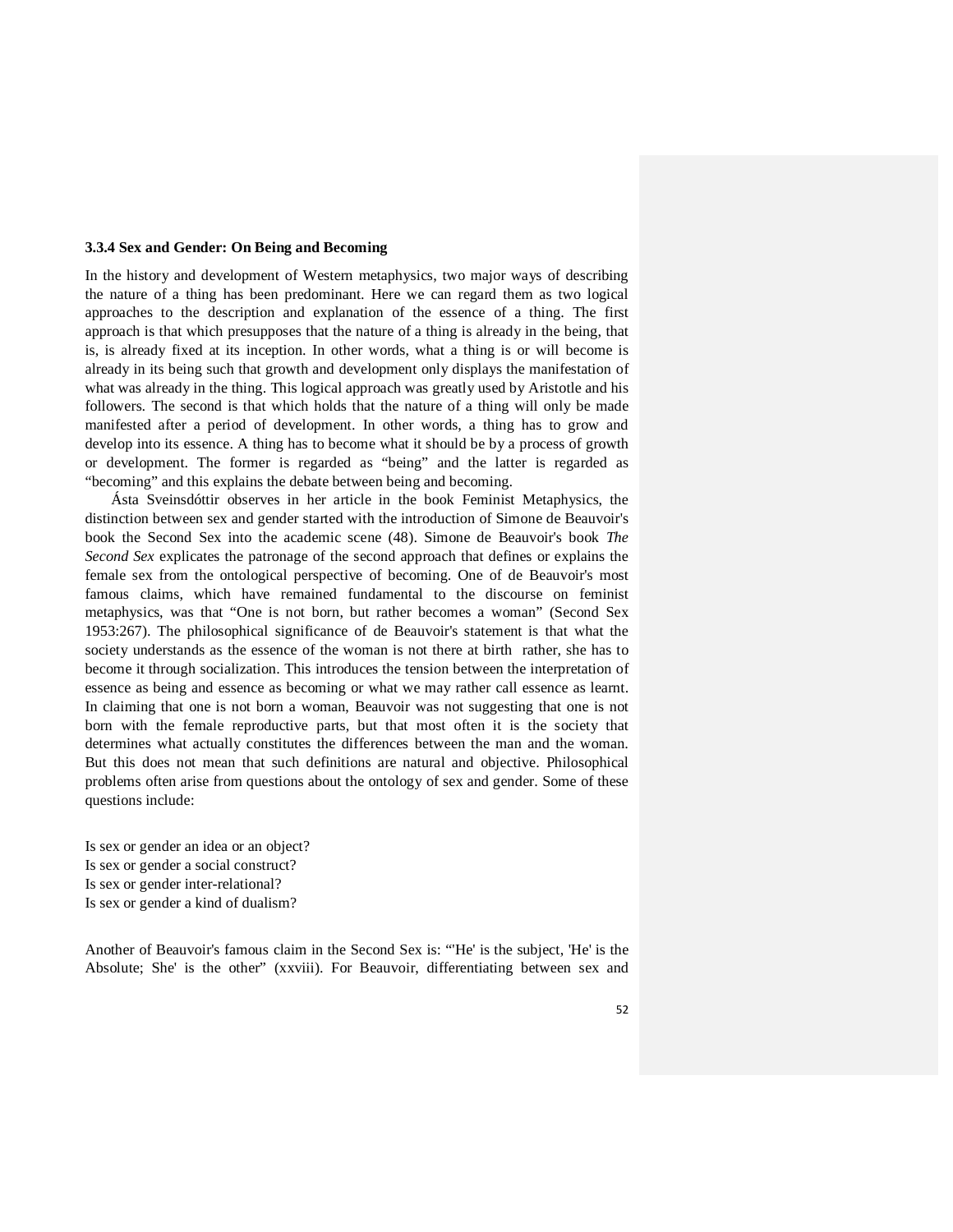### 3.3.4 Sex and Gender: On Being and Becoming

In the history and development of Western metaphysics, two major ways of describing the nature of a thing has been predominant. Here we can regard them as two logical approaches to the description and explanation of the essence of a thing. The first approach is that which presupposes that the nature of a thing is already in the being, that is, is already fixed at its inception. In other words, what a thing is or will become is already in its being such that growth and development only displays the manifestation of what was already in the thing. This logical approach was greatly used by Aristotle and his followers. The second is that which holds that the nature of a thing will only be made manifested after a period of development. In other words, a thing has to grow and develop into its essence. A thing has to become what it should be by a process of growth or development. The former is regarded as "being" and the latter is regarded as "becoming" and this explains the debate between being and becoming.

Ásta Sveinsdóttir observes in her article in the book Feminist Metaphysics, the distinction between sex and gender started with the introduction of Simone de Beauvoir's book the Second Sex into the academic scene (48). Simone de Beauvoir's book *The Second Sex* explicates the patronage of the second approach that defines or explains the female sex from the ontological perspective of becoming. One of de Beauvoir's most famous claims, which have remained fundamental to the discourse on feminist metaphysics, was that "One is not born, but rather becomes a woman" (Second Sex 1953:267). The philosophical significance of de Beauvoir's statement is that what the society understands as the essence of the woman is not there at birth rather, she has to become it through socialization. This introduces the tension between the interpretation of essence as being and essence as becoming or what we may rather call essence as learnt. In claiming that one is not born a woman, Beauvoir was not suggesting that one is not born with the female reproductive parts, but that most often it is the society that determines what actually constitutes the differences between the man and the woman. But this does not mean that such definitions are natural and objective. Philosophical problems often arise from questions about the ontology of sex and gender. Some of these questions include:

Is sex or gender an idea or an object?
Is sex or gender a social construct?
Is sex or gender inter-relational?
Is sex or gender a kind of dualism?

Another of Beauvoir's famous claim in the Second Sex is: "'He' is the subject, 'He' is the Absolute; She' is the other" (xxviii). For Beauvoir, differentiating between sex and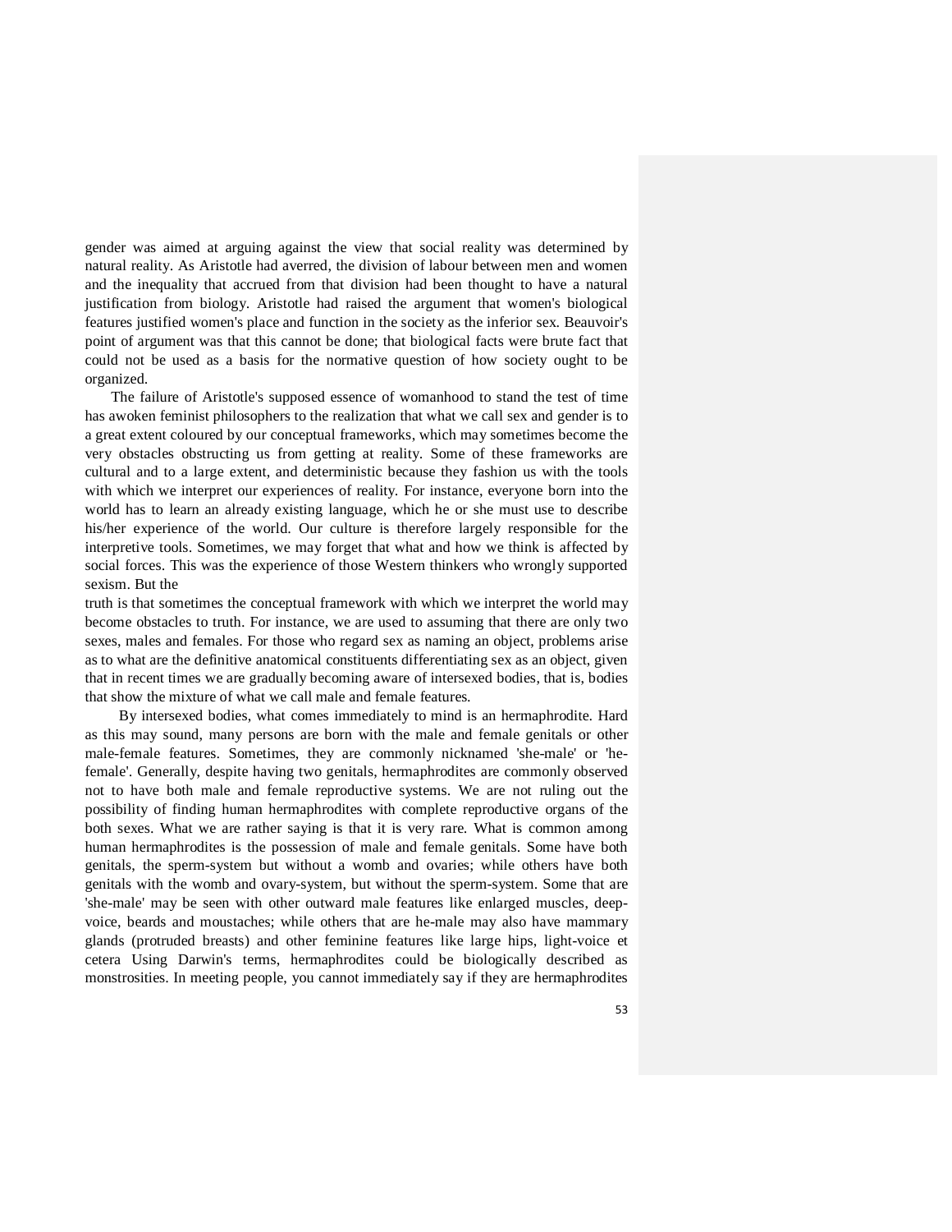gender was aimed at arguing against the view that social reality was determined by natural reality. As Aristotle had averred, the division of labour between men and women and the inequality that accrued from that division had been thought to have a natural justification from biology. Aristotle had raised the argument that women's biological features justified women's place and function in the society as the inferior sex. Beauvoir's point of argument was that this cannot be done; that biological facts were brute fact that could not be used as a basis for the normative question of how society ought to be organized.

The failure of Aristotle's supposed essence of womanhood to stand the test of time has awoken feminist philosophers to the realization that what we call sex and gender is to a great extent coloured by our conceptual frameworks, which may sometimes become the very obstacles obstructing us from getting at reality. Some of these frameworks are cultural and to a large extent, and deterministic because they fashion us with the tools with which we interpret our experiences of reality. For instance, everyone born into the world has to learn an already existing language, which he or she must use to describe his/her experience of the world. Our culture is therefore largely responsible for the interpretive tools. Sometimes, we may forget that what and how we think is affected by social forces. This was the experience of those Western thinkers who wrongly supported sexism. But the truth is that sometimes the conceptual framework with which we interpret the world may become obstacles to truth. For instance, we are used to assuming that there are only two sexes, males and females. For those who regard sex as naming an object, problems arise as to what are the definitive anatomical constituents differentiating sex as an object, given that in recent times we are gradually becoming aware of intersexed bodies, that is, bodies that show the mixture of what we call male and female features.

By intersexed bodies, what comes immediately to mind is an hermaphrodite. Hard as this may sound, many persons are born with the male and female genitals or other male-female features. Sometimes, they are commonly nicknamed 'she-male' or 'he-female'. Generally, despite having two genitals, hermaphrodites are commonly observed not to have both male and female reproductive systems. We are not ruling out the possibility of finding human hermaphrodites with complete reproductive organs of the both sexes. What we are rather saying is that it is very rare. What is common among human hermaphrodites is the possession of male and female genitals. Some have both genitals, the sperm-system but without a womb and ovaries; while others have both genitals with the womb and ovary-system, but without the sperm-system. Some that are 'she-male' may be seen with other outward male features like enlarged muscles, deep-voice, beards and moustaches; while others that are he-male may also have mammary glands (protruded breasts) and other feminine features like large hips, light-voice et cetera Using Darwin's terms, hermaphrodites could be biologically described as monstrosities. In meeting people, you cannot immediately say if they are hermaphrodites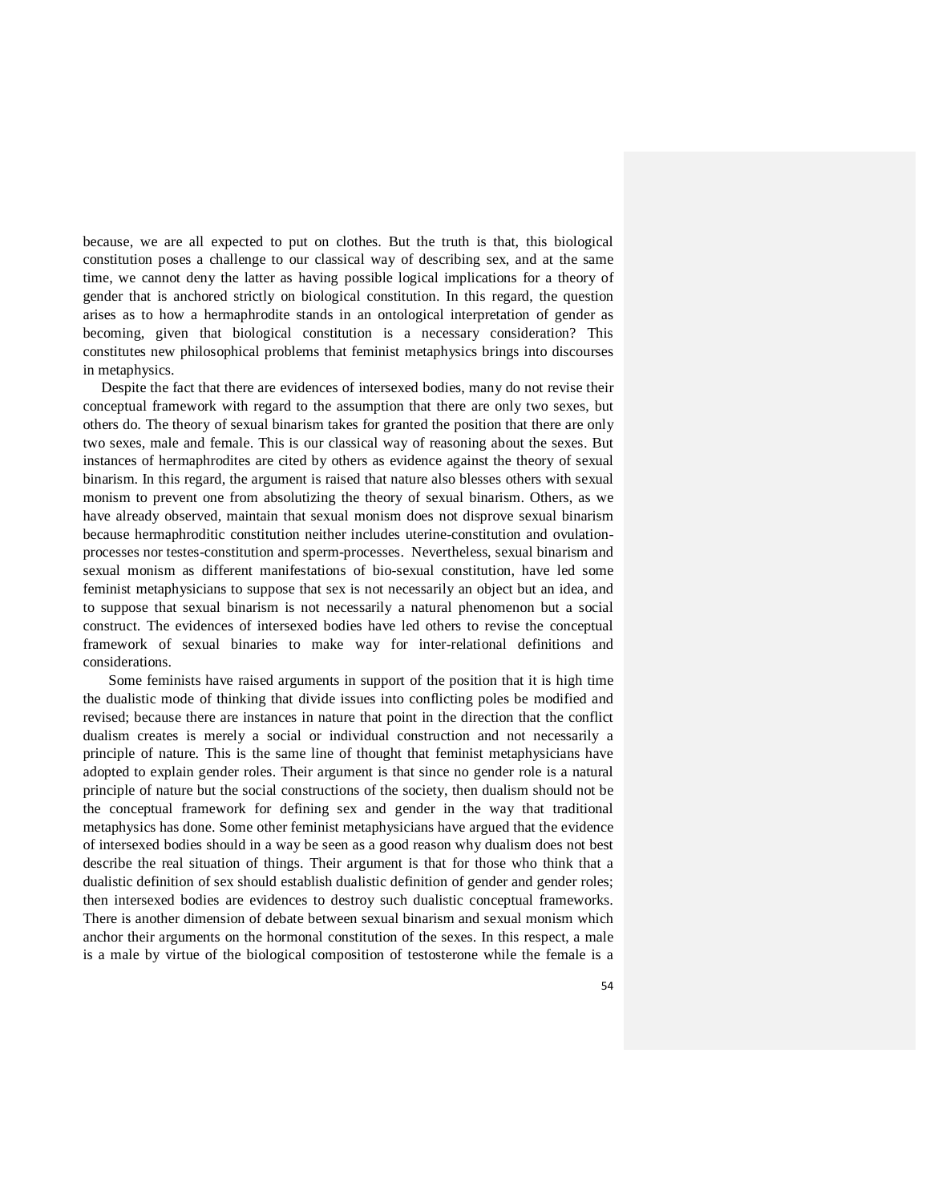because, we are all expected to put on clothes. But the truth is that, this biological constitution poses a challenge to our classical way of describing sex, and at the same time, we cannot deny the latter as having possible logical implications for a theory of gender that is anchored strictly on biological constitution. In this regard, the question arises as to how a hermaphrodite stands in an ontological interpretation of gender as becoming, given that biological constitution is a necessary consideration? This constitutes new philosophical problems that feminist metaphysics brings into discourses in metaphysics.

Despite the fact that there are evidences of intersexed bodies, many do not revise their conceptual framework with regard to the assumption that there are only two sexes, but others do. The theory of sexual binarism takes for granted the position that there are only two sexes, male and female. This is our classical way of reasoning about the sexes. But instances of hermaphrodites are cited by others as evidence against the theory of sexual binarism. In this regard, the argument is raised that nature also blesses others with sexual monism to prevent one from absolutizing the theory of sexual binarism. Others, as we have already observed, maintain that sexual monism does not disprove sexual binarism because hermaphroditic constitution neither includes uterine-constitution and ovulation-processes nor testes-constitution and sperm-processes. Nevertheless, sexual binarism and sexual monism as different manifestations of bio-sexual constitution, have led some feminist metaphysicians to suppose that sex is not necessarily an object but an idea, and to suppose that sexual binarism is not necessarily a natural phenomenon but a social construct. The evidences of intersexed bodies have led others to revise the conceptual framework of sexual binaries to make way for inter-relational definitions and considerations.

Some feminists have raised arguments in support of the position that it is high time the dualistic mode of thinking that divide issues into conflicting poles be modified and revised; because there are instances in nature that point in the direction that the conflict dualism creates is merely a social or individual construction and not necessarily a principle of nature. This is the same line of thought that feminist metaphysicians have adopted to explain gender roles. Their argument is that since no gender role is a natural principle of nature but the social constructions of the society, then dualism should not be the conceptual framework for defining sex and gender in the way that traditional metaphysics has done. Some other feminist metaphysicians have argued that the evidence of intersexed bodies should in a way be seen as a good reason why dualism does not best describe the real situation of things. Their argument is that for those who think that a dualistic definition of sex should establish dualistic definition of gender and gender roles; then intersexed bodies are evidences to destroy such dualistic conceptual frameworks. There is another dimension of debate between sexual binarism and sexual monism which anchor their arguments on the hormonal constitution of the sexes. In this respect, a male is a male by virtue of the biological composition of testosterone while the female is a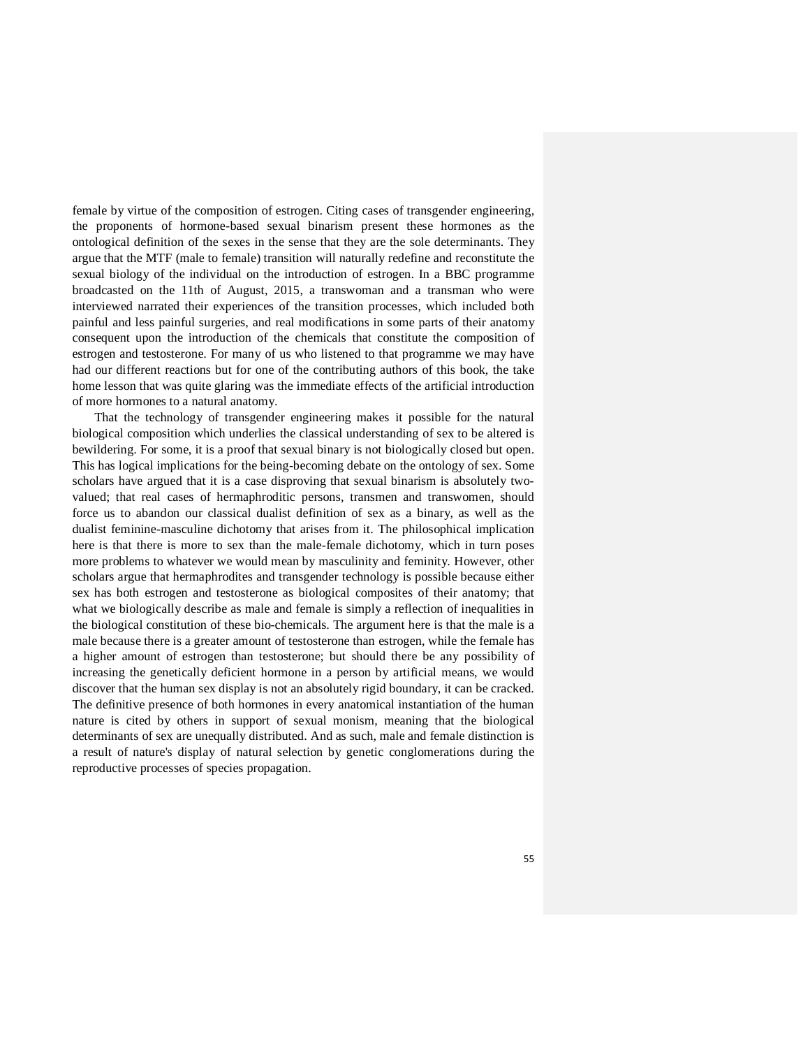female by virtue of the composition of estrogen. Citing cases of transgender engineering, the proponents of hormone-based sexual binarism present these hormones as the ontological definition of the sexes in the sense that they are the sole determinants. They argue that the MTF (male to female) transition will naturally redefine and reconstitute the sexual biology of the individual on the introduction of estrogen. In a BBC programme broadcasted on the 11th of August, 2015, a transwoman and a transman who were interviewed narrated their experiences of the transition processes, which included both painful and less painful surgeries, and real modifications in some parts of their anatomy consequent upon the introduction of the chemicals that constitute the composition of estrogen and testosterone. For many of us who listened to that programme we may have had our different reactions but for one of the contributing authors of this book, the take home lesson that was quite glaring was the immediate effects of the artificial introduction of more hormones to a natural anatomy.

That the technology of transgender engineering makes it possible for the natural biological composition which underlies the classical understanding of sex to be altered is bewildering. For some, it is a proof that sexual binary is not biologically closed but open. This has logical implications for the being-becoming debate on the ontology of sex. Some scholars have argued that it is a case disproving that sexual binarism is absolutely two-valued; that real cases of hermaphroditic persons, transmen and transwomen, should force us to abandon our classical dualist definition of sex as a binary, as well as the dualist feminine-masculine dichotomy that arises from it. The philosophical implication here is that there is more to sex than the male-female dichotomy, which in turn poses more problems to whatever we would mean by masculinity and feminity. However, other scholars argue that hermaphrodites and transgender technology is possible because either sex has both estrogen and testosterone as biological composites of their anatomy; that what we biologically describe as male and female is simply a reflection of inequalities in the biological constitution of these bio-chemicals. The argument here is that the male is a male because there is a greater amount of testosterone than estrogen, while the female has a higher amount of estrogen than testosterone; but should there be any possibility of increasing the genetically deficient hormone in a person by artificial means, we would discover that the human sex display is not an absolutely rigid boundary, it can be cracked. The definitive presence of both hormones in every anatomical instantiation of the human nature is cited by others in support of sexual monism, meaning that the biological determinants of sex are unequally distributed. And as such, male and female distinction is a result of nature's display of natural selection by genetic conglomerations during the reproductive processes of species propagation.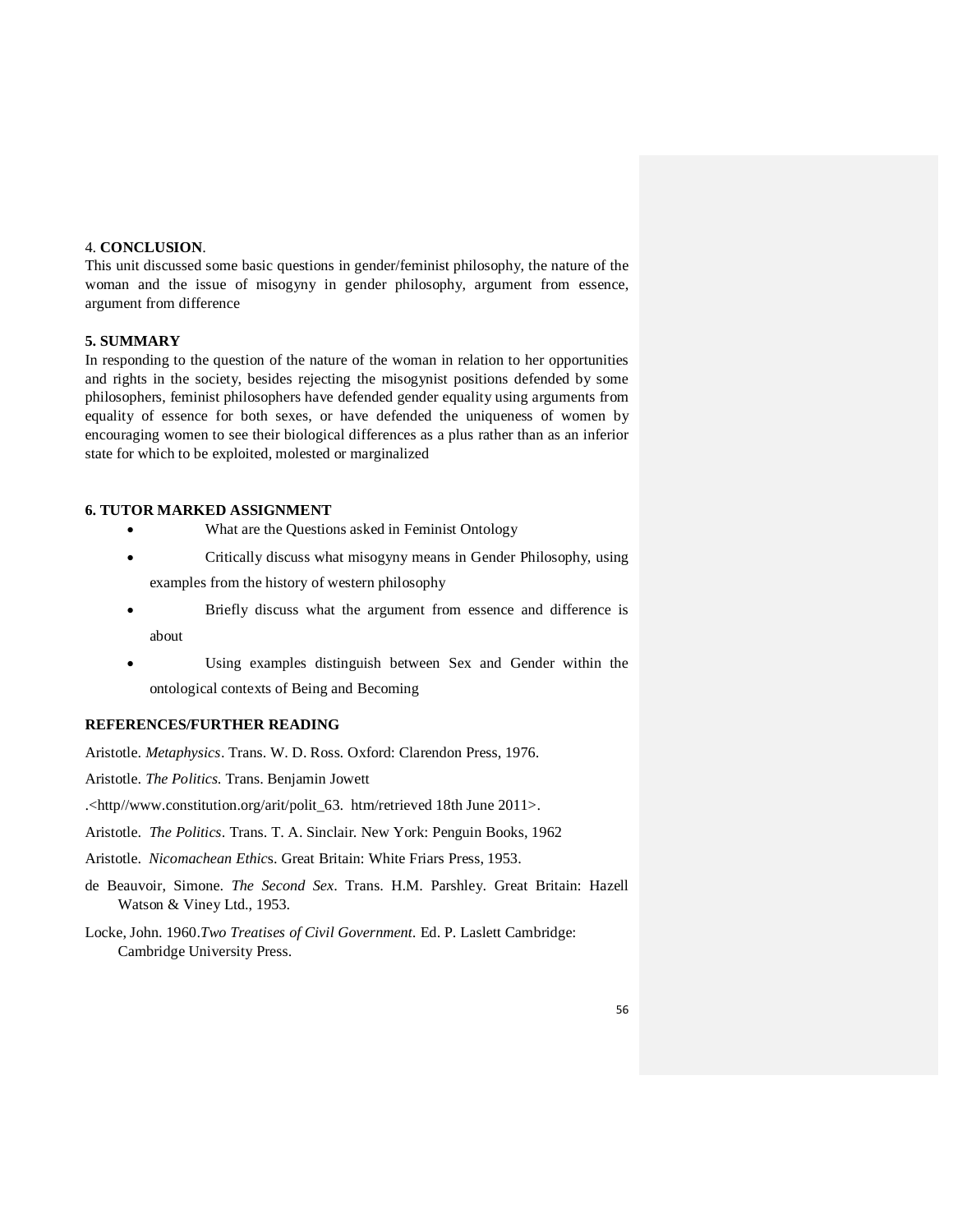## 4. **CONCLUSION**.

This unit discussed some basic questions in gender/feminist philosophy, the nature of the woman and the issue of misogyny in gender philosophy, argument from essence, argument from difference

## 5. SUMMARY

In responding to the question of the nature of the woman in relation to her opportunities and rights in the society, besides rejecting the misogynist positions defended by some philosophers, feminist philosophers have defended gender equality using arguments from equality of essence for both sexes, or have defended the uniqueness of women by encouraging women to see their biological differences as a plus rather than as an inferior state for which to be exploited, molested or marginalized

## 6. TUTOR MARKED ASSIGNMENT

- What are the Questions asked in Feminist Ontology
- Critically discuss what misogyny means in Gender Philosophy, using examples from the history of western philosophy
- Briefly discuss what the argument from essence and difference is about
- Using examples distinguish between Sex and Gender within the ontological contexts of Being and Becoming

## REFERENCES/FURTHER READING

Aristotle. *Metaphysics*. Trans. W. D. Ross. Oxford: Clarendon Press, 1976.

Aristotle. *The Politics.* Trans. Benjamin Jowett .<http//www.constitution.org/arit/polit_63. htm/retrieved 18th June 2011>.

Aristotle. *The Politics*. Trans. T. A. Sinclair. New York: Penguin Books, 1962

Aristotle. *Nicomachean Ethic*s. Great Britain: White Friars Press, 1953.

de Beauvoir, Simone. *The Second Sex*. Trans. H.M. Parshley. Great Britain: Hazell Watson & Viney Ltd., 1953.

Locke, John. 1960.*Two Treatises of Civil Government.* Ed. P. Laslett Cambridge: Cambridge University Press.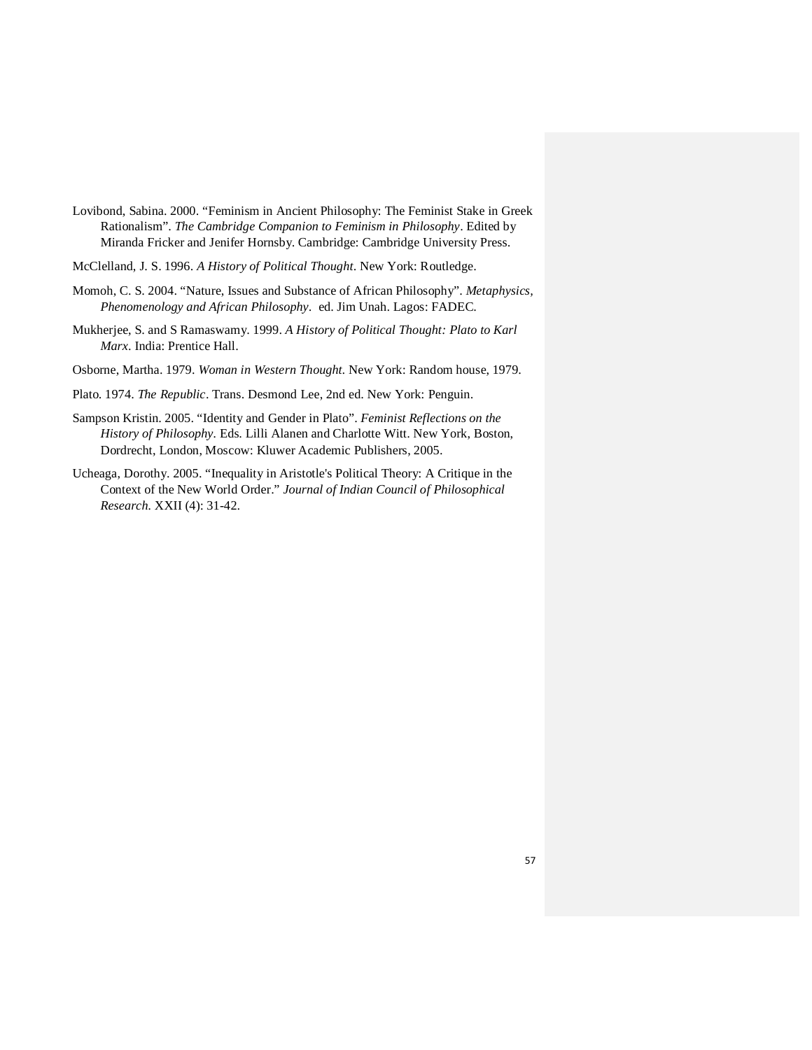Lovibond, Sabina. 2000. “Feminism in Ancient Philosophy: The Feminist Stake in Greek Rationalism”. *The Cambridge Companion to Feminism in Philosophy*. Edited by Miranda Fricker and Jenifer Hornsby. Cambridge: Cambridge University Press.

McClelland, J. S. 1996. *A History of Political Thought*. New York: Routledge.

Momoh, C. S. 2004. “Nature, Issues and Substance of African Philosophy”. *Metaphysics, Phenomenology and African Philosophy*. ed. Jim Unah. Lagos: FADEC.

Mukherjee, S. and S Ramaswamy. 1999. *A History of Political Thought: Plato to Karl Marx*. India: Prentice Hall.

Osborne, Martha. 1979. *Woman in Western Thought*. New York: Random house, 1979.

Plato. 1974. *The Republic*. Trans. Desmond Lee, 2nd ed. New York: Penguin.

Sampson Kristin. 2005. “Identity and Gender in Plato”. *Feminist Reflections on the History of Philosophy*. Eds. Lilli Alanen and Charlotte Witt. New York, Boston, Dordrecht, London, Moscow: Kluwer Academic Publishers, 2005.

Ucheaga, Dorothy. 2005. “Inequality in Aristotle's Political Theory: A Critique in the Context of the New World Order.” *Journal of Indian Council of Philosophical Research.* XXII (4): 31-42.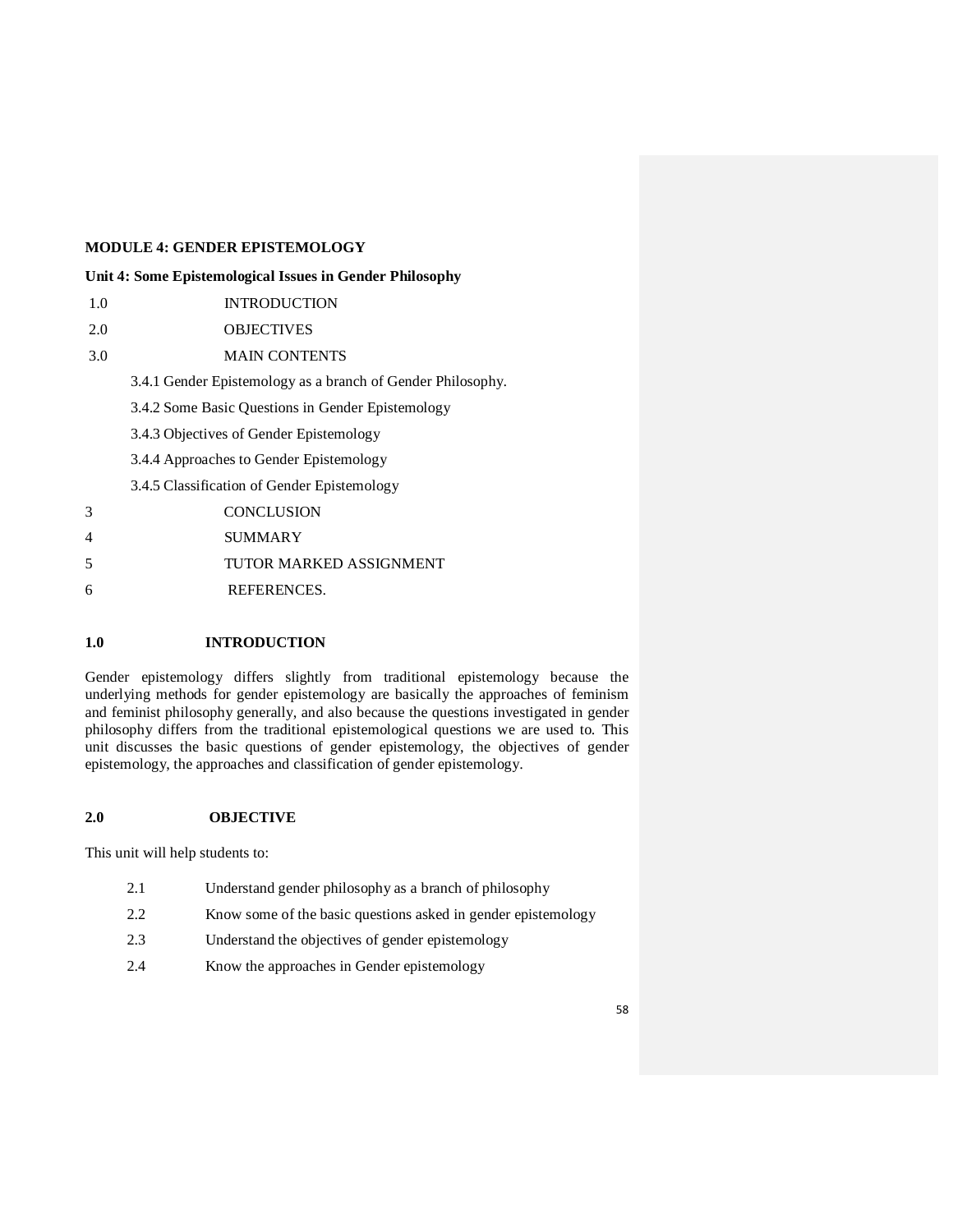**MODULE 4: GENDER EPISTEMOLOGY**

**Unit 4: Some Epistemological Issues in Gender Philosophy**

1.0 INTRODUCTION

2.0 OBJECTIVES

3.0 MAIN CONTENTS

- 3.4.1 Gender Epistemology as a branch of Gender Philosophy.
- 3.4.2 Some Basic Questions in Gender Epistemology
- 3.4.3 Objectives of Gender Epistemology
- 3.4.4 Approaches to Gender Epistemology
- 3.4.5 Classification of Gender Epistemology

3 CONCLUSION

4 SUMMARY

5 TUTOR MARKED ASSIGNMENT

6 REFERENCES.

## 1.0 INTRODUCTION

Gender epistemology differs slightly from traditional epistemology because the underlying methods for gender epistemology are basically the approaches of feminism and feminist philosophy generally, and also because the questions investigated in gender philosophy differs from the traditional epistemological questions we are used to. This unit discusses the basic questions of gender epistemology, the objectives of gender epistemology, the approaches and classification of gender epistemology.

## 2.0 OBJECTIVE

This unit will help students to:

- 2.1 Understand gender philosophy as a branch of philosophy
- 2.2 Know some of the basic questions asked in gender epistemology
- 2.3 Understand the objectives of gender epistemology
- 2.4 Know the approaches in Gender epistemology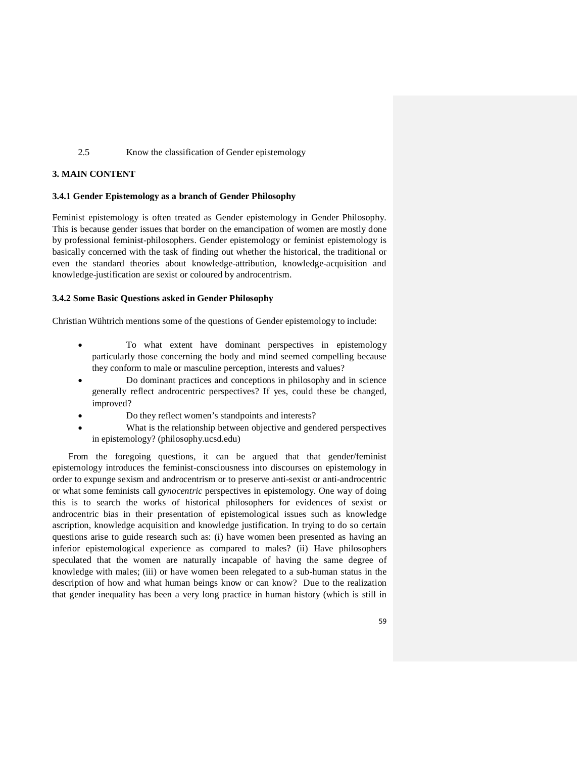2.5 Know the classification of Gender epistemology

**3. MAIN CONTENT**

**3.4.1 Gender Epistemology as a branch of Gender Philosophy**

Feminist epistemology is often treated as Gender epistemology in Gender Philosophy. This is because gender issues that border on the emancipation of women are mostly done by professional feminist-philosophers. Gender epistemology or feminist epistemology is basically concerned with the task of finding out whether the historical, the traditional or even the standard theories about knowledge-attribution, knowledge-acquisition and knowledge-justification are sexist or coloured by androcentrism.

**3.4.2 Some Basic Questions asked in Gender Philosophy**

Christian Wühtrich mentions some of the questions of Gender epistemology to include:

- To what extent have dominant perspectives in epistemology particularly those concerning the body and mind seemed compelling because they conform to male or masculine perception, interests and values?
- Do dominant practices and conceptions in philosophy and in science generally reflect androcentric perspectives? If yes, could these be changed, improved?
- Do they reflect women's standpoints and interests?
- What is the relationship between objective and gendered perspectives in epistemology? (philosophy.ucsd.edu)

From the foregoing questions, it can be argued that that gender/feminist epistemology introduces the feminist-consciousness into discourses on epistemology in order to expunge sexism and androcentrism or to preserve anti-sexist or anti-androcentric or what some feminists call *gynocentric* perspectives in epistemology. One way of doing this is to search the works of historical philosophers for evidences of sexist or androcentric bias in their presentation of epistemological issues such as knowledge ascription, knowledge acquisition and knowledge justification. In trying to do so certain questions arise to guide research such as: (i) have women been presented as having an inferior epistemological experience as compared to males? (ii) Have philosophers speculated that the women are naturally incapable of having the same degree of knowledge with males; (iii) or have women been relegated to a sub-human status in the description of how and what human beings know or can know? Due to the realization that gender inequality has been a very long practice in human history (which is still in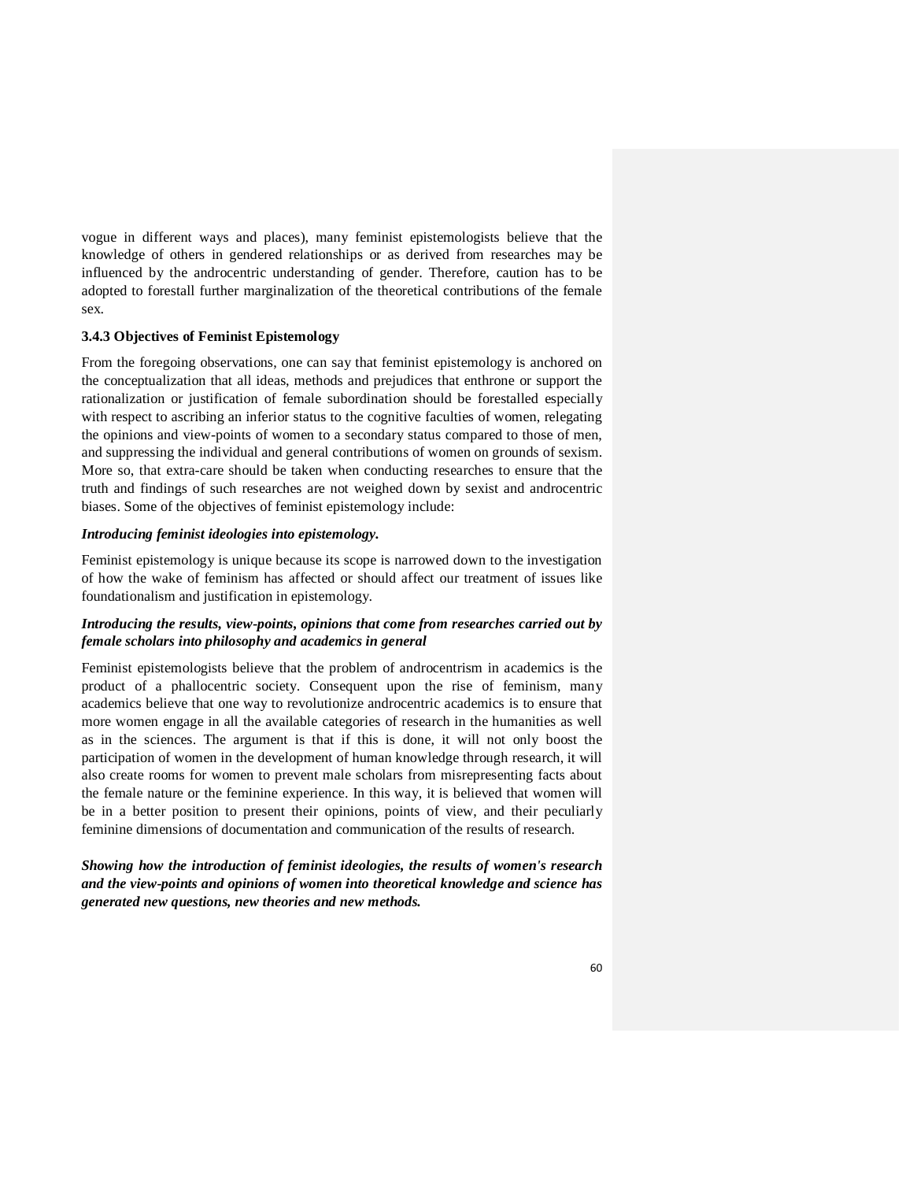vogue in different ways and places), many feminist epistemologists believe that the knowledge of others in gendered relationships or as derived from researches may be influenced by the androcentric understanding of gender. Therefore, caution has to be adopted to forestall further marginalization of the theoretical contributions of the female sex.

### 3.4.3 Objectives of Feminist Epistemology

From the foregoing observations, one can say that feminist epistemology is anchored on the conceptualization that all ideas, methods and prejudices that enthrone or support the rationalization or justification of female subordination should be forestalled especially with respect to ascribing an inferior status to the cognitive faculties of women, relegating the opinions and view-points of women to a secondary status compared to those of men, and suppressing the individual and general contributions of women on grounds of sexism. More so, that extra-care should be taken when conducting researches to ensure that the truth and findings of such researches are not weighed down by sexist and androcentric biases. Some of the objectives of feminist epistemology include:

***Introducing feminist ideologies into epistemology.***

Feminist epistemology is unique because its scope is narrowed down to the investigation of how the wake of feminism has affected or should affect our treatment of issues like foundationalism and justification in epistemology.

***Introducing the results, view-points, opinions that come from researches carried out by female scholars into philosophy and academics in general***

Feminist epistemologists believe that the problem of androcentrism in academics is the product of a phallocentric society. Consequent upon the rise of feminism, many academics believe that one way to revolutionize androcentric academics is to ensure that more women engage in all the available categories of research in the humanities as well as in the sciences. The argument is that if this is done, it will not only boost the participation of women in the development of human knowledge through research, it will also create rooms for women to prevent male scholars from misrepresenting facts about the female nature or the feminine experience. In this way, it is believed that women will be in a better position to present their opinions, points of view, and their peculiarly feminine dimensions of documentation and communication of the results of research.

***Showing how the introduction of feminist ideologies, the results of women's research and the view-points and opinions of women into theoretical knowledge and science has generated new questions, new theories and new methods.***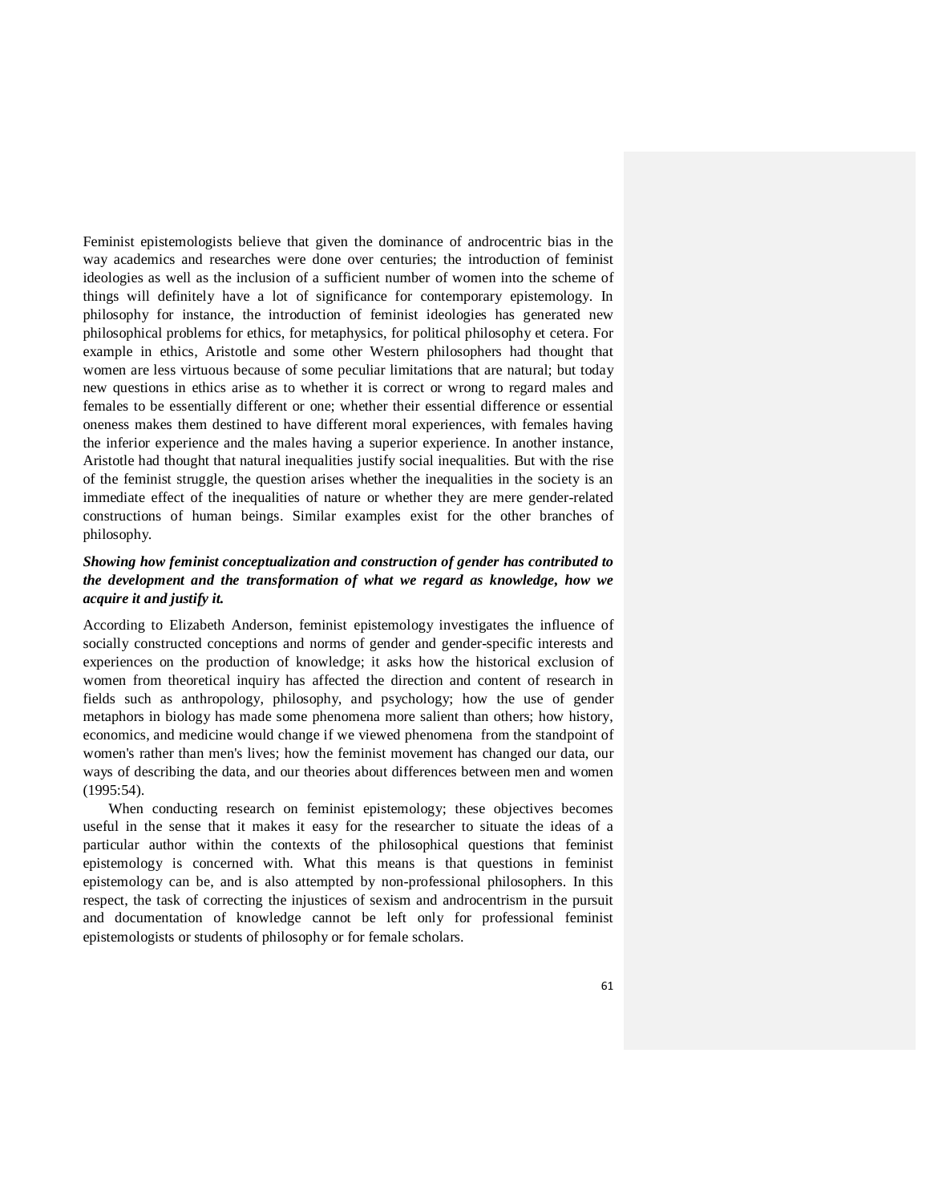Feminist epistemologists believe that given the dominance of androcentric bias in the way academics and researches were done over centuries; the introduction of feminist ideologies as well as the inclusion of a sufficient number of women into the scheme of things will definitely have a lot of significance for contemporary epistemology. In philosophy for instance, the introduction of feminist ideologies has generated new philosophical problems for ethics, for metaphysics, for political philosophy et cetera. For example in ethics, Aristotle and some other Western philosophers had thought that women are less virtuous because of some peculiar limitations that are natural; but today new questions in ethics arise as to whether it is correct or wrong to regard males and females to be essentially different or one; whether their essential difference or essential oneness makes them destined to have different moral experiences, with females having the inferior experience and the males having a superior experience. In another instance, Aristotle had thought that natural inequalities justify social inequalities. But with the rise of the feminist struggle, the question arises whether the inequalities in the society is an immediate effect of the inequalities of nature or whether they are mere gender-related constructions of human beings. Similar examples exist for the other branches of philosophy.

***Showing how feminist conceptualization and construction of gender has contributed to the development and the transformation of what we regard as knowledge, how we acquire it and justify it.***

According to Elizabeth Anderson, feminist epistemology investigates the influence of socially constructed conceptions and norms of gender and gender-specific interests and experiences on the production of knowledge; it asks how the historical exclusion of women from theoretical inquiry has affected the direction and content of research in fields such as anthropology, philosophy, and psychology; how the use of gender metaphors in biology has made some phenomena more salient than others; how history, economics, and medicine would change if we viewed phenomena from the standpoint of women's rather than men's lives; how the feminist movement has changed our data, our ways of describing the data, and our theories about differences between men and women (1995:54).

When conducting research on feminist epistemology; these objectives becomes useful in the sense that it makes it easy for the researcher to situate the ideas of a particular author within the contexts of the philosophical questions that feminist epistemology is concerned with. What this means is that questions in feminist epistemology can be, and is also attempted by non-professional philosophers. In this respect, the task of correcting the injustices of sexism and androcentrism in the pursuit and documentation of knowledge cannot be left only for professional feminist epistemologists or students of philosophy or for female scholars.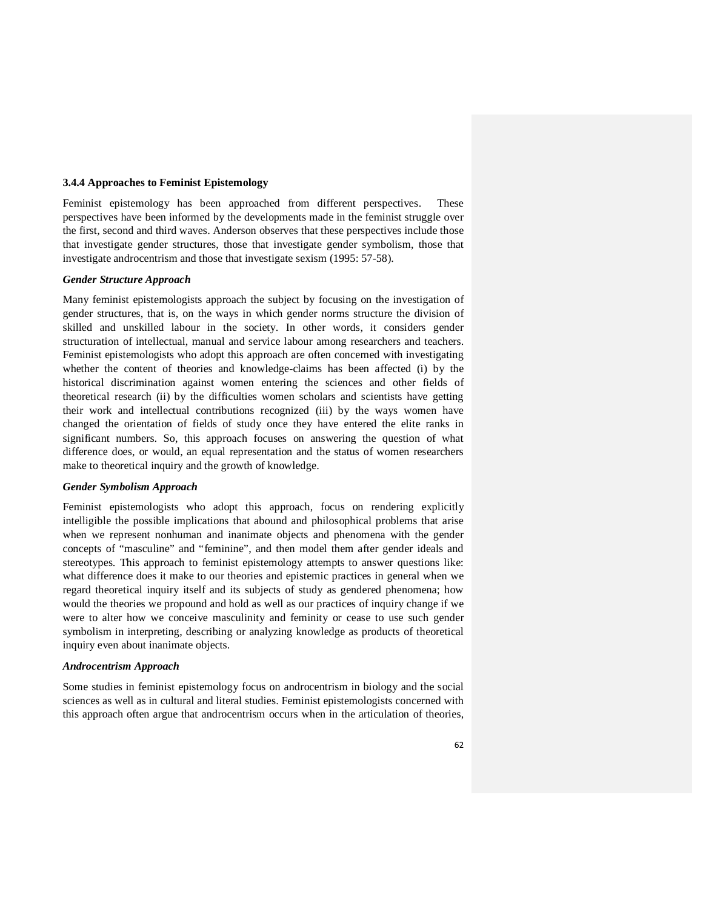### 3.4.4 Approaches to Feminist Epistemology

Feminist epistemology has been approached from different perspectives. These perspectives have been informed by the developments made in the feminist struggle over the first, second and third waves. Anderson observes that these perspectives include those that investigate gender structures, those that investigate gender symbolism, those that investigate androcentrism and those that investigate sexism (1995: 57-58).

***Gender Structure Approach***

Many feminist epistemologists approach the subject by focusing on the investigation of gender structures, that is, on the ways in which gender norms structure the division of skilled and unskilled labour in the society. In other words, it considers gender structuration of intellectual, manual and service labour among researchers and teachers. Feminist epistemologists who adopt this approach are often concerned with investigating whether the content of theories and knowledge-claims has been affected (i) by the historical discrimination against women entering the sciences and other fields of theoretical research (ii) by the difficulties women scholars and scientists have getting their work and intellectual contributions recognized (iii) by the ways women have changed the orientation of fields of study once they have entered the elite ranks in significant numbers. So, this approach focuses on answering the question of what difference does, or would, an equal representation and the status of women researchers make to theoretical inquiry and the growth of knowledge.

***Gender Symbolism Approach***

Feminist epistemologists who adopt this approach, focus on rendering explicitly intelligible the possible implications that abound and philosophical problems that arise when we represent nonhuman and inanimate objects and phenomena with the gender concepts of "masculine" and "feminine", and then model them after gender ideals and stereotypes. This approach to feminist epistemology attempts to answer questions like: what difference does it make to our theories and epistemic practices in general when we regard theoretical inquiry itself and its subjects of study as gendered phenomena; how would the theories we propound and hold as well as our practices of inquiry change if we were to alter how we conceive masculinity and feminity or cease to use such gender symbolism in interpreting, describing or analyzing knowledge as products of theoretical inquiry even about inanimate objects.

***Androcentrism Approach***

Some studies in feminist epistemology focus on androcentrism in biology and the social sciences as well as in cultural and literal studies. Feminist epistemologists concerned with this approach often argue that androcentrism occurs when in the articulation of theories,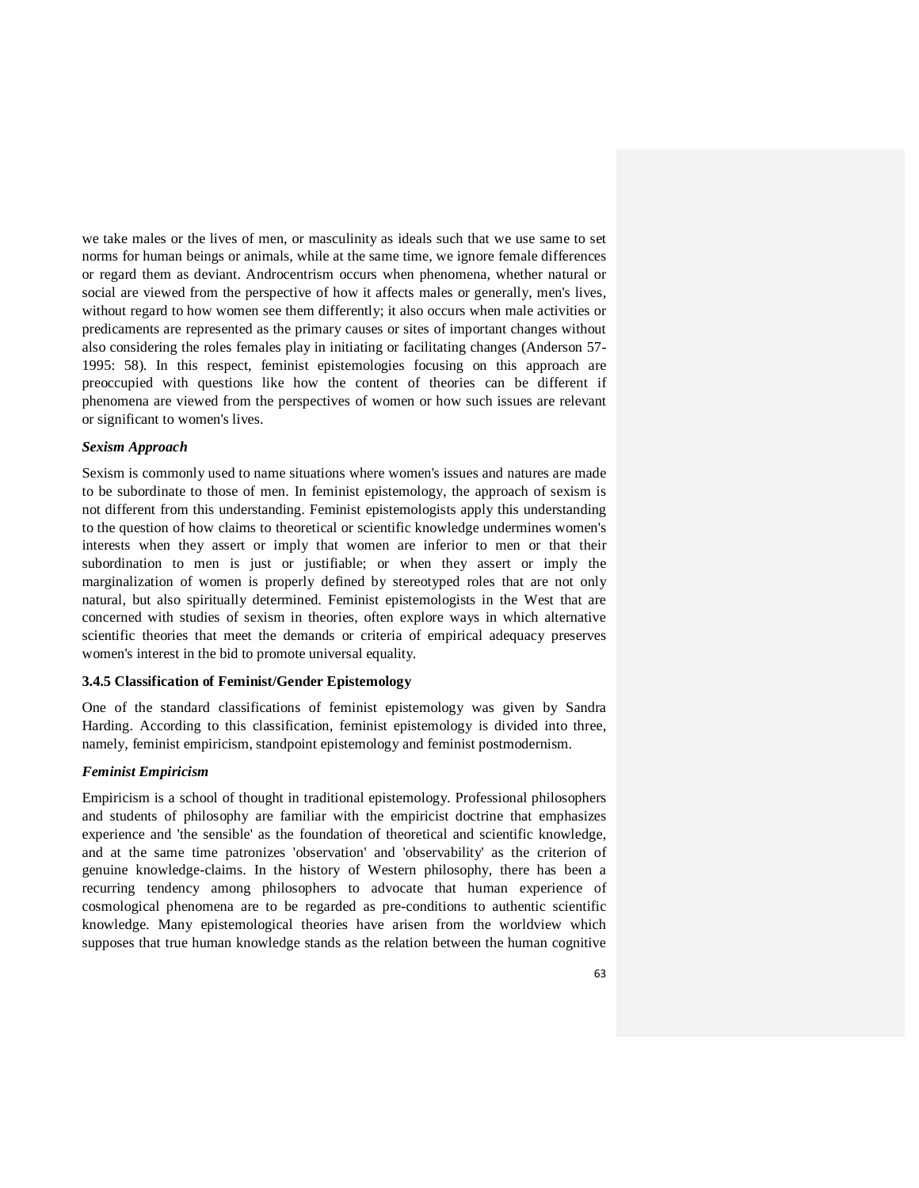we take males or the lives of men, or masculinity as ideals such that we use same to set norms for human beings or animals, while at the same time, we ignore female differences or regard them as deviant. Androcentrism occurs when phenomena, whether natural or social are viewed from the perspective of how it affects males or generally, men's lives, without regard to how women see them differently; it also occurs when male activities or predicaments are represented as the primary causes or sites of important changes without also considering the roles females play in initiating or facilitating changes (Anderson 57-1995: 58). In this respect, feminist epistemologies focusing on this approach are preoccupied with questions like how the content of theories can be different if phenomena are viewed from the perspectives of women or how such issues are relevant or significant to women's lives.

***Sexism Approach***

Sexism is commonly used to name situations where women's issues and natures are made to be subordinate to those of men. In feminist epistemology, the approach of sexism is not different from this understanding. Feminist epistemologists apply this understanding to the question of how claims to theoretical or scientific knowledge undermines women's interests when they assert or imply that women are inferior to men or that their subordination to men is just or justifiable; or when they assert or imply the marginalization of women is properly defined by stereotyped roles that are not only natural, but also spiritually determined. Feminist epistemologists in the West that are concerned with studies of sexism in theories, often explore ways in which alternative scientific theories that meet the demands or criteria of empirical adequacy preserves women's interest in the bid to promote universal equality.

### 3.4.5 Classification of Feminist/Gender Epistemology

One of the standard classifications of feminist epistemology was given by Sandra Harding. According to this classification, feminist epistemology is divided into three, namely, feminist empiricism, standpoint epistemology and feminist postmodernism.

***Feminist Empiricism***

Empiricism is a school of thought in traditional epistemology. Professional philosophers and students of philosophy are familiar with the empiricist doctrine that emphasizes experience and 'the sensible' as the foundation of theoretical and scientific knowledge, and at the same time patronizes 'observation' and 'observability' as the criterion of genuine knowledge-claims. In the history of Western philosophy, there has been a recurring tendency among philosophers to advocate that human experience of cosmological phenomena are to be regarded as pre-conditions to authentic scientific knowledge. Many epistemological theories have arisen from the worldview which supposes that true human knowledge stands as the relation between the human cognitive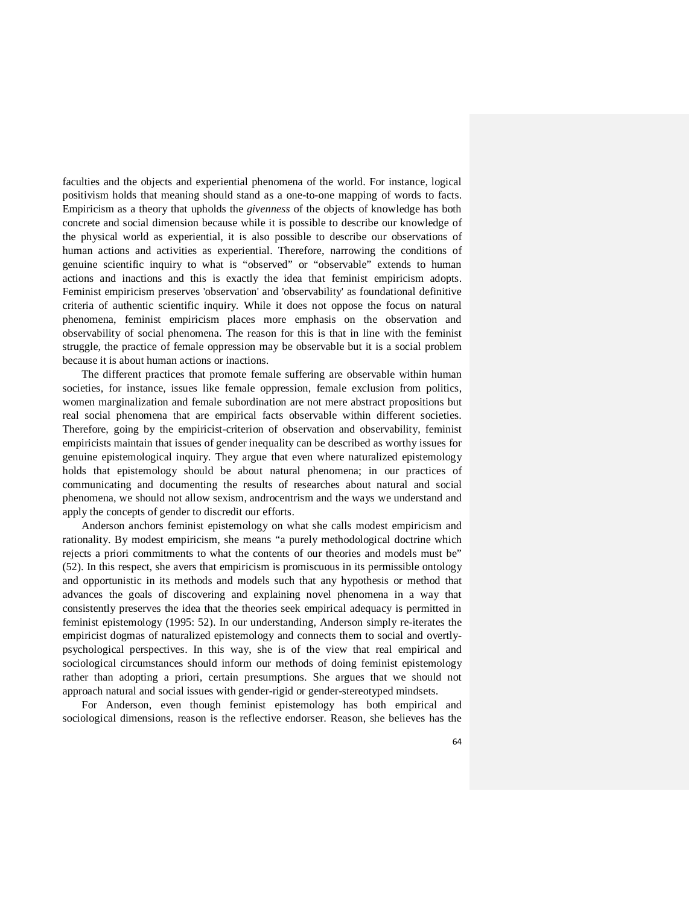faculties and the objects and experiential phenomena of the world. For instance, logical positivism holds that meaning should stand as a one-to-one mapping of words to facts. Empiricism as a theory that upholds the *givenness* of the objects of knowledge has both concrete and social dimension because while it is possible to describe our knowledge of the physical world as experiential, it is also possible to describe our observations of human actions and activities as experiential. Therefore, narrowing the conditions of genuine scientific inquiry to what is "observed" or "observable" extends to human actions and inactions and this is exactly the idea that feminist empiricism adopts. Feminist empiricism preserves 'observation' and 'observability' as foundational definitive criteria of authentic scientific inquiry. While it does not oppose the focus on natural phenomena, feminist empiricism places more emphasis on the observation and observability of social phenomena. The reason for this is that in line with the feminist struggle, the practice of female oppression may be observable but it is a social problem because it is about human actions or inactions.

The different practices that promote female suffering are observable within human societies, for instance, issues like female oppression, female exclusion from politics, women marginalization and female subordination are not mere abstract propositions but real social phenomena that are empirical facts observable within different societies. Therefore, going by the empiricist-criterion of observation and observability, feminist empiricists maintain that issues of gender inequality can be described as worthy issues for genuine epistemological inquiry. They argue that even where naturalized epistemology holds that epistemology should be about natural phenomena; in our practices of communicating and documenting the results of researches about natural and social phenomena, we should not allow sexism, androcentrism and the ways we understand and apply the concepts of gender to discredit our efforts.

Anderson anchors feminist epistemology on what she calls modest empiricism and rationality. By modest empiricism, she means "a purely methodological doctrine which rejects a priori commitments to what the contents of our theories and models must be" (52). In this respect, she avers that empiricism is promiscuous in its permissible ontology and opportunistic in its methods and models such that any hypothesis or method that advances the goals of discovering and explaining novel phenomena in a way that consistently preserves the idea that the theories seek empirical adequacy is permitted in feminist epistemology (1995: 52). In our understanding, Anderson simply re-iterates the empiricist dogmas of naturalized epistemology and connects them to social and overtly-psychological perspectives. In this way, she is of the view that real empirical and sociological circumstances should inform our methods of doing feminist epistemology rather than adopting a priori, certain presumptions. She argues that we should not approach natural and social issues with gender-rigid or gender-stereotyped mindsets.

For Anderson, even though feminist epistemology has both empirical and sociological dimensions, reason is the reflective endorser. Reason, she believes has the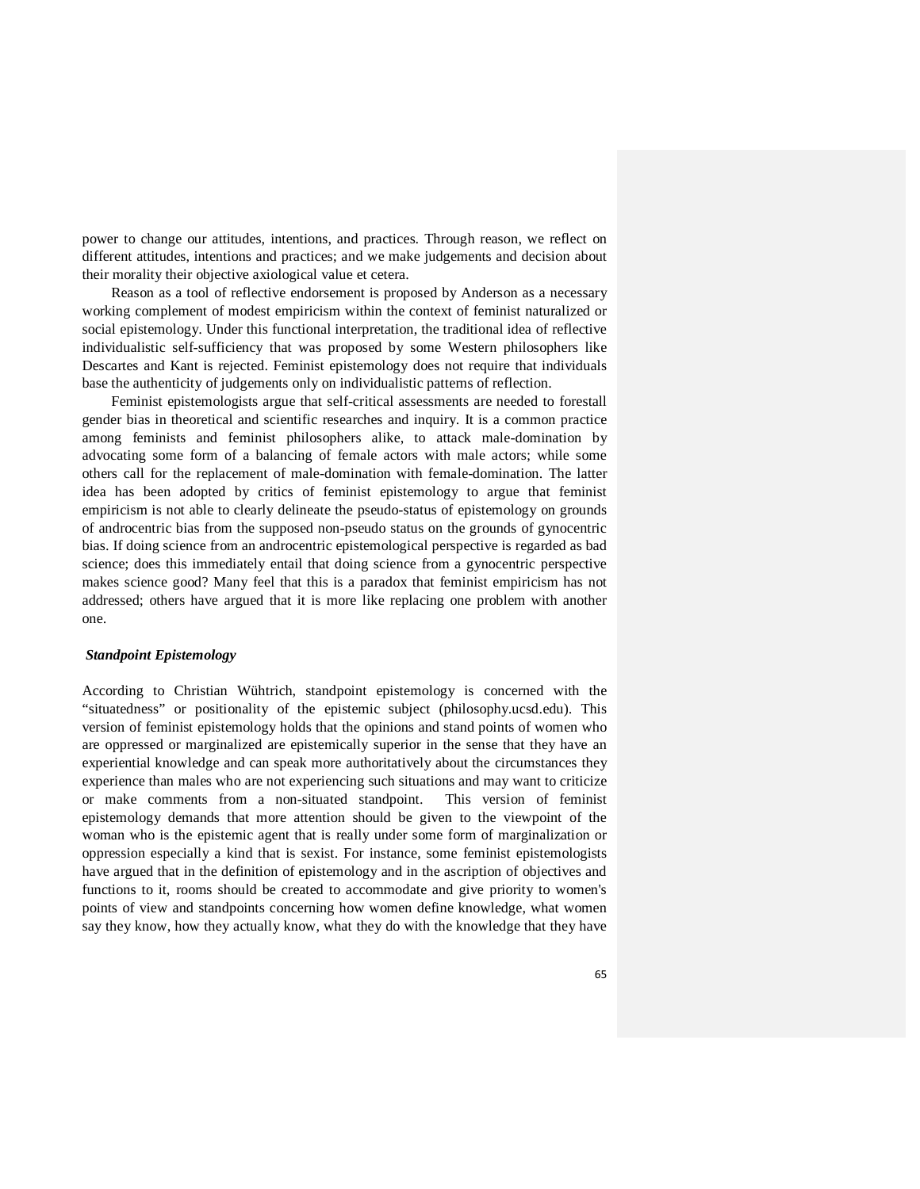power to change our attitudes, intentions, and practices. Through reason, we reflect on different attitudes, intentions and practices; and we make judgements and decision about their morality their objective axiological value et cetera.

Reason as a tool of reflective endorsement is proposed by Anderson as a necessary working complement of modest empiricism within the context of feminist naturalized or social epistemology. Under this functional interpretation, the traditional idea of reflective individualistic self-sufficiency that was proposed by some Western philosophers like Descartes and Kant is rejected. Feminist epistemology does not require that individuals base the authenticity of judgements only on individualistic patterns of reflection.

Feminist epistemologists argue that self-critical assessments are needed to forestall gender bias in theoretical and scientific researches and inquiry. It is a common practice among feminists and feminist philosophers alike, to attack male-domination by advocating some form of a balancing of female actors with male actors; while some others call for the replacement of male-domination with female-domination. The latter idea has been adopted by critics of feminist epistemology to argue that feminist empiricism is not able to clearly delineate the pseudo-status of epistemology on grounds of androcentric bias from the supposed non-pseudo status on the grounds of gynocentric bias. If doing science from an androcentric epistemological perspective is regarded as bad science; does this immediately entail that doing science from a gynocentric perspective makes science good? Many feel that this is a paradox that feminist empiricism has not addressed; others have argued that it is more like replacing one problem with another one.

### *Standpoint Epistemology*

According to Christian Wühtrich, standpoint epistemology is concerned with the "situatedness" or positionality of the epistemic subject (philosophy.ucsd.edu). This version of feminist epistemology holds that the opinions and stand points of women who are oppressed or marginalized are epistemically superior in the sense that they have an experiential knowledge and can speak more authoritatively about the circumstances they experience than males who are not experiencing such situations and may want to criticize or make comments from a non-situated standpoint. This version of feminist epistemology demands that more attention should be given to the viewpoint of the woman who is the epistemic agent that is really under some form of marginalization or oppression especially a kind that is sexist. For instance, some feminist epistemologists have argued that in the definition of epistemology and in the ascription of objectives and functions to it, rooms should be created to accommodate and give priority to women's points of view and standpoints concerning how women define knowledge, what women say they know, how they actually know, what they do with the knowledge that they have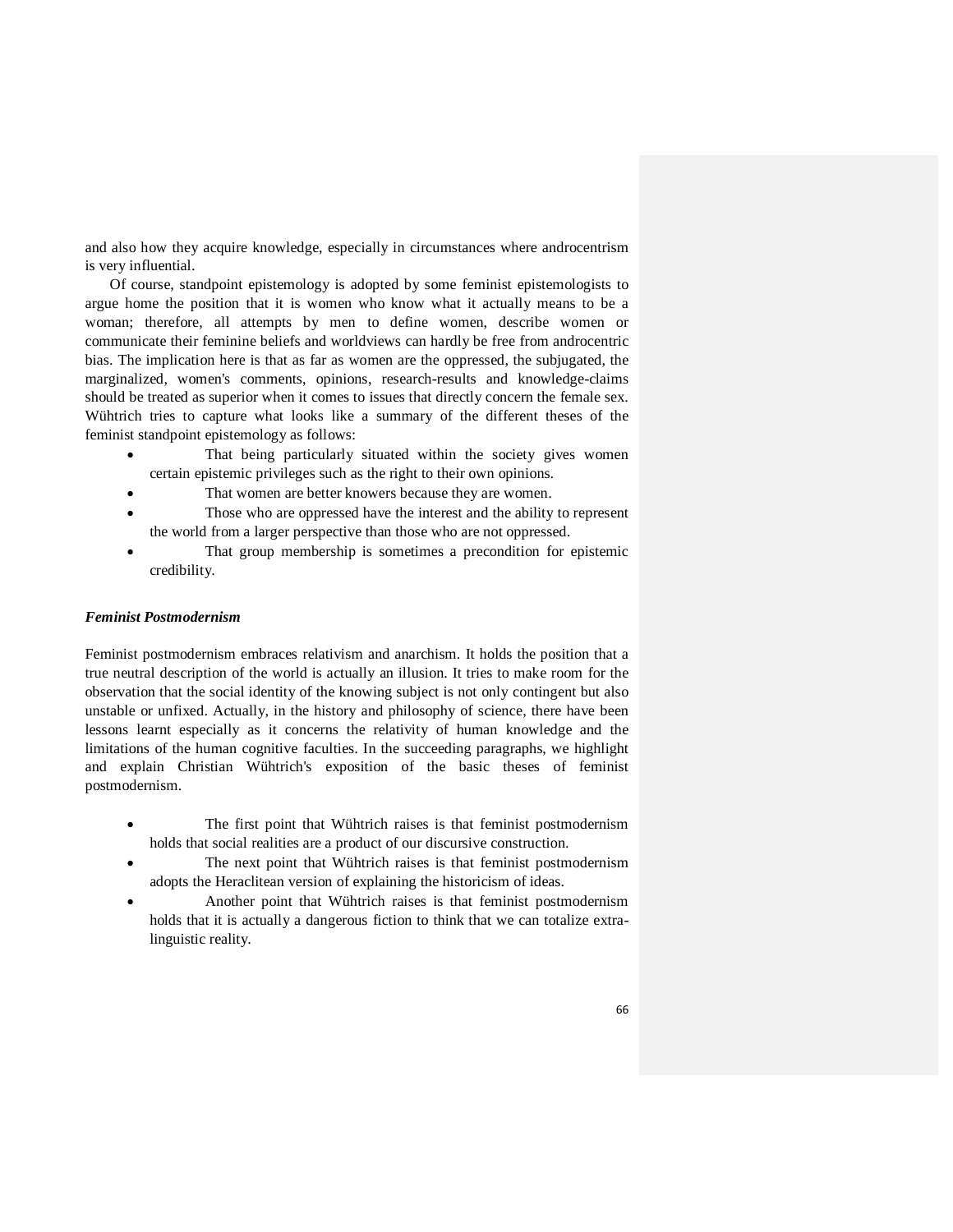and also how they acquire knowledge, especially in circumstances where androcentrism is very influential.

Of course, standpoint epistemology is adopted by some feminist epistemologists to argue home the position that it is women who know what it actually means to be a woman; therefore, all attempts by men to define women, describe women or communicate their feminine beliefs and worldviews can hardly be free from androcentric bias. The implication here is that as far as women are the oppressed, the subjugated, the marginalized, women's comments, opinions, research-results and knowledge-claims should be treated as superior when it comes to issues that directly concern the female sex. Wühtrich tries to capture what looks like a summary of the different theses of the feminist standpoint epistemology as follows:

- That being particularly situated within the society gives women certain epistemic privileges such as the right to their own opinions.
- That women are better knowers because they are women.
- Those who are oppressed have the interest and the ability to represent the world from a larger perspective than those who are not oppressed.
- That group membership is sometimes a precondition for epistemic credibility.

### *Feminist Postmodernism*

Feminist postmodernism embraces relativism and anarchism. It holds the position that a true neutral description of the world is actually an illusion. It tries to make room for the observation that the social identity of the knowing subject is not only contingent but also unstable or unfixed. Actually, in the history and philosophy of science, there have been lessons learnt especially as it concerns the relativity of human knowledge and the limitations of the human cognitive faculties. In the succeeding paragraphs, we highlight and explain Christian Wühtrich's exposition of the basic theses of feminist postmodernism.

- The first point that Wühtrich raises is that feminist postmodernism holds that social realities are a product of our discursive construction.
- The next point that Wühtrich raises is that feminist postmodernism adopts the Heraclitean version of explaining the historicism of ideas.
- Another point that Wühtrich raises is that feminist postmodernism holds that it is actually a dangerous fiction to think that we can totalize extra-linguistic reality.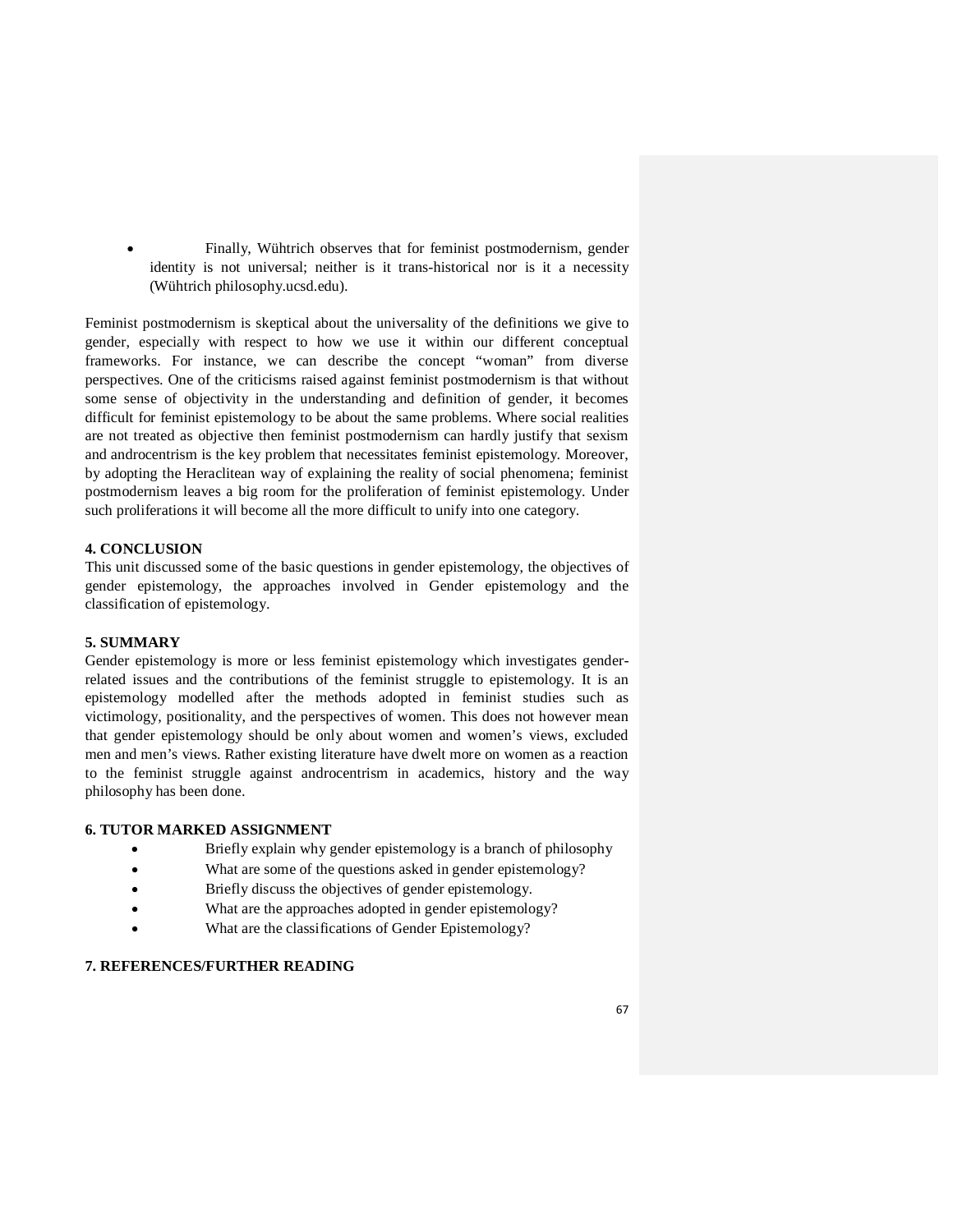- Finally, Wühtrich observes that for feminist postmodernism, gender identity is not universal; neither is it trans-historical nor is it a necessity (Wühtrich philosophy.ucsd.edu).

Feminist postmodernism is skeptical about the universality of the definitions we give to gender, especially with respect to how we use it within our different conceptual frameworks. For instance, we can describe the concept "woman" from diverse perspectives. One of the criticisms raised against feminist postmodernism is that without some sense of objectivity in the understanding and definition of gender, it becomes difficult for feminist epistemology to be about the same problems. Where social realities are not treated as objective then feminist postmodernism can hardly justify that sexism and androcentrism is the key problem that necessitates feminist epistemology. Moreover, by adopting the Heraclitean way of explaining the reality of social phenomena; feminist postmodernism leaves a big room for the proliferation of feminist epistemology. Under such proliferations it will become all the more difficult to unify into one category.

## 4. CONCLUSION

This unit discussed some of the basic questions in gender epistemology, the objectives of gender epistemology, the approaches involved in Gender epistemology and the classification of epistemology.

## 5. SUMMARY

Gender epistemology is more or less feminist epistemology which investigates gender-related issues and the contributions of the feminist struggle to epistemology. It is an epistemology modelled after the methods adopted in feminist studies such as victimology, positionality, and the perspectives of women. This does not however mean that gender epistemology should be only about women and women's views, excluded men and men's views. Rather existing literature have dwelt more on women as a reaction to the feminist struggle against androcentrism in academics, history and the way philosophy has been done.

## 6. TUTOR MARKED ASSIGNMENT

- Briefly explain why gender epistemology is a branch of philosophy
- What are some of the questions asked in gender epistemology?
- Briefly discuss the objectives of gender epistemology.
- What are the approaches adopted in gender epistemology?
- What are the classifications of Gender Epistemology?

## 7. REFERENCES/FURTHER READING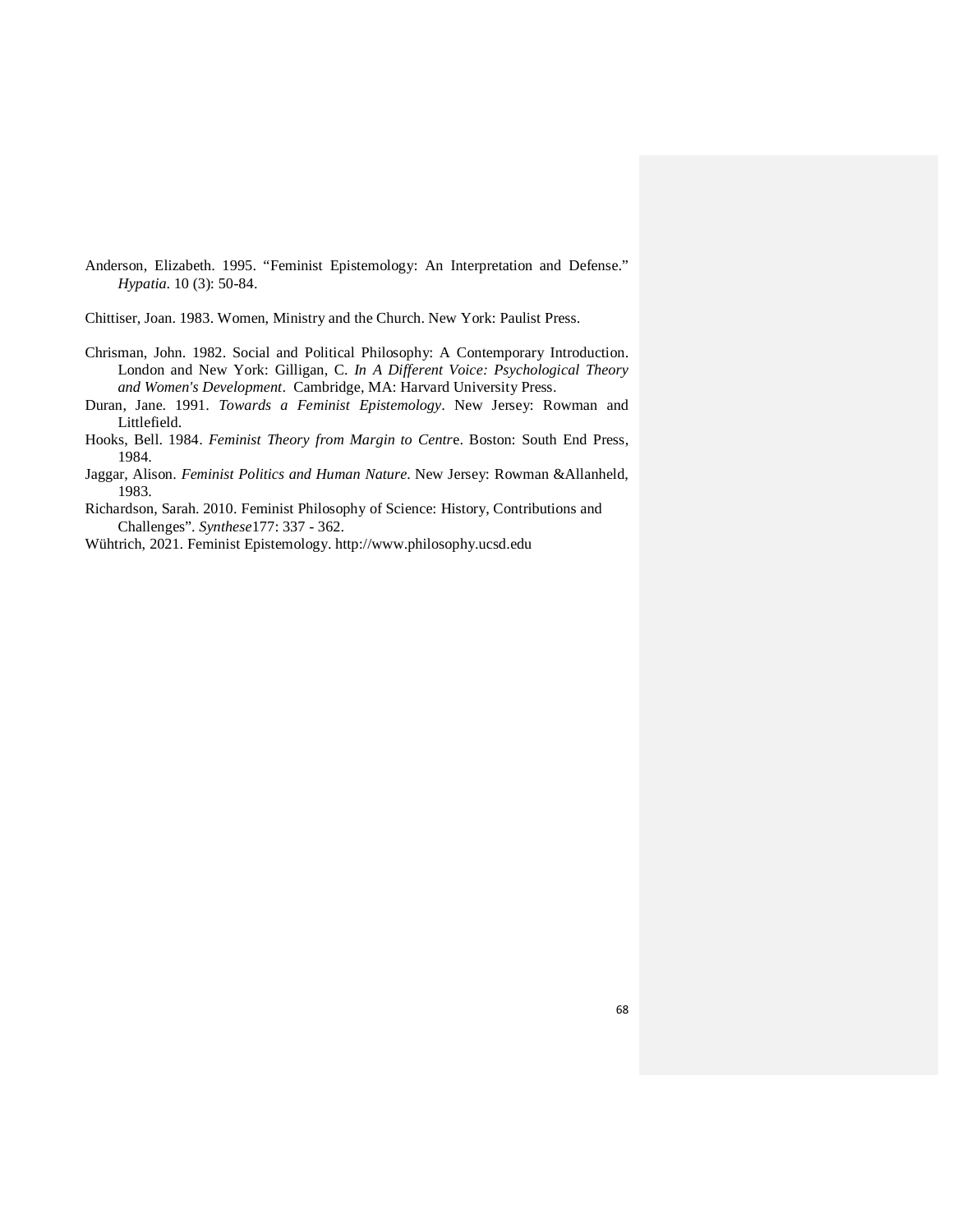Anderson, Elizabeth. 1995. “Feminist Epistemology: An Interpretation and Defense.” *Hypatia*. 10 (3): 50-84.

Chittiser, Joan. 1983. Women, Ministry and the Church. New York: Paulist Press.

Chrisman, John. 1982. Social and Political Philosophy: A Contemporary Introduction. London and New York: Gilligan, C. *In A Different Voice: Psychological Theory and Women's Development*. Cambridge, MA: Harvard University Press.

Duran, Jane. 1991. *Towards a Feminist Epistemology*. New Jersey: Rowman and Littlefield.

Hooks, Bell. 1984. *Feminist Theory from Margin to Centr*e. Boston: South End Press, 1984.

Jaggar, Alison. *Feminist Politics and Human Nature*. New Jersey: Rowman &Allanheld, 1983.

Richardson, Sarah. 2010. Feminist Philosophy of Science: History, Contributions and Challenges”. *Synthese*177: 337 - 362.

Wühtrich, 2021. Feminist Epistemology. http://www.philosophy.ucsd.edu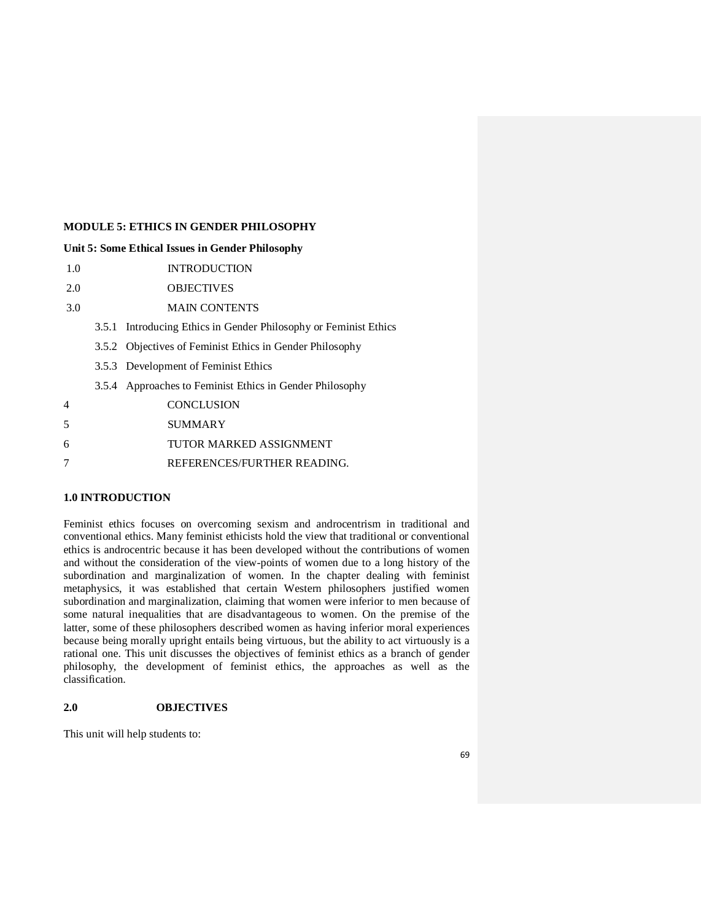**MODULE 5: ETHICS IN GENDER PHILOSOPHY**

**Unit 5: Some Ethical Issues in Gender Philosophy**

1.0 INTRODUCTION

2.0 OBJECTIVES

3.0 MAIN CONTENTS

- 3.5.1 Introducing Ethics in Gender Philosophy or Feminist Ethics
- 3.5.2 Objectives of Feminist Ethics in Gender Philosophy
- 3.5.3 Development of Feminist Ethics
- 3.5.4 Approaches to Feminist Ethics in Gender Philosophy

4 CONCLUSION

5 SUMMARY

6 TUTOR MARKED ASSIGNMENT

7 REFERENCES/FURTHER READING.

**1.0 INTRODUCTION**

Feminist ethics focuses on overcoming sexism and androcentrism in traditional and conventional ethics. Many feminist ethicists hold the view that traditional or conventional ethics is androcentric because it has been developed without the contributions of women and without the consideration of the view-points of women due to a long history of the subordination and marginalization of women. In the chapter dealing with feminist metaphysics, it was established that certain Western philosophers justified women subordination and marginalization, claiming that women were inferior to men because of some natural inequalities that are disadvantageous to women. On the premise of the latter, some of these philosophers described women as having inferior moral experiences because being morally upright entails being virtuous, but the ability to act virtuously is a rational one. This unit discusses the objectives of feminist ethics as a branch of gender philosophy, the development of feminist ethics, the approaches as well as the classification.

**2.0 OBJECTIVES**

This unit will help students to: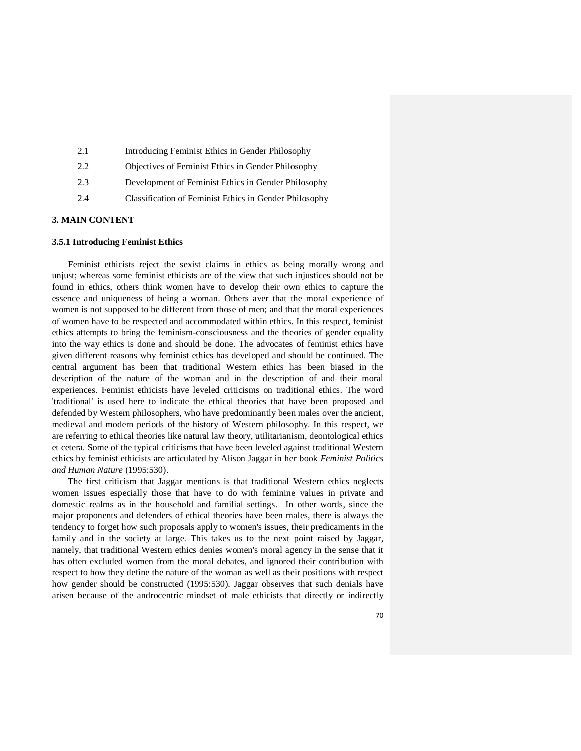2.1 Introducing Feminist Ethics in Gender Philosophy

2.2 Objectives of Feminist Ethics in Gender Philosophy

2.3 Development of Feminist Ethics in Gender Philosophy

2.4 Classification of Feminist Ethics in Gender Philosophy

## 3. MAIN CONTENT

### 3.5.1 Introducing Feminist Ethics

Feminist ethicists reject the sexist claims in ethics as being morally wrong and unjust; whereas some feminist ethicists are of the view that such injustices should not be found in ethics, others think women have to develop their own ethics to capture the essence and uniqueness of being a woman. Others aver that the moral experience of women is not supposed to be different from those of men; and that the moral experiences of women have to be respected and accommodated within ethics. In this respect, feminist ethics attempts to bring the feminism-consciousness and the theories of gender equality into the way ethics is done and should be done. The advocates of feminist ethics have given different reasons why feminist ethics has developed and should be continued. The central argument has been that traditional Western ethics has been biased in the description of the nature of the woman and in the description of and their moral experiences. Feminist ethicists have leveled criticisms on traditional ethics. The word 'traditional' is used here to indicate the ethical theories that have been proposed and defended by Western philosophers, who have predominantly been males over the ancient, medieval and modern periods of the history of Western philosophy. In this respect, we are referring to ethical theories like natural law theory, utilitarianism, deontological ethics et cetera. Some of the typical criticisms that have been leveled against traditional Western ethics by feminist ethicists are articulated by Alison Jaggar in her book *Feminist Politics and Human Nature* (1995:530).

The first criticism that Jaggar mentions is that traditional Western ethics neglects women issues especially those that have to do with feminine values in private and domestic realms as in the household and familial settings. In other words, since the major proponents and defenders of ethical theories have been males, there is always the tendency to forget how such proposals apply to women's issues, their predicaments in the family and in the society at large. This takes us to the next point raised by Jaggar, namely, that traditional Western ethics denies women's moral agency in the sense that it has often excluded women from the moral debates, and ignored their contribution with respect to how they define the nature of the woman as well as their positions with respect how gender should be constructed (1995:530). Jaggar observes that such denials have arisen because of the androcentric mindset of male ethicists that directly or indirectly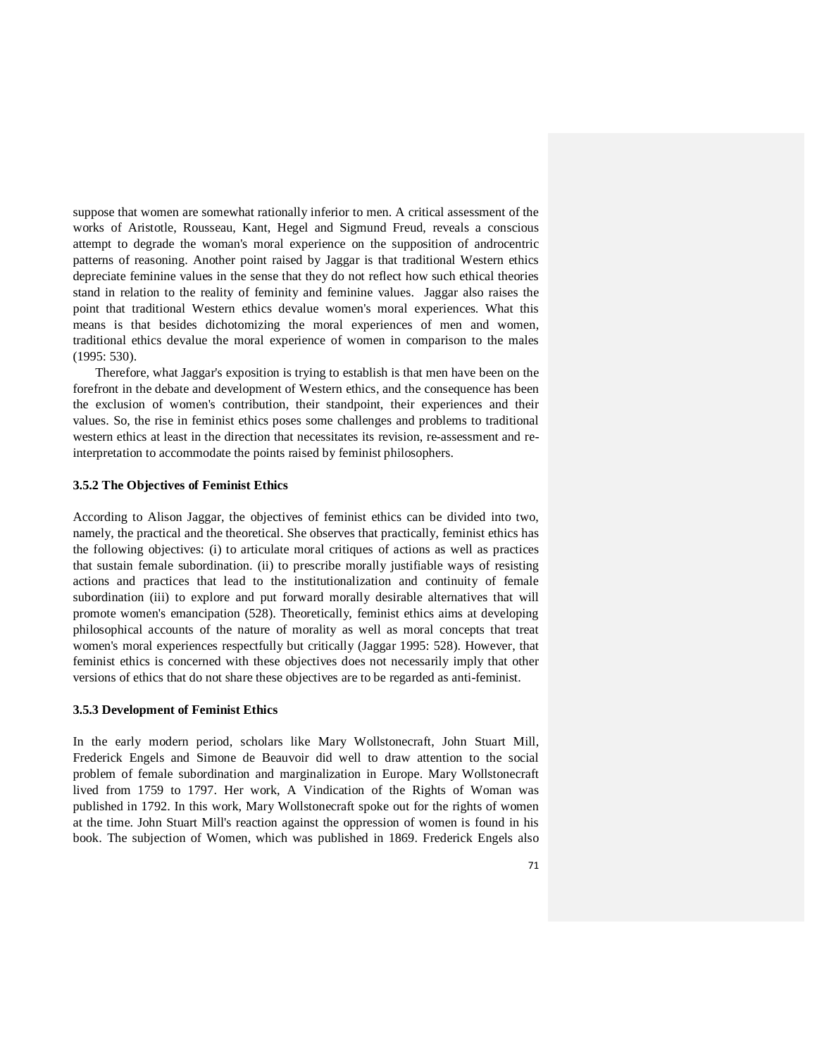suppose that women are somewhat rationally inferior to men. A critical assessment of the works of Aristotle, Rousseau, Kant, Hegel and Sigmund Freud, reveals a conscious attempt to degrade the woman's moral experience on the supposition of androcentric patterns of reasoning. Another point raised by Jaggar is that traditional Western ethics depreciate feminine values in the sense that they do not reflect how such ethical theories stand in relation to the reality of feminity and feminine values. Jaggar also raises the point that traditional Western ethics devalue women's moral experiences. What this means is that besides dichotomizing the moral experiences of men and women, traditional ethics devalue the moral experience of women in comparison to the males (1995: 530).

Therefore, what Jaggar's exposition is trying to establish is that men have been on the forefront in the debate and development of Western ethics, and the consequence has been the exclusion of women's contribution, their standpoint, their experiences and their values. So, the rise in feminist ethics poses some challenges and problems to traditional western ethics at least in the direction that necessitates its revision, re-assessment and re-interpretation to accommodate the points raised by feminist philosophers.

### 3.5.2 The Objectives of Feminist Ethics

According to Alison Jaggar, the objectives of feminist ethics can be divided into two, namely, the practical and the theoretical. She observes that practically, feminist ethics has the following objectives: (i) to articulate moral critiques of actions as well as practices that sustain female subordination. (ii) to prescribe morally justifiable ways of resisting actions and practices that lead to the institutionalization and continuity of female subordination (iii) to explore and put forward morally desirable alternatives that will promote women's emancipation (528). Theoretically, feminist ethics aims at developing philosophical accounts of the nature of morality as well as moral concepts that treat women's moral experiences respectfully but critically (Jaggar 1995: 528). However, that feminist ethics is concerned with these objectives does not necessarily imply that other versions of ethics that do not share these objectives are to be regarded as anti-feminist.

### 3.5.3 Development of Feminist Ethics

In the early modern period, scholars like Mary Wollstonecraft, John Stuart Mill, Frederick Engels and Simone de Beauvoir did well to draw attention to the social problem of female subordination and marginalization in Europe. Mary Wollstonecraft lived from 1759 to 1797. Her work, A Vindication of the Rights of Woman was published in 1792. In this work, Mary Wollstonecraft spoke out for the rights of women at the time. John Stuart Mill's reaction against the oppression of women is found in his book. The subjection of Women, which was published in 1869. Frederick Engels also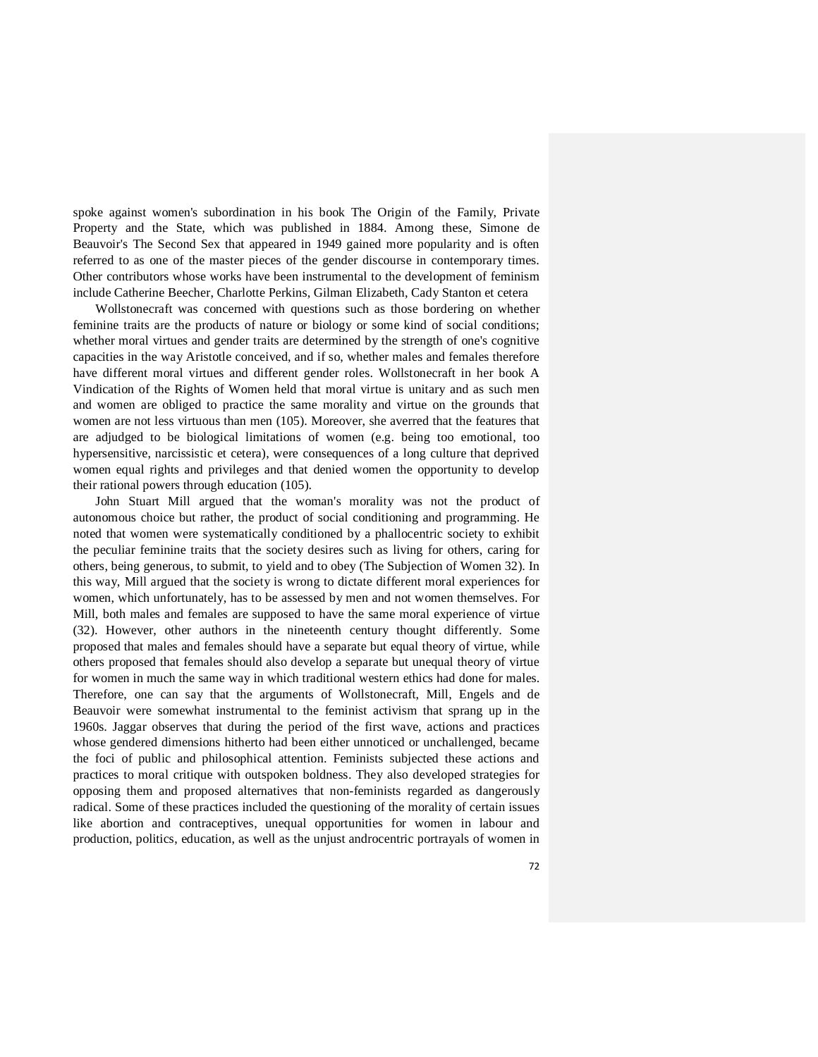spoke against women's subordination in his book The Origin of the Family, Private Property and the State, which was published in 1884. Among these, Simone de Beauvoir's The Second Sex that appeared in 1949 gained more popularity and is often referred to as one of the master pieces of the gender discourse in contemporary times. Other contributors whose works have been instrumental to the development of feminism include Catherine Beecher, Charlotte Perkins, Gilman Elizabeth, Cady Stanton et cetera

Wollstonecraft was concerned with questions such as those bordering on whether feminine traits are the products of nature or biology or some kind of social conditions; whether moral virtues and gender traits are determined by the strength of one's cognitive capacities in the way Aristotle conceived, and if so, whether males and females therefore have different moral virtues and different gender roles. Wollstonecraft in her book A Vindication of the Rights of Women held that moral virtue is unitary and as such men and women are obliged to practice the same morality and virtue on the grounds that women are not less virtuous than men (105). Moreover, she averred that the features that are adjudged to be biological limitations of women (e.g. being too emotional, too hypersensitive, narcissistic et cetera), were consequences of a long culture that deprived women equal rights and privileges and that denied women the opportunity to develop their rational powers through education (105).

John Stuart Mill argued that the woman's morality was not the product of autonomous choice but rather, the product of social conditioning and programming. He noted that women were systematically conditioned by a phallocentric society to exhibit the peculiar feminine traits that the society desires such as living for others, caring for others, being generous, to submit, to yield and to obey (The Subjection of Women 32). In this way, Mill argued that the society is wrong to dictate different moral experiences for women, which unfortunately, has to be assessed by men and not women themselves. For Mill, both males and females are supposed to have the same moral experience of virtue (32). However, other authors in the nineteenth century thought differently. Some proposed that males and females should have a separate but equal theory of virtue, while others proposed that females should also develop a separate but unequal theory of virtue for women in much the same way in which traditional western ethics had done for males. Therefore, one can say that the arguments of Wollstonecraft, Mill, Engels and de Beauvoir were somewhat instrumental to the feminist activism that sprang up in the 1960s. Jaggar observes that during the period of the first wave, actions and practices whose gendered dimensions hitherto had been either unnoticed or unchallenged, became the foci of public and philosophical attention. Feminists subjected these actions and practices to moral critique with outspoken boldness. They also developed strategies for opposing them and proposed alternatives that non-feminists regarded as dangerously radical. Some of these practices included the questioning of the morality of certain issues like abortion and contraceptives, unequal opportunities for women in labour and production, politics, education, as well as the unjust androcentric portrayals of women in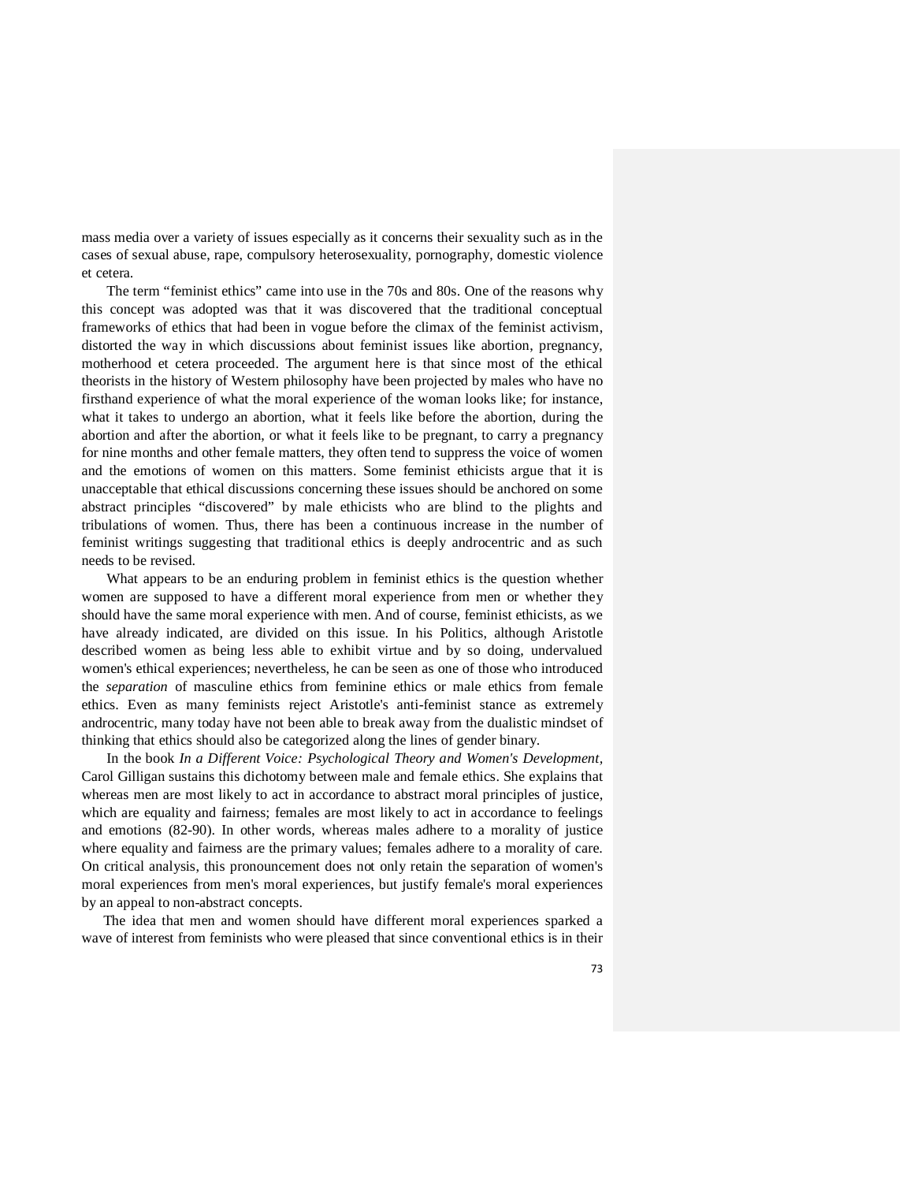mass media over a variety of issues especially as it concerns their sexuality such as in the cases of sexual abuse, rape, compulsory heterosexuality, pornography, domestic violence et cetera.

The term "feminist ethics" came into use in the 70s and 80s. One of the reasons why this concept was adopted was that it was discovered that the traditional conceptual frameworks of ethics that had been in vogue before the climax of the feminist activism, distorted the way in which discussions about feminist issues like abortion, pregnancy, motherhood et cetera proceeded. The argument here is that since most of the ethical theorists in the history of Western philosophy have been projected by males who have no firsthand experience of what the moral experience of the woman looks like; for instance, what it takes to undergo an abortion, what it feels like before the abortion, during the abortion and after the abortion, or what it feels like to be pregnant, to carry a pregnancy for nine months and other female matters, they often tend to suppress the voice of women and the emotions of women on this matters. Some feminist ethicists argue that it is unacceptable that ethical discussions concerning these issues should be anchored on some abstract principles "discovered" by male ethicists who are blind to the plights and tribulations of women. Thus, there has been a continuous increase in the number of feminist writings suggesting that traditional ethics is deeply androcentric and as such needs to be revised.

What appears to be an enduring problem in feminist ethics is the question whether women are supposed to have a different moral experience from men or whether they should have the same moral experience with men. And of course, feminist ethicists, as we have already indicated, are divided on this issue. In his Politics, although Aristotle described women as being less able to exhibit virtue and by so doing, undervalued women's ethical experiences; nevertheless, he can be seen as one of those who introduced the *separation* of masculine ethics from feminine ethics or male ethics from female ethics. Even as many feminists reject Aristotle's anti-feminist stance as extremely androcentric, many today have not been able to break away from the dualistic mindset of thinking that ethics should also be categorized along the lines of gender binary.

In the book *In a Different Voice: Psychological Theory and Women's Development,* Carol Gilligan sustains this dichotomy between male and female ethics. She explains that whereas men are most likely to act in accordance to abstract moral principles of justice, which are equality and fairness; females are most likely to act in accordance to feelings and emotions (82-90). In other words, whereas males adhere to a morality of justice where equality and fairness are the primary values; females adhere to a morality of care. On critical analysis, this pronouncement does not only retain the separation of women's moral experiences from men's moral experiences, but justify female's moral experiences by an appeal to non-abstract concepts.

The idea that men and women should have different moral experiences sparked a wave of interest from feminists who were pleased that since conventional ethics is in their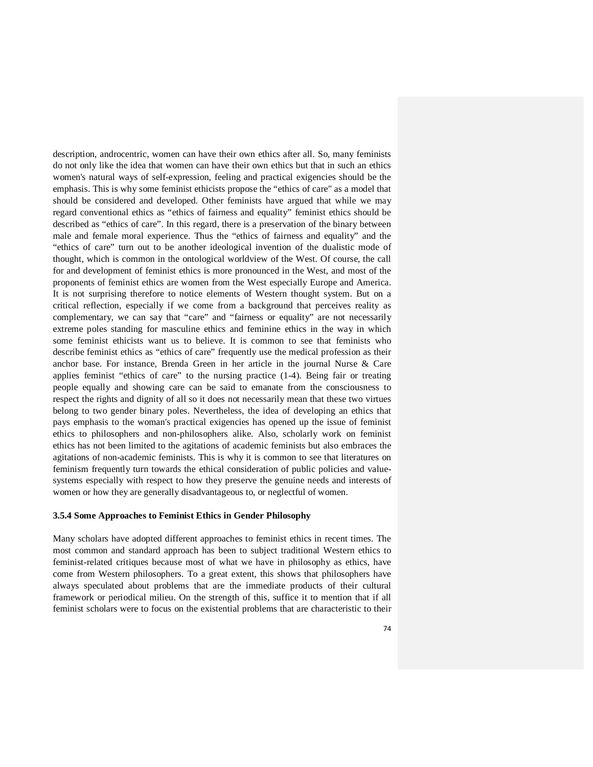description, androcentric, women can have their own ethics after all. So, many feminists do not only like the idea that women can have their own ethics but that in such an ethics women's natural ways of self-expression, feeling and practical exigencies should be the emphasis. This is why some feminist ethicists propose the "ethics of care" as a model that should be considered and developed. Other feminists have argued that while we may regard conventional ethics as "ethics of fairness and equality" feminist ethics should be described as "ethics of care". In this regard, there is a preservation of the binary between male and female moral experience. Thus the "ethics of fairness and equality" and the "ethics of care" turn out to be another ideological invention of the dualistic mode of thought, which is common in the ontological worldview of the West. Of course, the call for and development of feminist ethics is more pronounced in the West, and most of the proponents of feminist ethics are women from the West especially Europe and America. It is not surprising therefore to notice elements of Western thought system. But on a critical reflection, especially if we come from a background that perceives reality as complementary, we can say that "care" and "fairness or equality" are not necessarily extreme poles standing for masculine ethics and feminine ethics in the way in which some feminist ethicists want us to believe. It is common to see that feminists who describe feminist ethics as "ethics of care" frequently use the medical profession as their anchor base. For instance, Brenda Green in her article in the journal Nurse & Care applies feminist "ethics of care" to the nursing practice (1-4). Being fair or treating people equally and showing care can be said to emanate from the consciousness to respect the rights and dignity of all so it does not necessarily mean that these two virtues belong to two gender binary poles. Nevertheless, the idea of developing an ethics that pays emphasis to the woman's practical exigencies has opened up the issue of feminist ethics to philosophers and non-philosophers alike. Also, scholarly work on feminist ethics has not been limited to the agitations of academic feminists but also embraces the agitations of non-academic feminists. This is why it is common to see that literatures on feminism frequently turn towards the ethical consideration of public policies and value-systems especially with respect to how they preserve the genuine needs and interests of women or how they are generally disadvantageous to, or neglectful of women.

### 3.5.4 Some Approaches to Feminist Ethics in Gender Philosophy

Many scholars have adopted different approaches to feminist ethics in recent times. The most common and standard approach has been to subject traditional Western ethics to feminist-related critiques because most of what we have in philosophy as ethics, have come from Western philosophers. To a great extent, this shows that philosophers have always speculated about problems that are the immediate products of their cultural framework or periodical milieu. On the strength of this, suffice it to mention that if all feminist scholars were to focus on the existential problems that are characteristic to their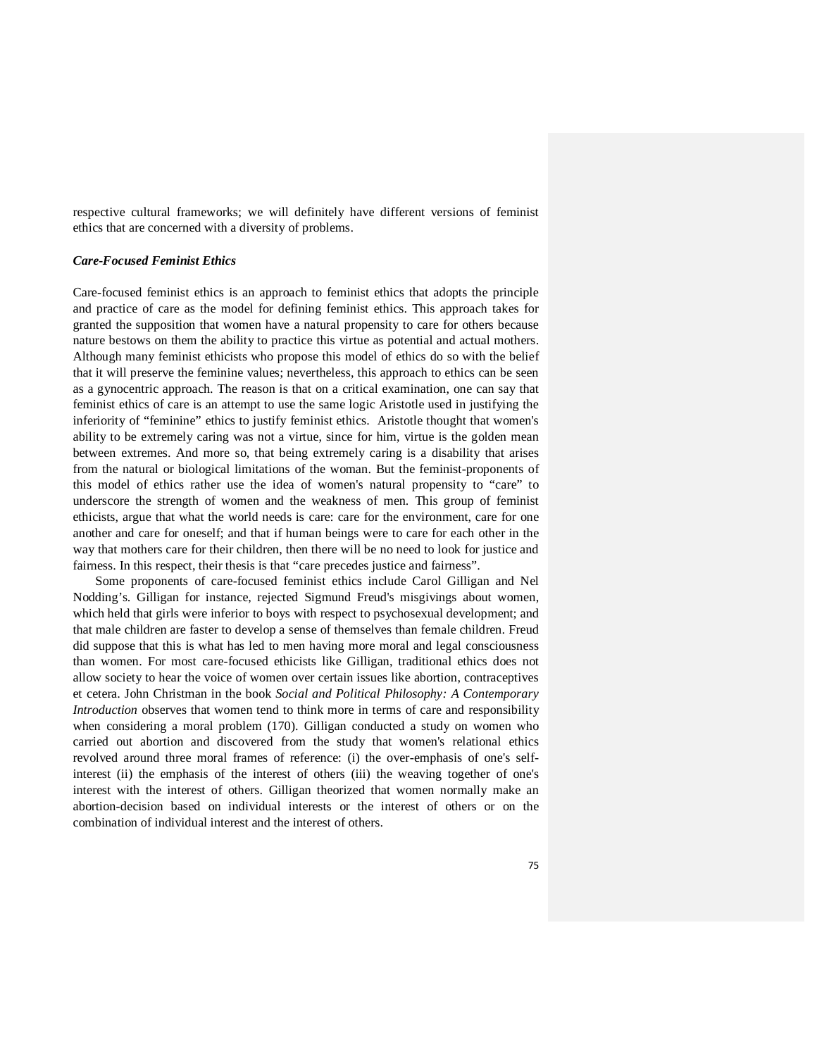respective cultural frameworks; we will definitely have different versions of feminist ethics that are concerned with a diversity of problems.

### *Care-Focused Feminist Ethics*

Care-focused feminist ethics is an approach to feminist ethics that adopts the principle and practice of care as the model for defining feminist ethics. This approach takes for granted the supposition that women have a natural propensity to care for others because nature bestows on them the ability to practice this virtue as potential and actual mothers. Although many feminist ethicists who propose this model of ethics do so with the belief that it will preserve the feminine values; nevertheless, this approach to ethics can be seen as a gynocentric approach. The reason is that on a critical examination, one can say that feminist ethics of care is an attempt to use the same logic Aristotle used in justifying the inferiority of "feminine" ethics to justify feminist ethics. Aristotle thought that women's ability to be extremely caring was not a virtue, since for him, virtue is the golden mean between extremes. And more so, that being extremely caring is a disability that arises from the natural or biological limitations of the woman. But the feminist-proponents of this model of ethics rather use the idea of women's natural propensity to "care" to underscore the strength of women and the weakness of men. This group of feminist ethicists, argue that what the world needs is care: care for the environment, care for one another and care for oneself; and that if human beings were to care for each other in the way that mothers care for their children, then there will be no need to look for justice and fairness. In this respect, their thesis is that "care precedes justice and fairness".

Some proponents of care-focused feminist ethics include Carol Gilligan and Nel Nodding's. Gilligan for instance, rejected Sigmund Freud's misgivings about women, which held that girls were inferior to boys with respect to psychosexual development; and that male children are faster to develop a sense of themselves than female children. Freud did suppose that this is what has led to men having more moral and legal consciousness than women. For most care-focused ethicists like Gilligan, traditional ethics does not allow society to hear the voice of women over certain issues like abortion, contraceptives et cetera. John Christman in the book *Social and Political Philosophy: A Contemporary Introduction* observes that women tend to think more in terms of care and responsibility when considering a moral problem (170). Gilligan conducted a study on women who carried out abortion and discovered from the study that women's relational ethics revolved around three moral frames of reference: (i) the over-emphasis of one's self-interest (ii) the emphasis of the interest of others (iii) the weaving together of one's interest with the interest of others. Gilligan theorized that women normally make an abortion-decision based on individual interests or the interest of others or on the combination of individual interest and the interest of others.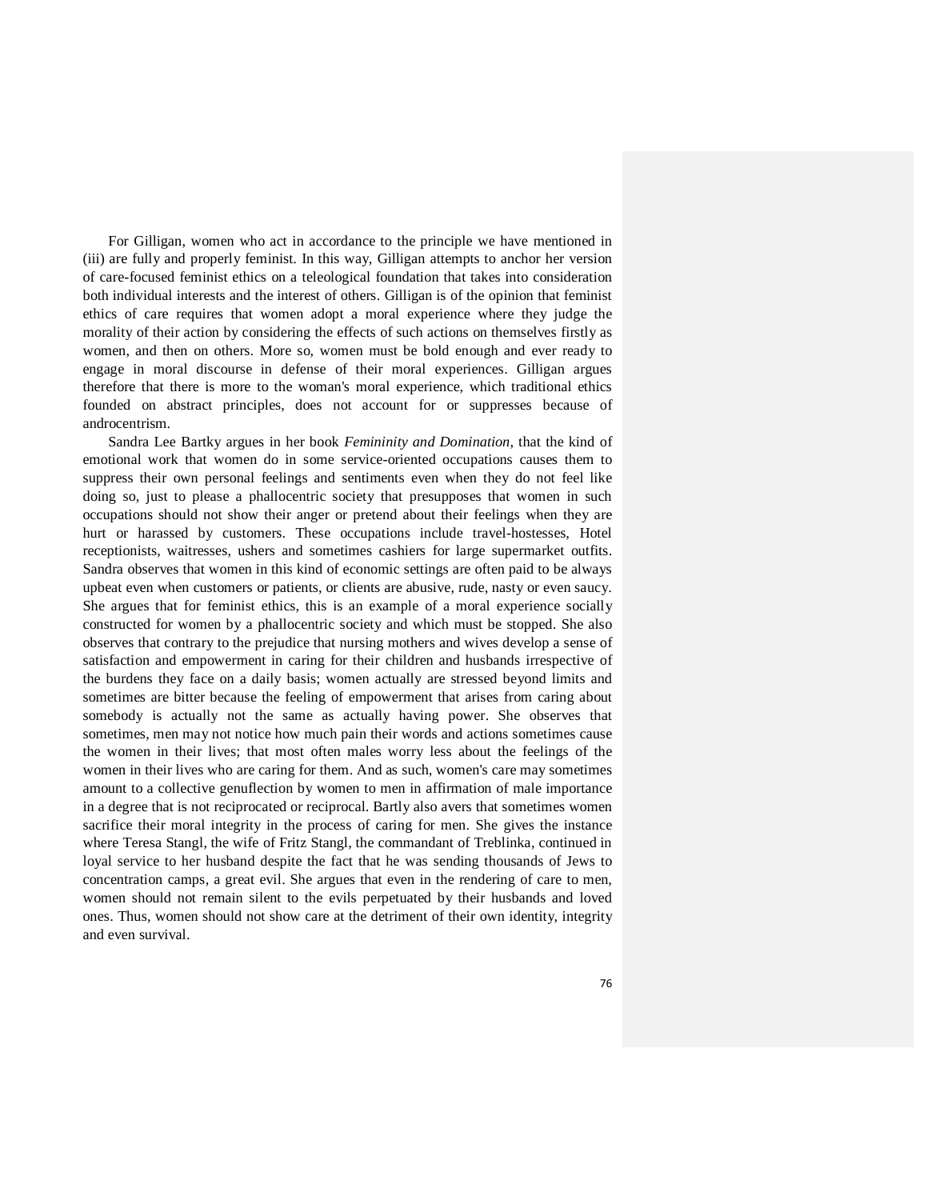For Gilligan, women who act in accordance to the principle we have mentioned in (iii) are fully and properly feminist. In this way, Gilligan attempts to anchor her version of care-focused feminist ethics on a teleological foundation that takes into consideration both individual interests and the interest of others. Gilligan is of the opinion that feminist ethics of care requires that women adopt a moral experience where they judge the morality of their action by considering the effects of such actions on themselves firstly as women, and then on others. More so, women must be bold enough and ever ready to engage in moral discourse in defense of their moral experiences. Gilligan argues therefore that there is more to the woman's moral experience, which traditional ethics founded on abstract principles, does not account for or suppresses because of androcentrism.

Sandra Lee Bartky argues in her book *Femininity and Domination*, that the kind of emotional work that women do in some service-oriented occupations causes them to suppress their own personal feelings and sentiments even when they do not feel like doing so, just to please a phallocentric society that presupposes that women in such occupations should not show their anger or pretend about their feelings when they are hurt or harassed by customers. These occupations include travel-hostesses, Hotel receptionists, waitresses, ushers and sometimes cashiers for large supermarket outfits. Sandra observes that women in this kind of economic settings are often paid to be always upbeat even when customers or patients, or clients are abusive, rude, nasty or even saucy. She argues that for feminist ethics, this is an example of a moral experience socially constructed for women by a phallocentric society and which must be stopped. She also observes that contrary to the prejudice that nursing mothers and wives develop a sense of satisfaction and empowerment in caring for their children and husbands irrespective of the burdens they face on a daily basis; women actually are stressed beyond limits and sometimes are bitter because the feeling of empowerment that arises from caring about somebody is actually not the same as actually having power. She observes that sometimes, men may not notice how much pain their words and actions sometimes cause the women in their lives; that most often males worry less about the feelings of the women in their lives who are caring for them. And as such, women's care may sometimes amount to a collective genuflection by women to men in affirmation of male importance in a degree that is not reciprocated or reciprocal. Bartly also avers that sometimes women sacrifice their moral integrity in the process of caring for men. She gives the instance where Teresa Stangl, the wife of Fritz Stangl, the commandant of Treblinka, continued in loyal service to her husband despite the fact that he was sending thousands of Jews to concentration camps, a great evil. She argues that even in the rendering of care to men, women should not remain silent to the evils perpetuated by their husbands and loved ones. Thus, women should not show care at the detriment of their own identity, integrity and even survival.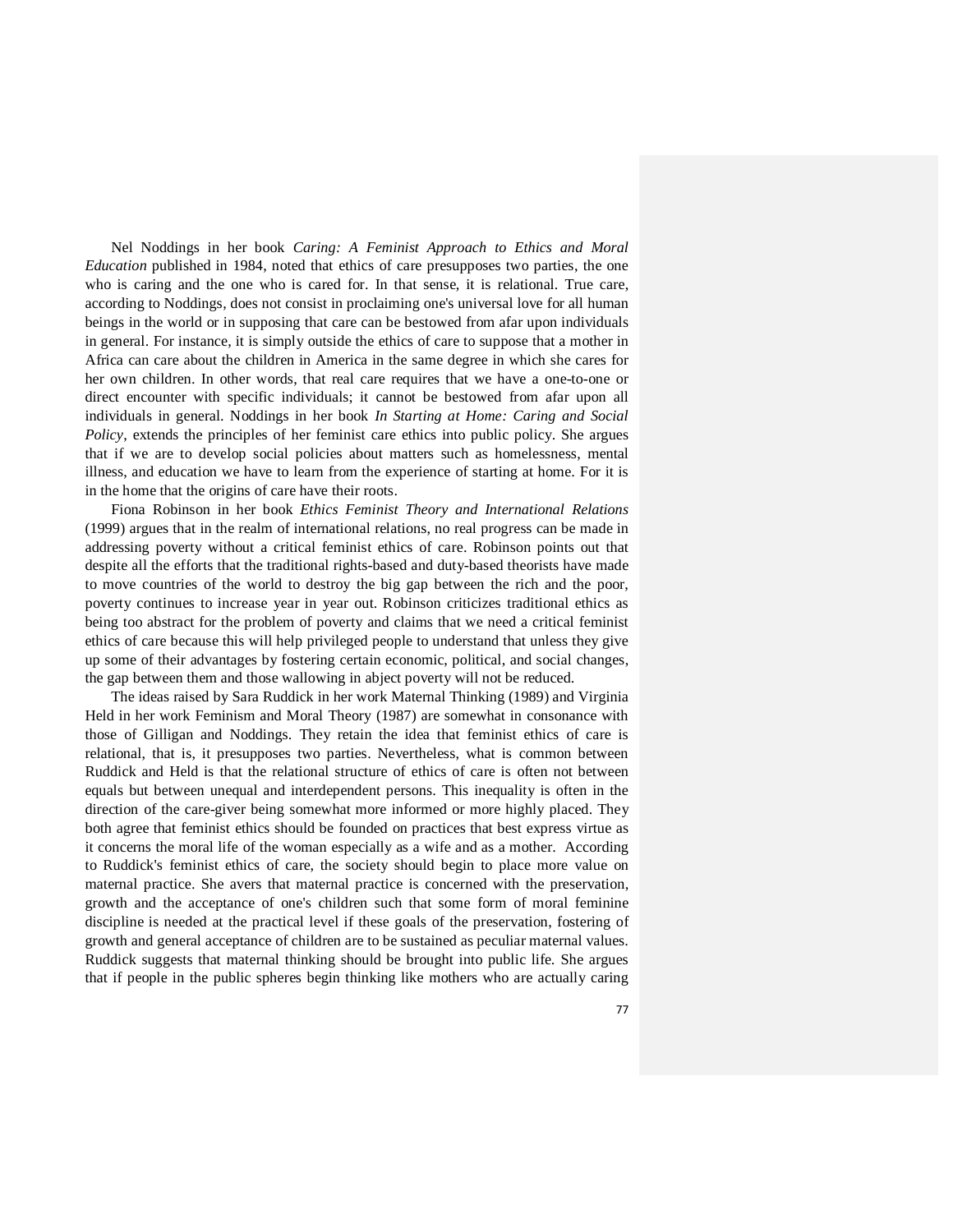Nel Noddings in her book *Caring: A Feminist Approach to Ethics and Moral Education* published in 1984, noted that ethics of care presupposes two parties, the one who is caring and the one who is cared for. In that sense, it is relational. True care, according to Noddings, does not consist in proclaiming one's universal love for all human beings in the world or in supposing that care can be bestowed from afar upon individuals in general. For instance, it is simply outside the ethics of care to suppose that a mother in Africa can care about the children in America in the same degree in which she cares for her own children. In other words, that real care requires that we have a one-to-one or direct encounter with specific individuals; it cannot be bestowed from afar upon all individuals in general. Noddings in her book *In Starting at Home: Caring and Social Policy*, extends the principles of her feminist care ethics into public policy. She argues that if we are to develop social policies about matters such as homelessness, mental illness, and education we have to learn from the experience of starting at home. For it is in the home that the origins of care have their roots.

Fiona Robinson in her book *Ethics Feminist Theory and International Relations* (1999) argues that in the realm of international relations, no real progress can be made in addressing poverty without a critical feminist ethics of care. Robinson points out that despite all the efforts that the traditional rights-based and duty-based theorists have made to move countries of the world to destroy the big gap between the rich and the poor, poverty continues to increase year in year out. Robinson criticizes traditional ethics as being too abstract for the problem of poverty and claims that we need a critical feminist ethics of care because this will help privileged people to understand that unless they give up some of their advantages by fostering certain economic, political, and social changes, the gap between them and those wallowing in abject poverty will not be reduced.

The ideas raised by Sara Ruddick in her work Maternal Thinking (1989) and Virginia Held in her work Feminism and Moral Theory (1987) are somewhat in consonance with those of Gilligan and Noddings. They retain the idea that feminist ethics of care is relational, that is, it presupposes two parties. Nevertheless, what is common between Ruddick and Held is that the relational structure of ethics of care is often not between equals but between unequal and interdependent persons. This inequality is often in the direction of the care-giver being somewhat more informed or more highly placed. They both agree that feminist ethics should be founded on practices that best express virtue as it concerns the moral life of the woman especially as a wife and as a mother. According to Ruddick's feminist ethics of care, the society should begin to place more value on maternal practice. She avers that maternal practice is concerned with the preservation, growth and the acceptance of one's children such that some form of moral feminine discipline is needed at the practical level if these goals of the preservation, fostering of growth and general acceptance of children are to be sustained as peculiar maternal values. Ruddick suggests that maternal thinking should be brought into public life. She argues that if people in the public spheres begin thinking like mothers who are actually caring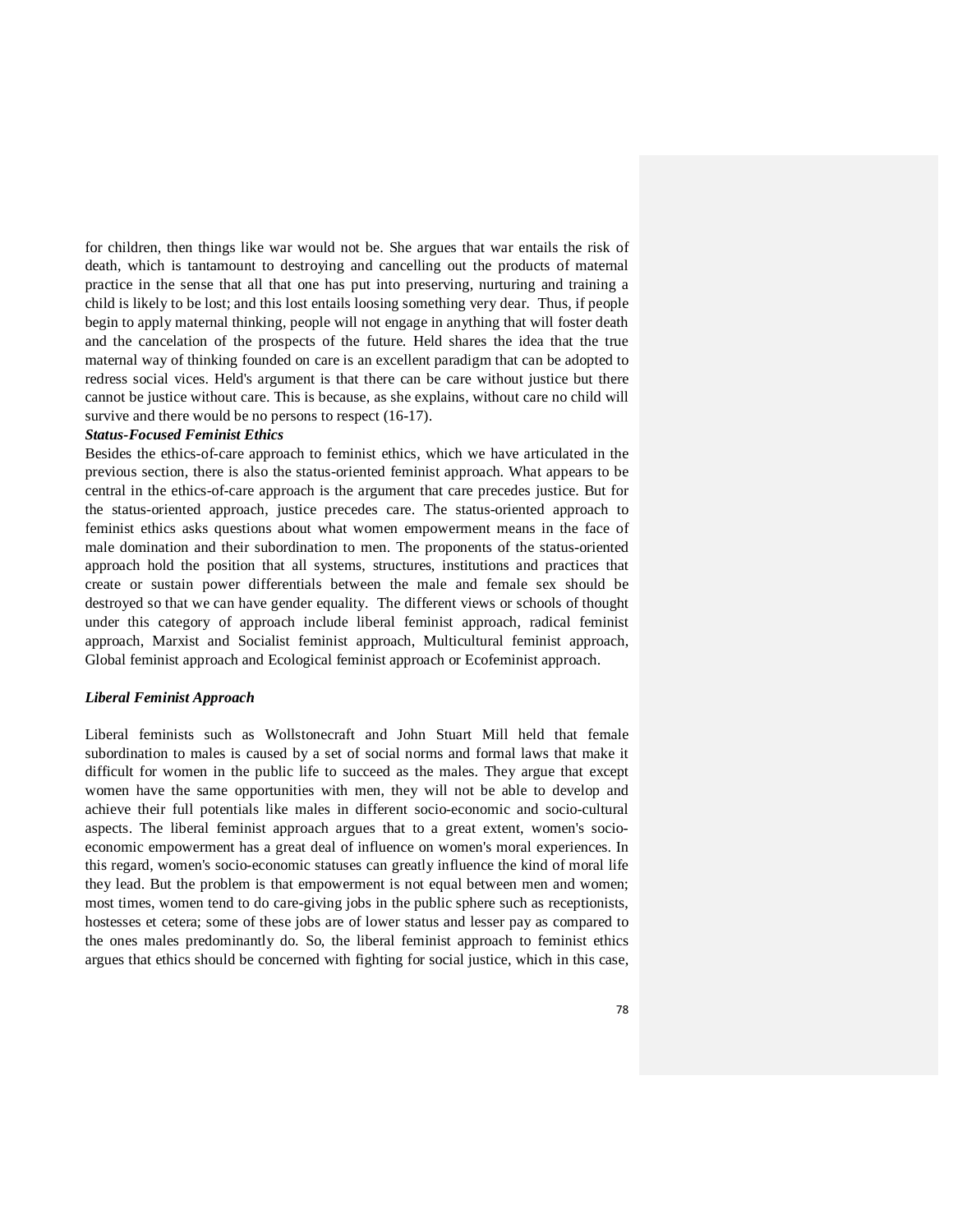for children, then things like war would not be. She argues that war entails the risk of death, which is tantamount to destroying and cancelling out the products of maternal practice in the sense that all that one has put into preserving, nurturing and training a child is likely to be lost; and this lost entails loosing something very dear. Thus, if people begin to apply maternal thinking, people will not engage in anything that will foster death and the cancelation of the prospects of the future. Held shares the idea that the true maternal way of thinking founded on care is an excellent paradigm that can be adopted to redress social vices. Held's argument is that there can be care without justice but there cannot be justice without care. This is because, as she explains, without care no child will survive and there would be no persons to respect (16-17).

***Status-Focused Feminist Ethics***

Besides the ethics-of-care approach to feminist ethics, which we have articulated in the previous section, there is also the status-oriented feminist approach. What appears to be central in the ethics-of-care approach is the argument that care precedes justice. But for the status-oriented approach, justice precedes care. The status-oriented approach to feminist ethics asks questions about what women empowerment means in the face of male domination and their subordination to men. The proponents of the status-oriented approach hold the position that all systems, structures, institutions and practices that create or sustain power differentials between the male and female sex should be destroyed so that we can have gender equality. The different views or schools of thought under this category of approach include liberal feminist approach, radical feminist approach, Marxist and Socialist feminist approach, Multicultural feminist approach, Global feminist approach and Ecological feminist approach or Ecofeminist approach.

***Liberal Feminist Approach***

Liberal feminists such as Wollstonecraft and John Stuart Mill held that female subordination to males is caused by a set of social norms and formal laws that make it difficult for women in the public life to succeed as the males. They argue that except women have the same opportunities with men, they will not be able to develop and achieve their full potentials like males in different socio-economic and socio-cultural aspects. The liberal feminist approach argues that to a great extent, women's socio-economic empowerment has a great deal of influence on women's moral experiences. In this regard, women's socio-economic statuses can greatly influence the kind of moral life they lead. But the problem is that empowerment is not equal between men and women; most times, women tend to do care-giving jobs in the public sphere such as receptionists, hostesses et cetera; some of these jobs are of lower status and lesser pay as compared to the ones males predominantly do. So, the liberal feminist approach to feminist ethics argues that ethics should be concerned with fighting for social justice, which in this case,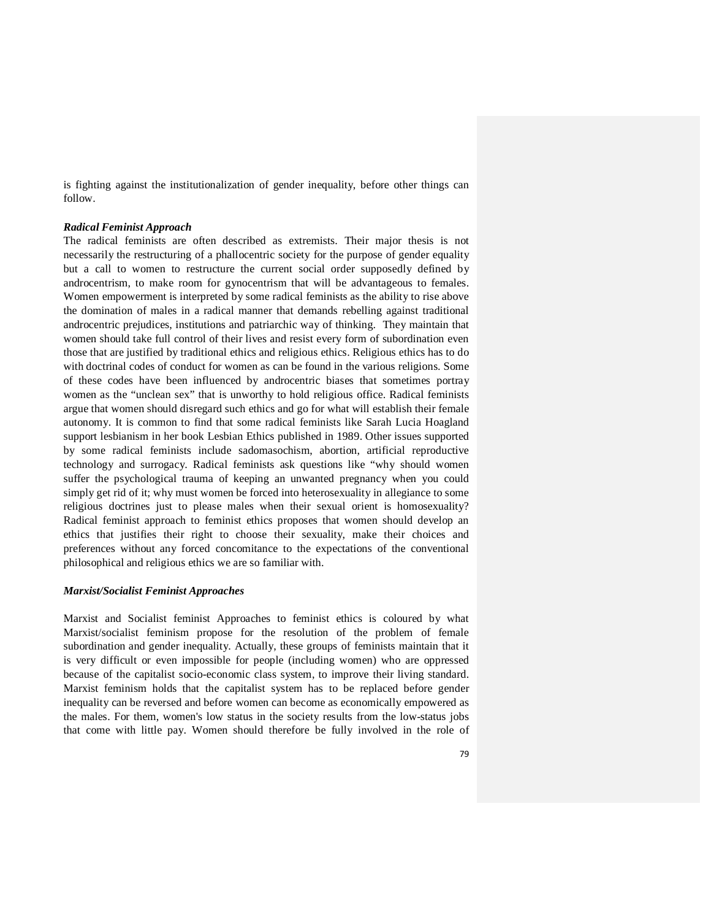is fighting against the institutionalization of gender inequality, before other things can follow.

***Radical Feminist Approach***

The radical feminists are often described as extremists. Their major thesis is not necessarily the restructuring of a phallocentric society for the purpose of gender equality but a call to women to restructure the current social order supposedly defined by androcentrism, to make room for gynocentrism that will be advantageous to females. Women empowerment is interpreted by some radical feminists as the ability to rise above the domination of males in a radical manner that demands rebelling against traditional androcentric prejudices, institutions and patriarchic way of thinking. They maintain that women should take full control of their lives and resist every form of subordination even those that are justified by traditional ethics and religious ethics. Religious ethics has to do with doctrinal codes of conduct for women as can be found in the various religions. Some of these codes have been influenced by androcentric biases that sometimes portray women as the "unclean sex" that is unworthy to hold religious office. Radical feminists argue that women should disregard such ethics and go for what will establish their female autonomy. It is common to find that some radical feminists like Sarah Lucia Hoagland support lesbianism in her book Lesbian Ethics published in 1989. Other issues supported by some radical feminists include sadomasochism, abortion, artificial reproductive technology and surrogacy. Radical feminists ask questions like "why should women suffer the psychological trauma of keeping an unwanted pregnancy when you could simply get rid of it; why must women be forced into heterosexuality in allegiance to some religious doctrines just to please males when their sexual orient is homosexuality? Radical feminist approach to feminist ethics proposes that women should develop an ethics that justifies their right to choose their sexuality, make their choices and preferences without any forced concomitance to the expectations of the conventional philosophical and religious ethics we are so familiar with.

***Marxist/Socialist Feminist Approaches***

Marxist and Socialist feminist Approaches to feminist ethics is coloured by what Marxist/socialist feminism propose for the resolution of the problem of female subordination and gender inequality. Actually, these groups of feminists maintain that it is very difficult or even impossible for people (including women) who are oppressed because of the capitalist socio-economic class system, to improve their living standard. Marxist feminism holds that the capitalist system has to be replaced before gender inequality can be reversed and before women can become as economically empowered as the males. For them, women's low status in the society results from the low-status jobs that come with little pay. Women should therefore be fully involved in the role of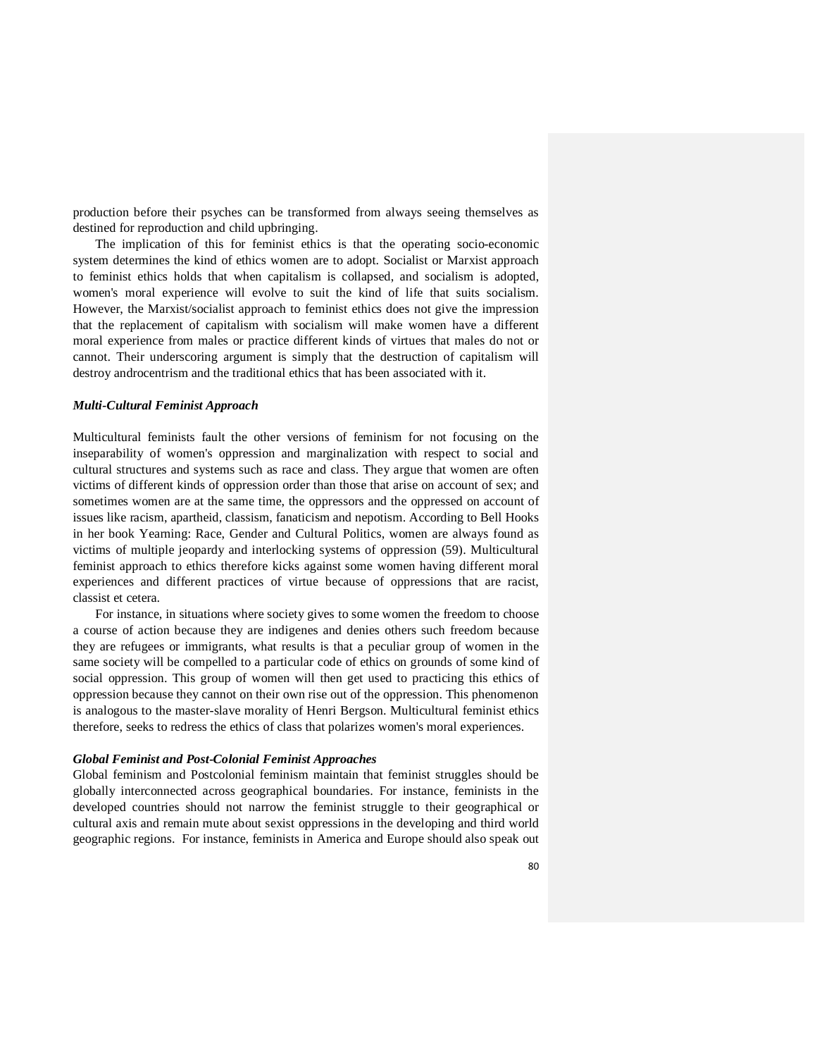production before their psyches can be transformed from always seeing themselves as destined for reproduction and child upbringing.

The implication of this for feminist ethics is that the operating socio-economic system determines the kind of ethics women are to adopt. Socialist or Marxist approach to feminist ethics holds that when capitalism is collapsed, and socialism is adopted, women's moral experience will evolve to suit the kind of life that suits socialism. However, the Marxist/socialist approach to feminist ethics does not give the impression that the replacement of capitalism with socialism will make women have a different moral experience from males or practice different kinds of virtues that males do not or cannot. Their underscoring argument is simply that the destruction of capitalism will destroy androcentrism and the traditional ethics that has been associated with it.

***Multi-Cultural Feminist Approach***

Multicultural feminists fault the other versions of feminism for not focusing on the inseparability of women's oppression and marginalization with respect to social and cultural structures and systems such as race and class. They argue that women are often victims of different kinds of oppression order than those that arise on account of sex; and sometimes women are at the same time, the oppressors and the oppressed on account of issues like racism, apartheid, classism, fanaticism and nepotism. According to Bell Hooks in her book Yearning: Race, Gender and Cultural Politics, women are always found as victims of multiple jeopardy and interlocking systems of oppression (59). Multicultural feminist approach to ethics therefore kicks against some women having different moral experiences and different practices of virtue because of oppressions that are racist, classist et cetera.

For instance, in situations where society gives to some women the freedom to choose a course of action because they are indigenes and denies others such freedom because they are refugees or immigrants, what results is that a peculiar group of women in the same society will be compelled to a particular code of ethics on grounds of some kind of social oppression. This group of women will then get used to practicing this ethics of oppression because they cannot on their own rise out of the oppression. This phenomenon is analogous to the master-slave morality of Henri Bergson. Multicultural feminist ethics therefore, seeks to redress the ethics of class that polarizes women's moral experiences.

***Global Feminist and Post-Colonial Feminist Approaches***

Global feminism and Postcolonial feminism maintain that feminist struggles should be globally interconnected across geographical boundaries. For instance, feminists in the developed countries should not narrow the feminist struggle to their geographical or cultural axis and remain mute about sexist oppressions in the developing and third world geographic regions. For instance, feminists in America and Europe should also speak out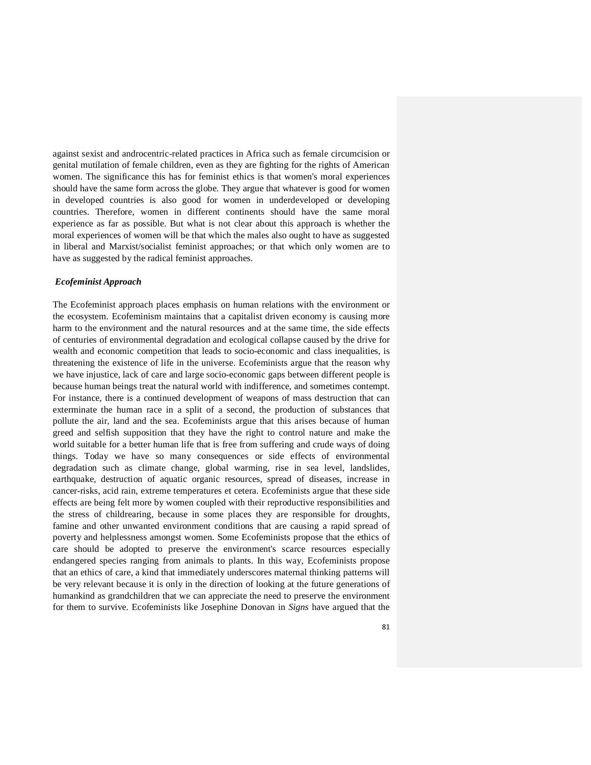against sexist and androcentric-related practices in Africa such as female circumcision or genital mutilation of female children, even as they are fighting for the rights of American women. The significance this has for feminist ethics is that women's moral experiences should have the same form across the globe. They argue that whatever is good for women in developed countries is also good for women in underdeveloped or developing countries. Therefore, women in different continents should have the same moral experience as far as possible. But what is not clear about this approach is whether the moral experiences of women will be that which the males also ought to have as suggested in liberal and Marxist/socialist feminist approaches; or that which only women are to have as suggested by the radical feminist approaches.

***Ecofeminist Approach***

The Ecofeminist approach places emphasis on human relations with the environment or the ecosystem. Ecofeminism maintains that a capitalist driven economy is causing more harm to the environment and the natural resources and at the same time, the side effects of centuries of environmental degradation and ecological collapse caused by the drive for wealth and economic competition that leads to socio-economic and class inequalities, is threatening the existence of life in the universe. Ecofeminists argue that the reason why we have injustice, lack of care and large socio-economic gaps between different people is because human beings treat the natural world with indifference, and sometimes contempt. For instance, there is a continued development of weapons of mass destruction that can exterminate the human race in a split of a second, the production of substances that pollute the air, land and the sea. Ecofeminists argue that this arises because of human greed and selfish supposition that they have the right to control nature and make the world suitable for a better human life that is free from suffering and crude ways of doing things. Today we have so many consequences or side effects of environmental degradation such as climate change, global warming, rise in sea level, landslides, earthquake, destruction of aquatic organic resources, spread of diseases, increase in cancer-risks, acid rain, extreme temperatures et cetera. Ecofeminists argue that these side effects are being felt more by women coupled with their reproductive responsibilities and the stress of childrearing, because in some places they are responsible for droughts, famine and other unwanted environment conditions that are causing a rapid spread of poverty and helplessness amongst women. Some Ecofeminists propose that the ethics of care should be adopted to preserve the environment's scarce resources especially endangered species ranging from animals to plants. In this way, Ecofeminists propose that an ethics of care, a kind that immediately underscores maternal thinking patterns will be very relevant because it is only in the direction of looking at the future generations of humankind as grandchildren that we can appreciate the need to preserve the environment for them to survive. Ecofeminists like Josephine Donovan in *Signs* have argued that the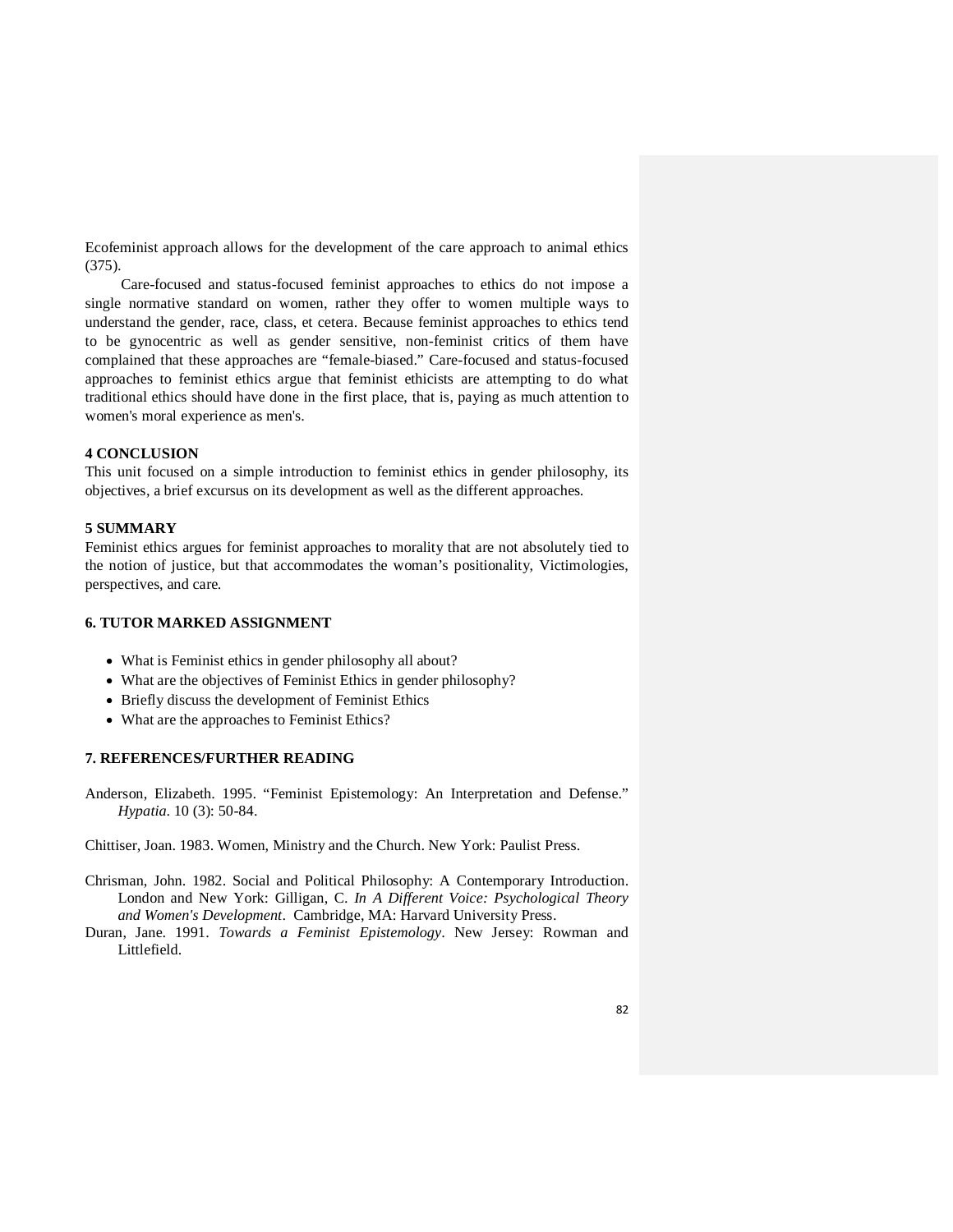Ecofeminist approach allows for the development of the care approach to animal ethics (375).

Care-focused and status-focused feminist approaches to ethics do not impose a single normative standard on women, rather they offer to women multiple ways to understand the gender, race, class, et cetera. Because feminist approaches to ethics tend to be gynocentric as well as gender sensitive, non-feminist critics of them have complained that these approaches are "female-biased." Care-focused and status-focused approaches to feminist ethics argue that feminist ethicists are attempting to do what traditional ethics should have done in the first place, that is, paying as much attention to women's moral experience as men's.

## 4 CONCLUSION

This unit focused on a simple introduction to feminist ethics in gender philosophy, its objectives, a brief excursus on its development as well as the different approaches.

## 5 SUMMARY

Feminist ethics argues for feminist approaches to morality that are not absolutely tied to the notion of justice, but that accommodates the woman's positionality, Victimologies, perspectives, and care.

## 6. TUTOR MARKED ASSIGNMENT

- What is Feminist ethics in gender philosophy all about?
- What are the objectives of Feminist Ethics in gender philosophy?
- Briefly discuss the development of Feminist Ethics
- What are the approaches to Feminist Ethics?

## 7. REFERENCES/FURTHER READING

Anderson, Elizabeth. 1995. "Feminist Epistemology: An Interpretation and Defense." *Hypatia*. 10 (3): 50-84.

Chittiser, Joan. 1983. Women, Ministry and the Church. New York: Paulist Press.

Chrisman, John. 1982. Social and Political Philosophy: A Contemporary Introduction. London and New York: Gilligan, C. *In A Different Voice: Psychological Theory and Women's Development*. Cambridge, MA: Harvard University Press.

Duran, Jane. 1991. *Towards a Feminist Epistemology*. New Jersey: Rowman and Littlefield.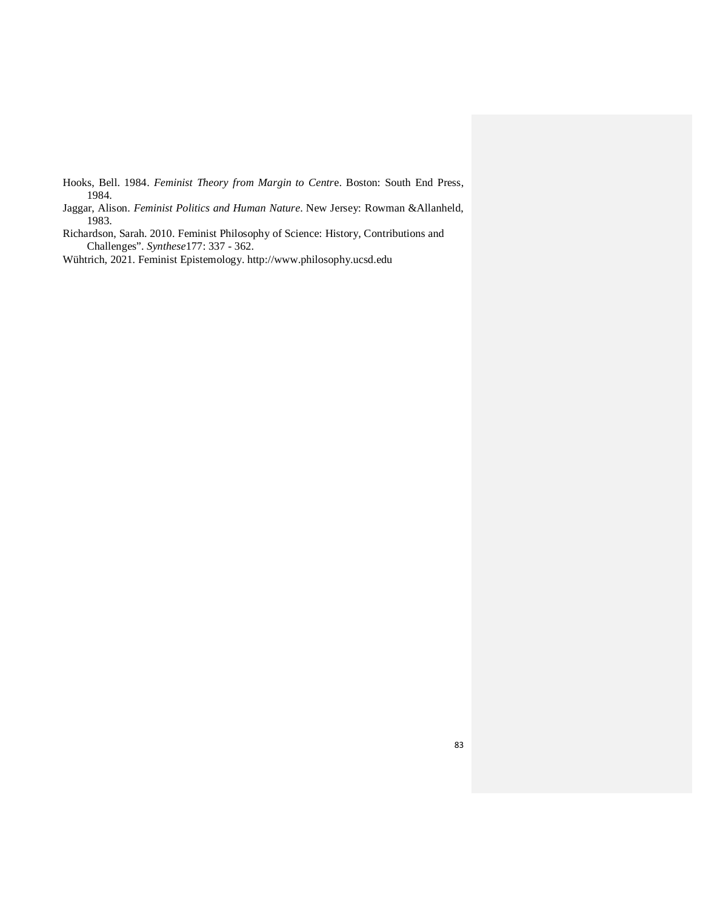Hooks, Bell. 1984. *Feminist Theory from Margin to Centr*e. Boston: South End Press, 1984.

Jaggar, Alison. *Feminist Politics and Human Nature*. New Jersey: Rowman &Allanheld, 1983.

Richardson, Sarah. 2010. Feminist Philosophy of Science: History, Contributions and Challenges". *Synthese*177: 337 - 362.

Wühtrich, 2021. Feminist Epistemology. http://www.philosophy.ucsd.edu